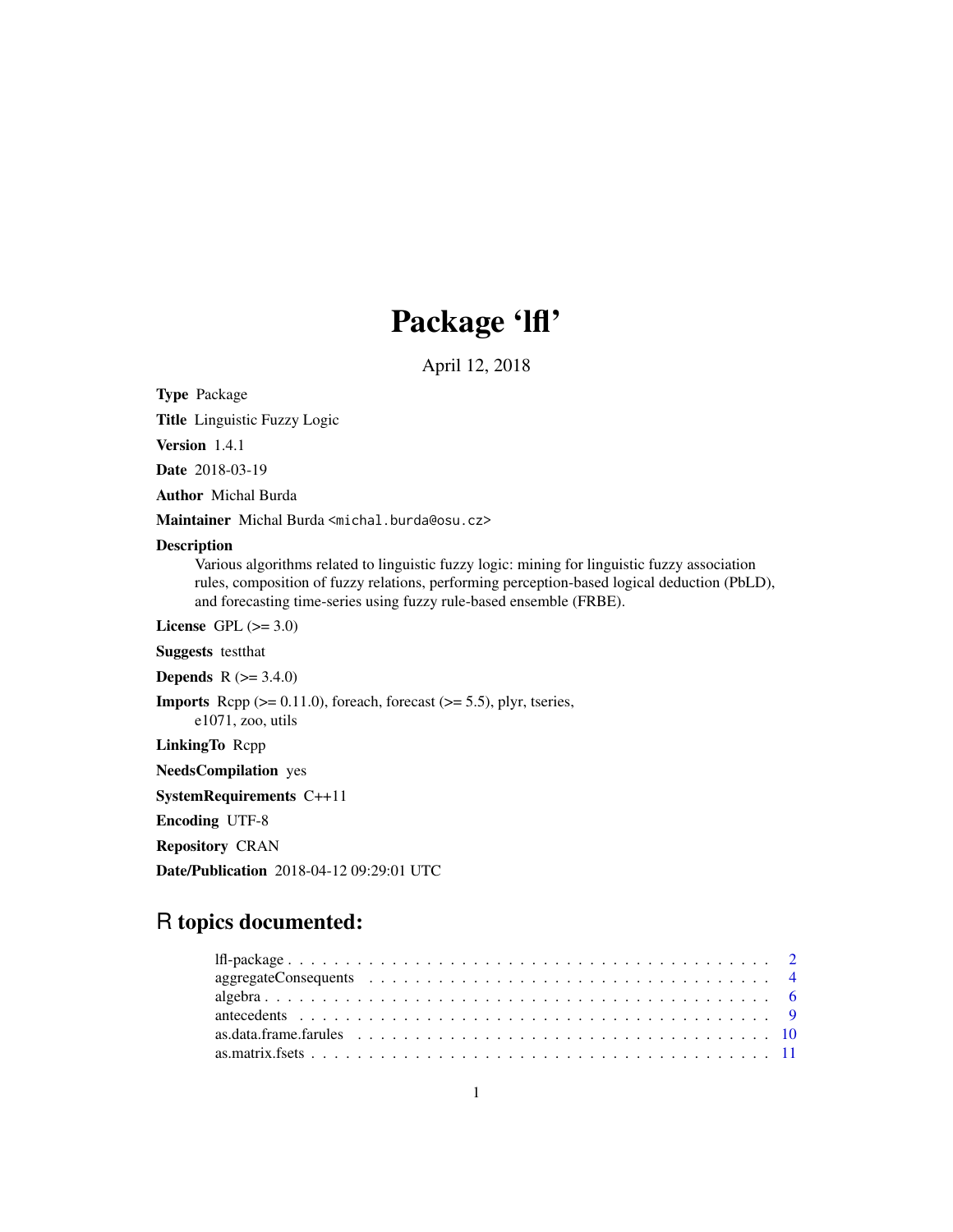# Package 'lfl'

April 12, 2018

**Type** Package

**Title** Linguistic Fuzzy Logic

**Version** 1.4.1

**Date** 2018-03-19

**Author** Michal Burda

**Maintainer** Michal Burda <michal.burda@osu.cz>

**Description**
Various algorithms related to linguistic fuzzy logic: mining for linguistic fuzzy association rules, composition of fuzzy relations, performing perception-based logical deduction (PbLD), and forecasting time-series using fuzzy rule-based ensemble (FRBE).

**License** GPL (>= 3.0)

**Suggests** testthat

**Depends** R (>= 3.4.0)

**Imports** Rcpp (>= 0.11.0), foreach, forecast (>= 5.5), plyr, tseries, e1071, zoo, utils

**LinkingTo** Rcpp

**NeedsCompilation** yes

**SystemRequirements** C++11

**Encoding** UTF-8

**Repository** CRAN

**Date/Publication** 2018-04-12 09:29:01 UTC

## R topics documented:

- lfl-package . . . . . . . . . . . . . . . . . . . . . . . . . . . . . . . . . . . . . . . . . . 2
- aggregateConsequents . . . . . . . . . . . . . . . . . . . . . . . . . . . . . . . . . . . . 4
- algebra . . . . . . . . . . . . . . . . . . . . . . . . . . . . . . . . . . . . . . . . . . . . 6
- antecedents . . . . . . . . . . . . . . . . . . . . . . . . . . . . . . . . . . . . . . . . . . 9
- as.data.frame.farules . . . . . . . . . . . . . . . . . . . . . . . . . . . . . . . . . . . . 10
- as.matrix.fsets . . . . . . . . . . . . . . . . . . . . . . . . . . . . . . . . . . . . . . . . 11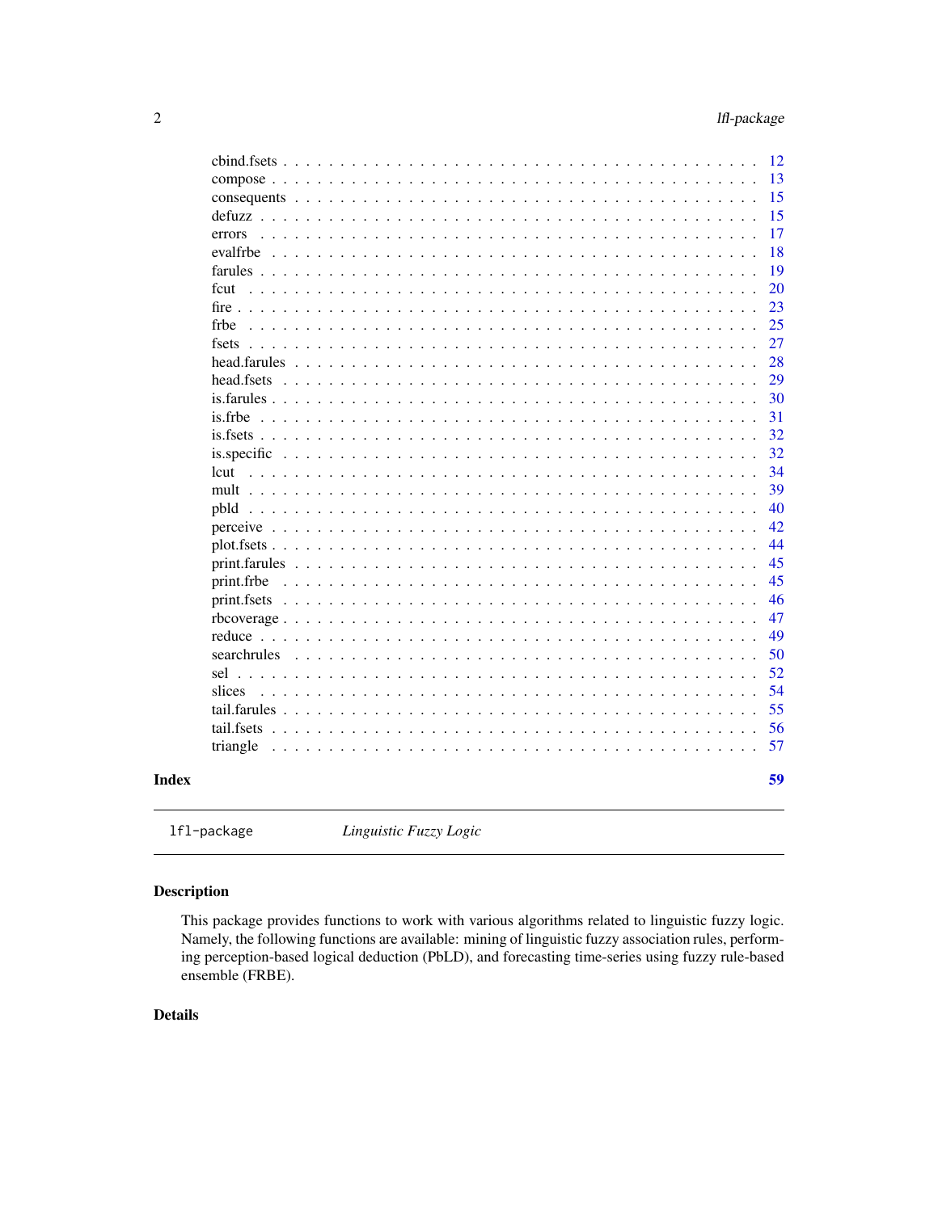| | |
|---|---|
| cbind.fsets | 12 |
| compose | 13 |
| consequents | 15 |
| defuzz | 15 |
| errors | 17 |
| evalfrbe | 18 |
| farules | 19 |
| fcut | 20 |
| fire | 23 |
| frbe | 25 |
| fsets | 27 |
| head.farules | 28 |
| head.fsets | 29 |
| is.farules | 30 |
| is.frbe | 31 |
| is.fsets | 32 |
| is.specific | 32 |
| lcut | 34 |
| mult | 39 |
| pbld | 40 |
| perceive | 42 |
| plot.fsets | 44 |
| print.farules | 45 |
| print.frbe | 45 |
| print.fsets | 46 |
| rbcoverage | 47 |
| reduce | 49 |
| searchrules | 50 |
| sel | 52 |
| slices | 54 |
| tail.farules | 55 |
| tail.fsets | 56 |
| triangle | 57 |

**Index** **59**

---

`lfl-package` *Linguistic Fuzzy Logic*

---

## Description

This package provides functions to work with various algorithms related to linguistic fuzzy logic. Namely, the following functions are available: mining of linguistic fuzzy association rules, performing perception-based logical deduction (PbLD), and forecasting time-series using fuzzy rule-based ensemble (FRBE).

## Details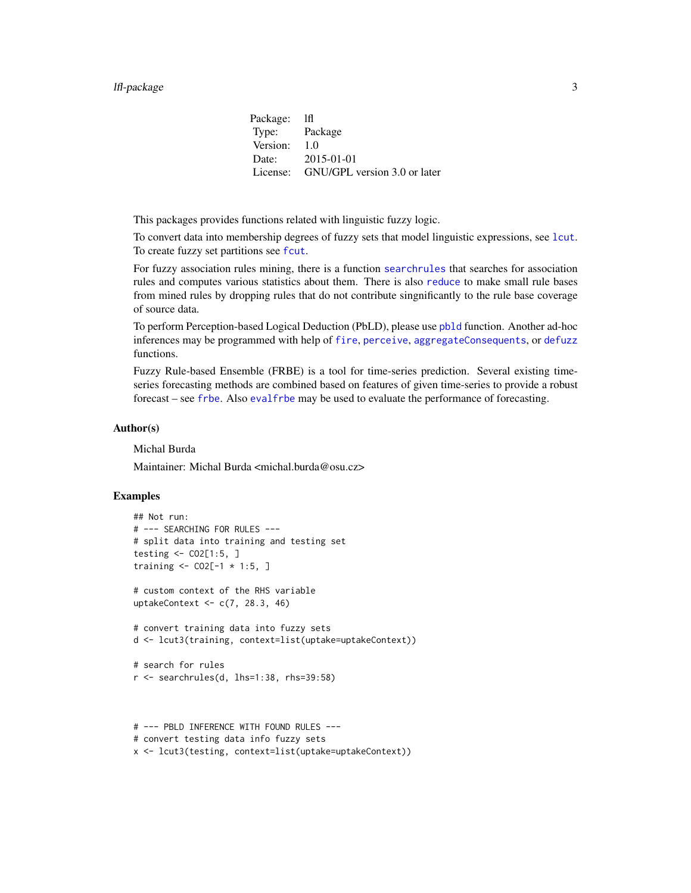| Package: | lfl |
|---|---|
| Type: | Package |
| Version: | 1.0 |
| Date: | 2015-01-01 |
| License: | GNU/GPL version 3.0 or later |

This packages provides functions related with linguistic fuzzy logic.

To convert data into membership degrees of fuzzy sets that model linguistic expressions, see `lcut`. To create fuzzy set partitions see `fcut`.

For fuzzy association rules mining, there is a function `searchrules` that searches for association rules and computes various statistics about them. There is also `reduce` to make small rule bases from mined rules by dropping rules that do not contribute singnificantly to the rule base coverage of source data.

To perform Perception-based Logical Deduction (PbLD), please use `pbld` function. Another ad-hoc inferences may be programmed with help of `fire`, `perceive`, `aggregateConsequents`, or `defuzz` functions.

Fuzzy Rule-based Ensemble (FRBE) is a tool for time-series prediction. Several existing time-series forecasting methods are combined based on features of given time-series to provide a robust forecast – see `frbe`. Also `evalfrbe` may be used to evaluate the performance of forecasting.

## Author(s)

Michal Burda

Maintainer: Michal Burda <michal.burda@osu.cz>

## Examples

```
## Not run:
# --- SEARCHING FOR RULES ---
# split data into training and testing set
testing <- CO2[1:5, ]
training <- CO2[-1 * 1:5, ]

# custom context of the RHS variable
uptakeContext <- c(7, 28.3, 46)

# convert training data into fuzzy sets
d <- lcut3(training, context=list(uptake=uptakeContext))

# search for rules
r <- searchrules(d, lhs=1:38, rhs=39:58)



# --- PBLD INFERENCE WITH FOUND RULES ---
# convert testing data info fuzzy sets
x <- lcut3(testing, context=list(uptake=uptakeContext))
```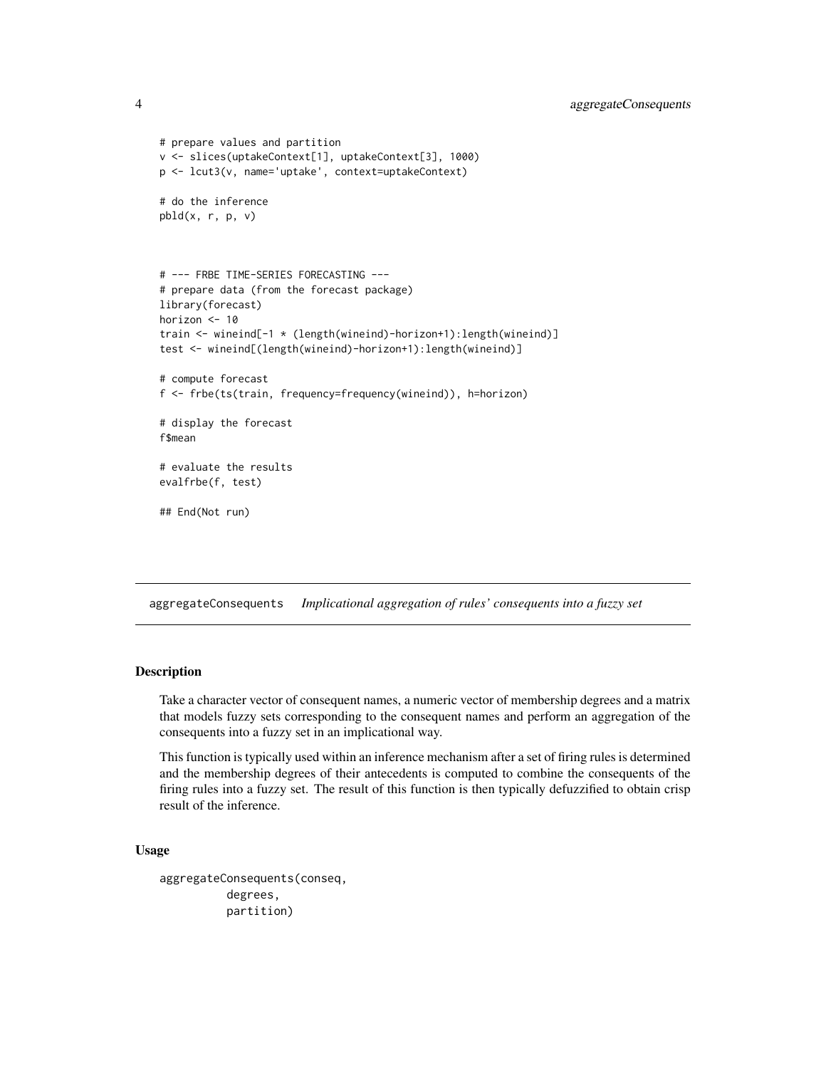```
# prepare values and partition
v <- slices(uptakeContext[1], uptakeContext[3], 1000)
p <- lcut3(v, name='uptake', context=uptakeContext)

# do the inference
pbld(x, r, p, v)



# --- FRBE TIME-SERIES FORECASTING ---
# prepare data (from the forecast package)
library(forecast)
horizon <- 10
train <- wineind[-1 * (length(wineind)-horizon+1):length(wineind)]
test <- wineind[(length(wineind)-horizon+1):length(wineind)]

# compute forecast
f <- frbe(ts(train, frequency=frequency(wineind)), h=horizon)

# display the forecast
f$mean

# evaluate the results
evalfrbe(f, test)

## End(Not run)
```

## aggregateConsequents *Implicational aggregation of rules' consequents into a fuzzy set*

### Description

Take a character vector of consequent names, a numeric vector of membership degrees and a matrix that models fuzzy sets corresponding to the consequent names and perform an aggregation of the consequents into a fuzzy set in an implicational way.

This function is typically used within an inference mechanism after a set of firing rules is determined and the membership degrees of their antecedents is computed to combine the consequents of the firing rules into a fuzzy set. The result of this function is then typically defuzzified to obtain crisp result of the inference.

### Usage

```
aggregateConsequents(conseq,
          degrees,
          partition)
```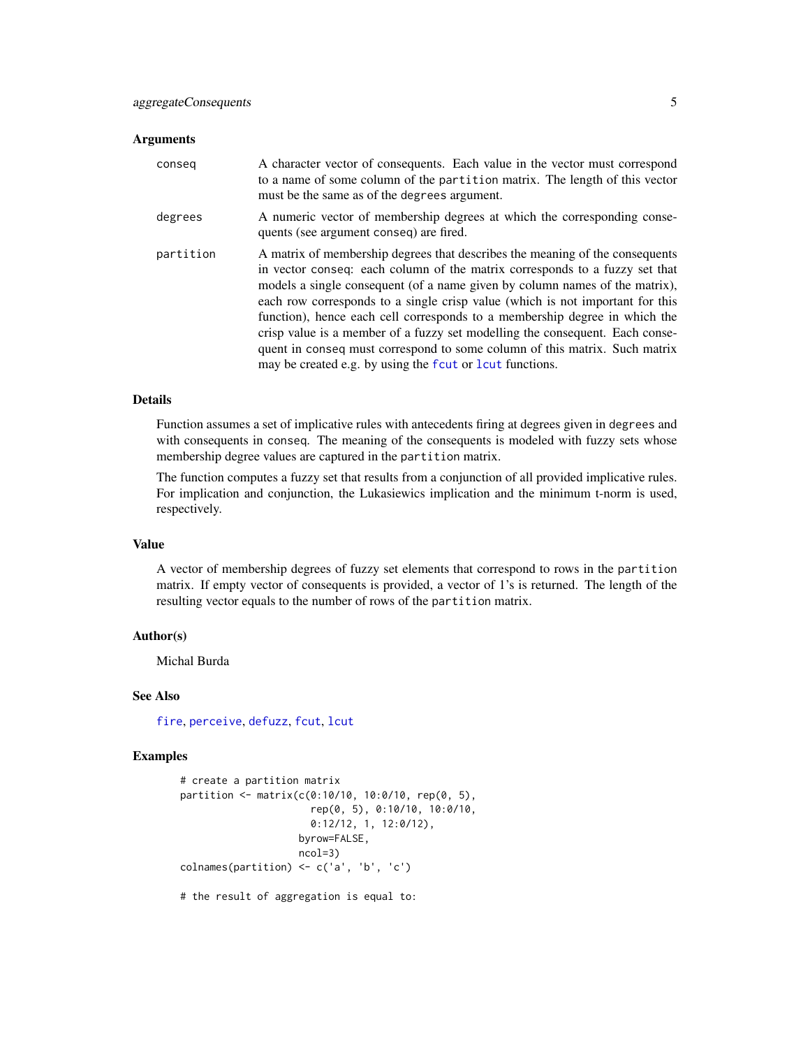### Arguments

| | |
|---|---|
| conseq | A character vector of consequents. Each value in the vector must correspond to a name of some column of the partition matrix. The length of this vector must be the same as of the degrees argument. |
| degrees | A numeric vector of membership degrees at which the corresponding consequents (see argument conseq) are fired. |
| partition | A matrix of membership degrees that describes the meaning of the consequents in vector conseq: each column of the matrix corresponds to a fuzzy set that models a single consequent (of a name given by column names of the matrix), each row corresponds to a single crisp value (which is not important for this function), hence each cell corresponds to a membership degree in which the crisp value is a member of a fuzzy set modelling the consequent. Each consequent in conseq must correspond to some column of this matrix. Such matrix may be created e.g. by using the fcut or lcut functions. |

### Details

Function assumes a set of implicative rules with antecedents firing at degrees given in degrees and with consequents in conseq. The meaning of the consequents is modeled with fuzzy sets whose membership degree values are captured in the partition matrix.

The function computes a fuzzy set that results from a conjunction of all provided implicative rules. For implication and conjunction, the Lukasiewics implication and the minimum t-norm is used, respectively.

### Value

A vector of membership degrees of fuzzy set elements that correspond to rows in the partition matrix. If empty vector of consequents is provided, a vector of 1's is returned. The length of the resulting vector equals to the number of rows of the partition matrix.

### Author(s)

Michal Burda

### See Also

fire, perceive, defuzz, fcut, lcut

### Examples

```
# create a partition matrix
partition <- matrix(c(0:10/10, 10:0/10, rep(0, 5),
                      rep(0, 5), 0:10/10, 10:0/10,
                      0:12/12, 1, 12:0/12),
                    byrow=FALSE,
                    ncol=3)
colnames(partition) <- c('a', 'b', 'c')

# the result of aggregation is equal to:
```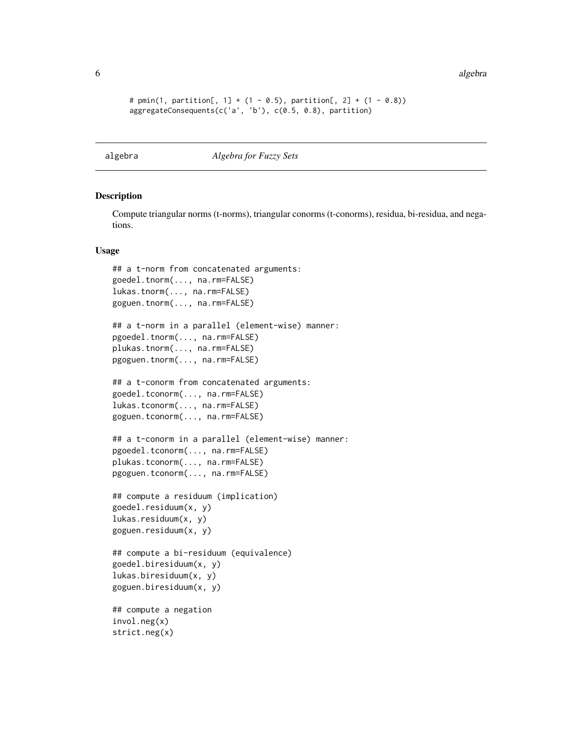```
# pmin(1, partition[, 1] + (1 - 0.5), partition[, 2] + (1 - 0.8))
aggregateConsequents(c('a', 'b'), c(0.5, 0.8), partition)
```

## algebra — *Algebra for Fuzzy Sets*

### Description

Compute triangular norms (t-norms), triangular conorms (t-conorms), residua, bi-residua, and negations.

### Usage

```
## a t-norm from concatenated arguments:
goedel.tnorm(..., na.rm=FALSE)
lukas.tnorm(..., na.rm=FALSE)
goguen.tnorm(..., na.rm=FALSE)

## a t-norm in a parallel (element-wise) manner:
pgoedel.tnorm(..., na.rm=FALSE)
plukas.tnorm(..., na.rm=FALSE)
pgoguen.tnorm(..., na.rm=FALSE)

## a t-conorm from concatenated arguments:
goedel.tconorm(..., na.rm=FALSE)
lukas.tconorm(..., na.rm=FALSE)
goguen.tconorm(..., na.rm=FALSE)

## a t-conorm in a parallel (element-wise) manner:
pgoedel.tconorm(..., na.rm=FALSE)
plukas.tconorm(..., na.rm=FALSE)
pgoguen.tconorm(..., na.rm=FALSE)

## compute a residuum (implication)
goedel.residuum(x, y)
lukas.residuum(x, y)
goguen.residuum(x, y)

## compute a bi-residuum (equivalence)
goedel.biresiduum(x, y)
lukas.biresiduum(x, y)
goguen.biresiduum(x, y)

## compute a negation
invol.neg(x)
strict.neg(x)
```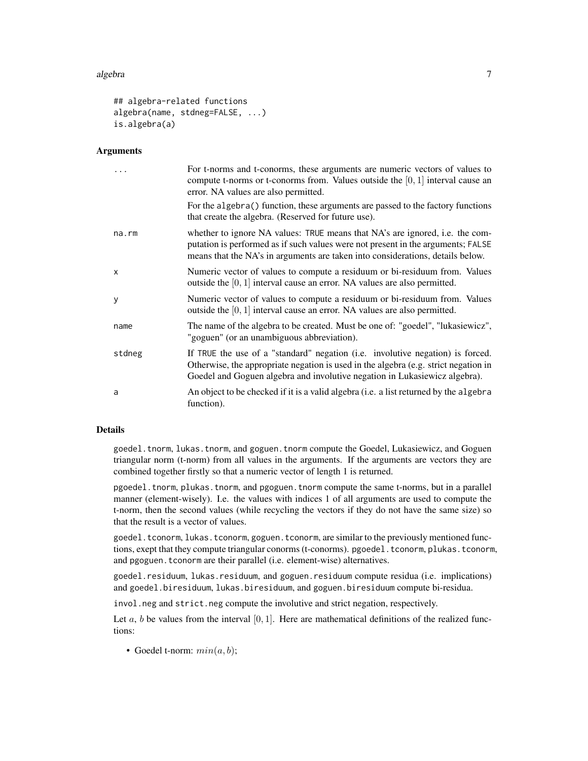```
## algebra-related functions
algebra(name, stdneg=FALSE, ...)
is.algebra(a)
```

### Arguments

| | |
|---|---|
| ... | For t-norms and t-conorms, these arguments are numeric vectors of values to compute t-norms or t-conorms from. Values outside the $[0, 1]$ interval cause an error. NA values are also permitted. For the `algebra()` function, these arguments are passed to the factory functions that create the algebra. (Reserved for future use). |
| na.rm | whether to ignore NA values: `TRUE` means that NA's are ignored, i.e. the computation is performed as if such values were not present in the arguments; `FALSE` means that the NA's in arguments are taken into considerations, details below. |
| x | Numeric vector of values to compute a residuum or bi-residuum from. Values outside the $[0, 1]$ interval cause an error. NA values are also permitted. |
| y | Numeric vector of values to compute a residuum or bi-residuum from. Values outside the $[0, 1]$ interval cause an error. NA values are also permitted. |
| name | The name of the algebra to be created. Must be one of: "goedel", "lukasiewicz", "goguen" (or an unambiguous abbreviation). |
| stdneg | If `TRUE` the use of a "standard" negation (i.e. involutive negation) is forced. Otherwise, the appropriate negation is used in the algebra (e.g. strict negation in Goedel and Goguen algebra and involutive negation in Lukasiewicz algebra). |
| a | An object to be checked if it is a valid algebra (i.e. a list returned by the `algebra` function). |

### Details

`goedel.tnorm`, `lukas.tnorm`, and `goguen.tnorm` compute the Goedel, Lukasiewicz, and Goguen triangular norm (t-norm) from all values in the arguments. If the arguments are vectors they are combined together firstly so that a numeric vector of length 1 is returned.

`pgoedel.tnorm`, `plukas.tnorm`, and `pgoguen.tnorm` compute the same t-norms, but in a parallel manner (element-wisely). I.e. the values with indices 1 of all arguments are used to compute the t-norm, then the second values (while recycling the vectors if they do not have the same size) so that the result is a vector of values.

`goedel.tconorm`, `lukas.tconorm`, `goguen.tconorm`, are similar to the previously mentioned functions, exept that they compute triangular conorms (t-conorms). `pgoedel.tconorm`, `plukas.tconorm`, and `pgoguen.tconorm` are their parallel (i.e. element-wise) alternatives.

`goedel.residuum`, `lukas.residuum`, and `goguen.residuum` compute residua (i.e. implications) and `goedel.biresiduum`, `lukas.biresiduum`, and `goguen.biresiduum` compute bi-residua.

`invol.neg` and `strict.neg` compute the involutive and strict negation, respectively.

Let $a$, $b$ be values from the interval $[0, 1]$. Here are mathematical definitions of the realized functions:

- Goedel t-norm: $min(a, b)$;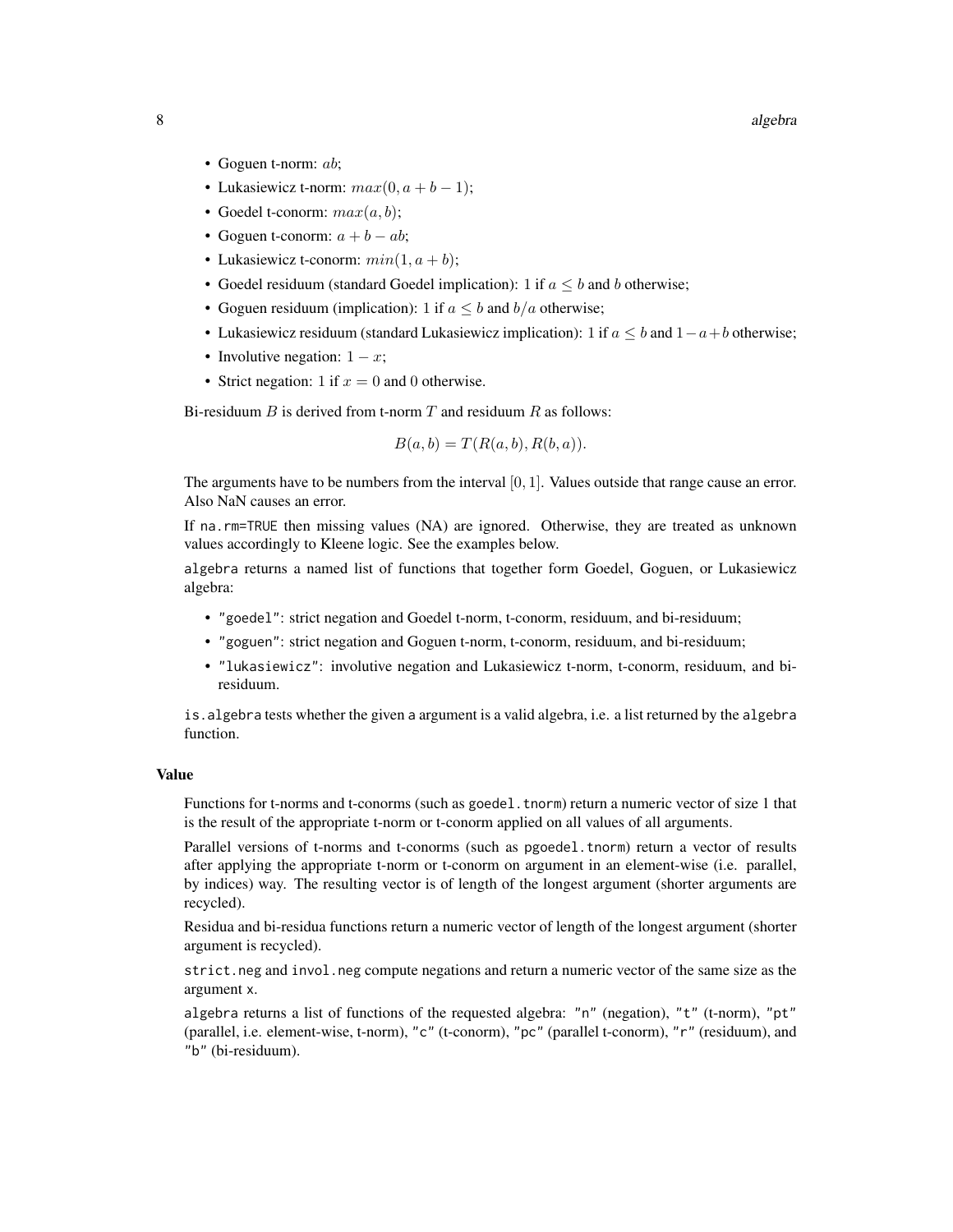- Goguen t-norm: $ab$;
- Lukasiewicz t-norm: $max(0, a + b - 1)$;
- Goedel t-conorm: $max(a, b)$;
- Goguen t-conorm: $a + b - ab$;
- Lukasiewicz t-conorm: $min(1, a + b)$;
- Goedel residuum (standard Goedel implication): 1 if $a \leq b$ and $b$ otherwise;
- Goguen residuum (implication): 1 if $a \leq b$ and $b/a$ otherwise;
- Lukasiewicz residuum (standard Lukasiewicz implication): 1 if $a \leq b$ and $1-a+b$ otherwise;
- Involutive negation: $1 - x$;
- Strict negation: 1 if $x = 0$ and 0 otherwise.

Bi-residuum $B$ is derived from t-norm $T$ and residuum $R$ as follows:

$$B(a, b) = T(R(a, b), R(b, a)).$$

The arguments have to be numbers from the interval $[0, 1]$. Values outside that range cause an error. Also NaN causes an error.

If `na.rm=TRUE` then missing values (NA) are ignored. Otherwise, they are treated as unknown values accordingly to Kleene logic. See the examples below.

`algebra` returns a named list of functions that together form Goedel, Goguen, or Lukasiewicz algebra:

- `"goedel"`: strict negation and Goedel t-norm, t-conorm, residuum, and bi-residuum;
- `"goguen"`: strict negation and Goguen t-norm, t-conorm, residuum, and bi-residuum;
- `"lukasiewicz"`: involutive negation and Lukasiewicz t-norm, t-conorm, residuum, and bi-residuum.

`is.algebra` tests whether the given `a` argument is a valid algebra, i.e. a list returned by the `algebra` function.

### Value

Functions for t-norms and t-conorms (such as `goedel.tnorm`) return a numeric vector of size 1 that is the result of the appropriate t-norm or t-conorm applied on all values of all arguments.

Parallel versions of t-norms and t-conorms (such as `pgoedel.tnorm`) return a vector of results after applying the appropriate t-norm or t-conorm on argument in an element-wise (i.e. parallel, by indices) way. The resulting vector is of length of the longest argument (shorter arguments are recycled).

Residua and bi-residua functions return a numeric vector of length of the longest argument (shorter argument is recycled).

`strict.neg` and `invol.neg` compute negations and return a numeric vector of the same size as the argument `x`.

`algebra` returns a list of functions of the requested algebra: `"n"` (negation), `"t"` (t-norm), `"pt"` (parallel, i.e. element-wise, t-norm), `"c"` (t-conorm), `"pc"` (parallel t-conorm), `"r"` (residuum), and `"b"` (bi-residuum).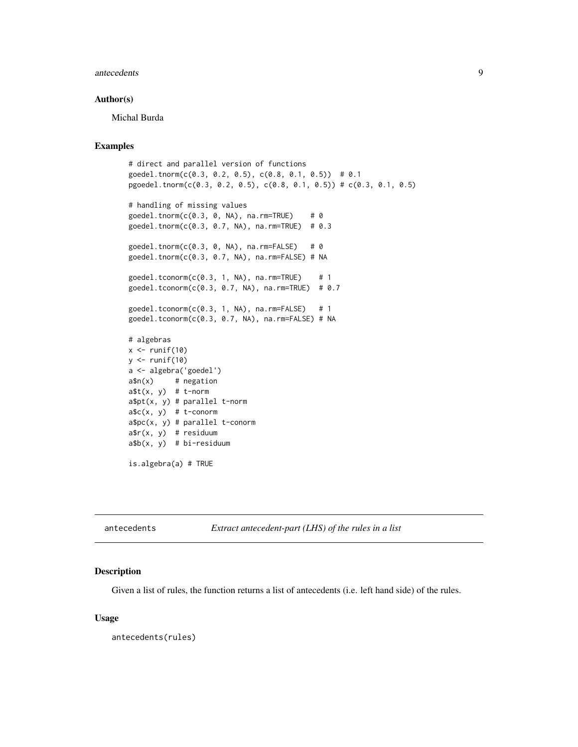### Author(s)

Michal Burda

### Examples

```
# direct and parallel version of functions
goedel.tnorm(c(0.3, 0.2, 0.5), c(0.8, 0.1, 0.5))  # 0.1
pgoedel.tnorm(c(0.3, 0.2, 0.5), c(0.8, 0.1, 0.5)) # c(0.3, 0.1, 0.5)

# handling of missing values
goedel.tnorm(c(0.3, 0, NA), na.rm=TRUE)    # 0
goedel.tnorm(c(0.3, 0.7, NA), na.rm=TRUE)  # 0.3

goedel.tnorm(c(0.3, 0, NA), na.rm=FALSE)   # 0
goedel.tnorm(c(0.3, 0.7, NA), na.rm=FALSE) # NA

goedel.tconorm(c(0.3, 1, NA), na.rm=TRUE)    # 1
goedel.tconorm(c(0.3, 0.7, NA), na.rm=TRUE)  # 0.7

goedel.tconorm(c(0.3, 1, NA), na.rm=FALSE)   # 1
goedel.tconorm(c(0.3, 0.7, NA), na.rm=FALSE) # NA

# algebras
x <- runif(10)
y <- runif(10)
a <- algebra('goedel')
a$n(x)     # negation
a$t(x, y)  # t-norm
a$pt(x, y) # parallel t-norm
a$c(x, y)  # t-conorm
a$pc(x, y) # parallel t-conorm
a$r(x, y)  # residuum
a$b(x, y)  # bi-residuum

is.algebra(a) # TRUE
```

---

## antecedents *Extract antecedent-part (LHS) of the rules in a list*

### Description

Given a list of rules, the function returns a list of antecedents (i.e. left hand side) of the rules.

### Usage

```
antecedents(rules)
```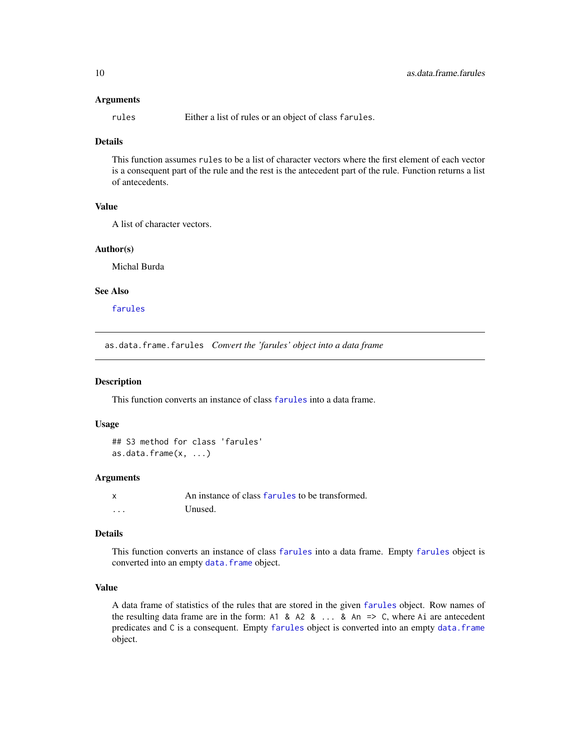### Arguments

| | |
|---|---|
| `rules` | Either a list of rules or an object of class `farules`. |

### Details

This function assumes `rules` to be a list of character vectors where the first element of each vector is a consequent part of the rule and the rest is the antecedent part of the rule. Function returns a list of antecedents.

### Value

A list of character vectors.

### Author(s)

Michal Burda

### See Also

`farules`

---

## as.data.frame.farules *Convert the 'farules' object into a data frame*

---

### Description

This function converts an instance of class `farules` into a data frame.

### Usage

```
## S3 method for class 'farules'
as.data.frame(x, ...)
```

### Arguments

| | |
|---|---|
| `x` | An instance of class `farules` to be transformed. |
| `...` | Unused. |

### Details

This function converts an instance of class `farules` into a data frame. Empty `farules` object is converted into an empty `data.frame` object.

### Value

A data frame of statistics of the rules that are stored in the given `farules` object. Row names of the resulting data frame are in the form: `A1 & A2 & ... & An => C`, where `Ai` are antecedent predicates and `C` is a consequent. Empty `farules` object is converted into an empty `data.frame` object.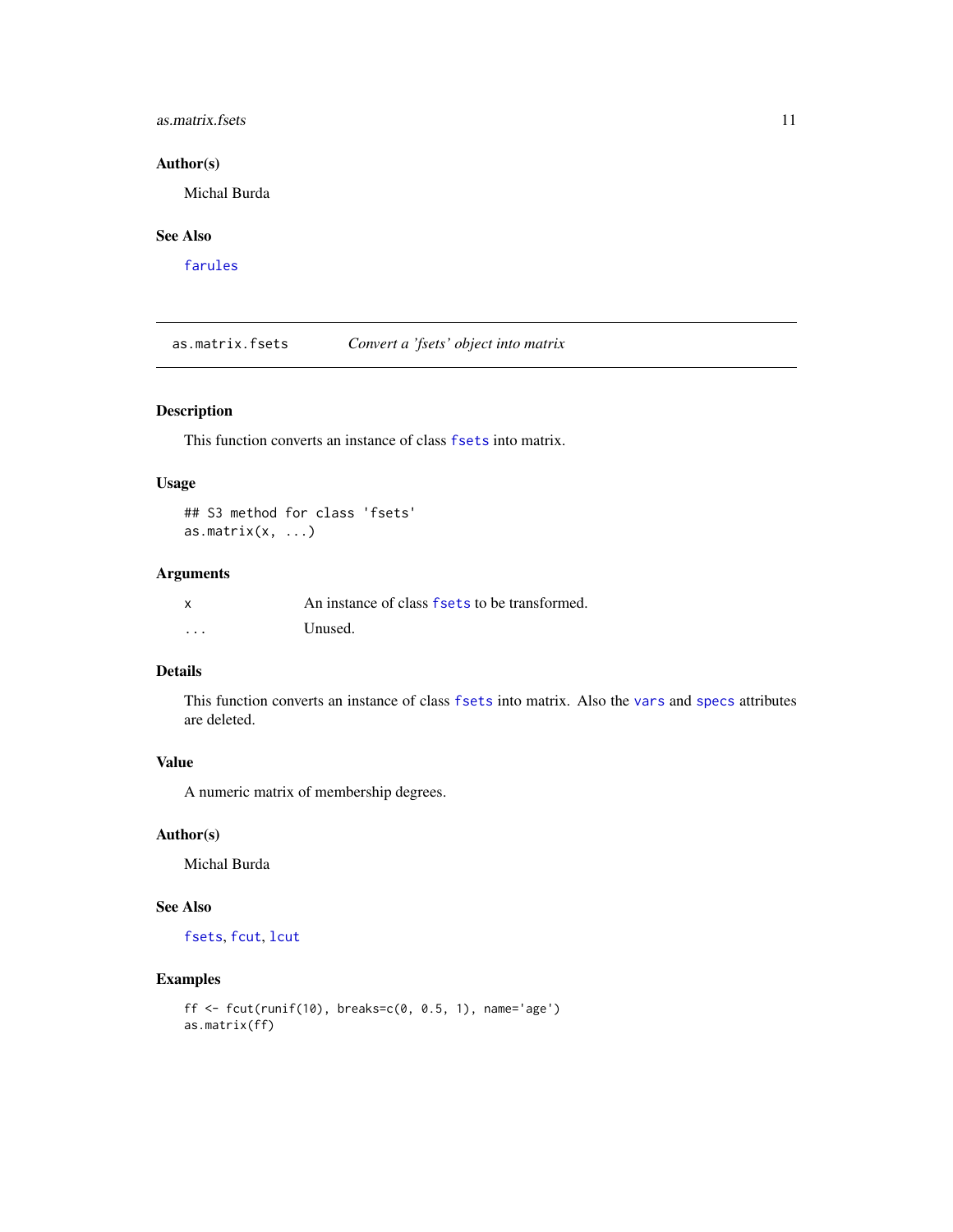### Author(s)

Michal Burda

### See Also

farules

---

## as.matrix.fsets — *Convert a 'fsets' object into matrix*

### Description

This function converts an instance of class fsets into matrix.

### Usage

```
## S3 method for class 'fsets'
as.matrix(x, ...)
```

### Arguments

| | |
|---|---|
| x | An instance of class fsets to be transformed. |
| ... | Unused. |

### Details

This function converts an instance of class fsets into matrix. Also the vars and specs attributes are deleted.

### Value

A numeric matrix of membership degrees.

### Author(s)

Michal Burda

### See Also

fsets, fcut, lcut

### Examples

```
ff <- fcut(runif(10), breaks=c(0, 0.5, 1), name='age')
as.matrix(ff)
```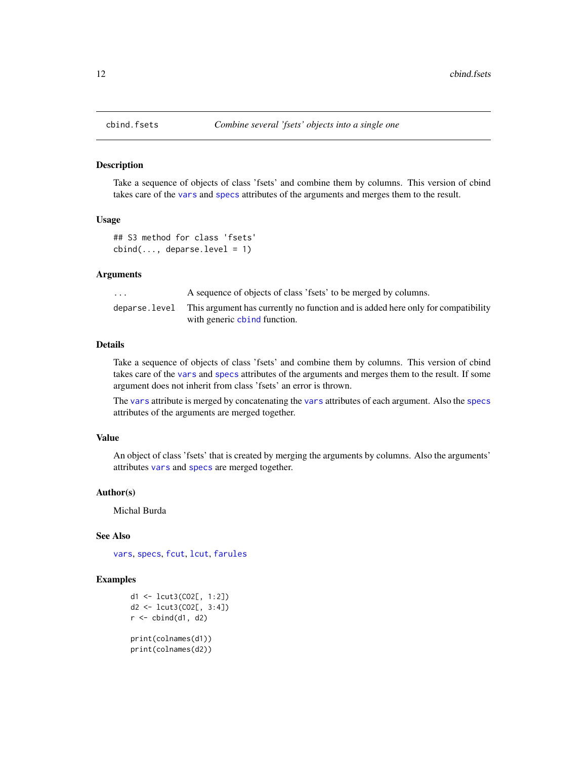# cbind.fsets — *Combine several 'fsets' objects into a single one*

## Description

Take a sequence of objects of class 'fsets' and combine them by columns. This version of cbind takes care of the `vars` and `specs` attributes of the arguments and merges them to the result.

## Usage

```
## S3 method for class 'fsets'
cbind(..., deparse.level = 1)
```

## Arguments

| | |
|---|---|
| `...` | A sequence of objects of class 'fsets' to be merged by columns. |
| `deparse.level` | This argument has currently no function and is added here only for compatibility with generic `cbind` function. |

## Details

Take a sequence of objects of class 'fsets' and combine them by columns. This version of cbind takes care of the `vars` and `specs` attributes of the arguments and merges them to the result. If some argument does not inherit from class 'fsets' an error is thrown.

The `vars` attribute is merged by concatenating the `vars` attributes of each argument. Also the `specs` attributes of the arguments are merged together.

## Value

An object of class 'fsets' that is created by merging the arguments by columns. Also the arguments' attributes `vars` and `specs` are merged together.

## Author(s)

Michal Burda

## See Also

`vars`, `specs`, `fcut`, `lcut`, `farules`

## Examples

```
d1 <- lcut3(CO2[, 1:2])
d2 <- lcut3(CO2[, 3:4])
r <- cbind(d1, d2)

print(colnames(d1))
print(colnames(d2))
```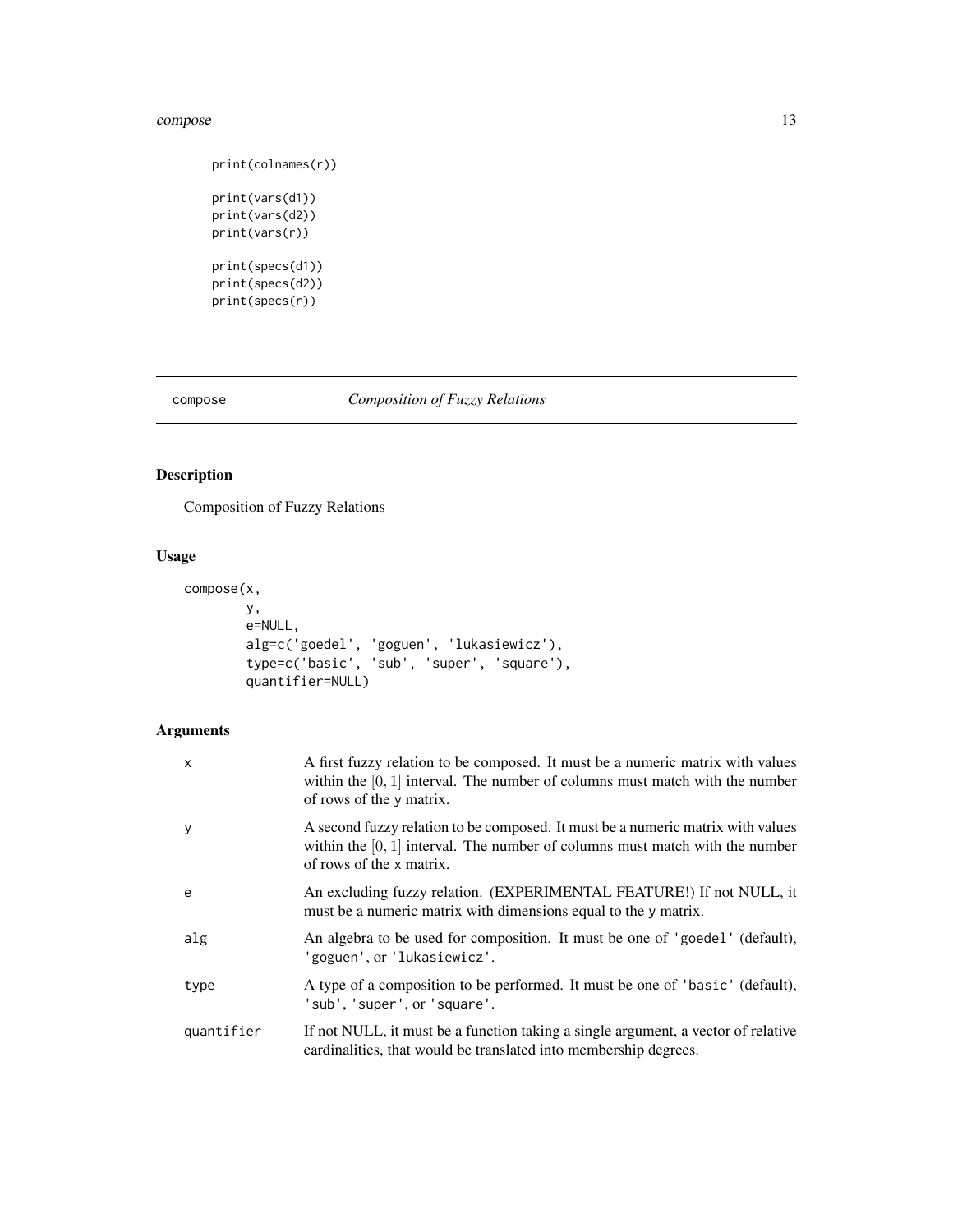```
print(colnames(r))

print(vars(d1))
print(vars(d2))
print(vars(r))

print(specs(d1))
print(specs(d2))
print(specs(r))
```

---

compose    *Composition of Fuzzy Relations*

---

## Description

Composition of Fuzzy Relations

## Usage

```
compose(x,
        y,
        e=NULL,
        alg=c('goedel', 'goguen', 'lukasiewicz'),
        type=c('basic', 'sub', 'super', 'square'),
        quantifier=NULL)
```

## Arguments

| | |
|---|---|
| x | A first fuzzy relation to be composed. It must be a numeric matrix with values within the $[0, 1]$ interval. The number of columns must match with the number of rows of the y matrix. |
| y | A second fuzzy relation to be composed. It must be a numeric matrix with values within the $[0, 1]$ interval. The number of columns must match with the number of rows of the x matrix. |
| e | An excluding fuzzy relation. (EXPERIMENTAL FEATURE!) If not NULL, it must be a numeric matrix with dimensions equal to the y matrix. |
| alg | An algebra to be used for composition. It must be one of 'goedel' (default), 'goguen', or 'lukasiewicz'. |
| type | A type of a composition to be performed. It must be one of 'basic' (default), 'sub', 'super', or 'square'. |
| quantifier | If not NULL, it must be a function taking a single argument, a vector of relative cardinalities, that would be translated into membership degrees. |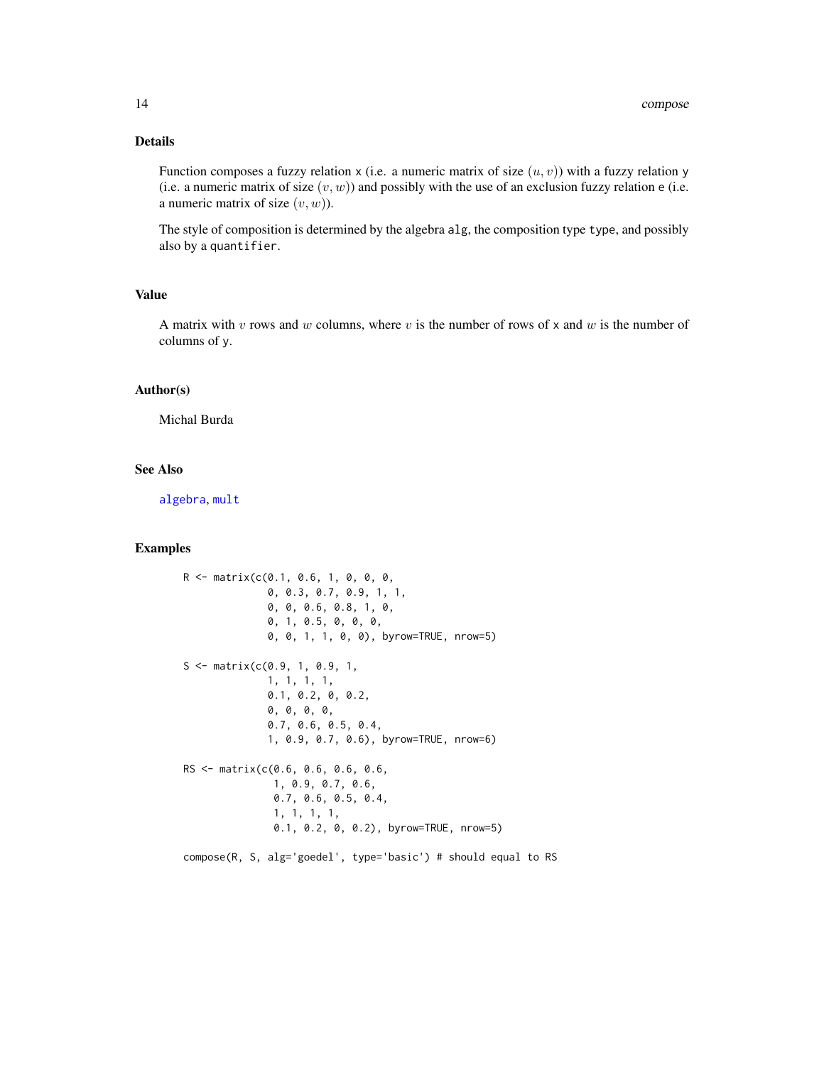## Details

Function composes a fuzzy relation `x` (i.e. a numeric matrix of size $(u, v)$) with a fuzzy relation `y` (i.e. a numeric matrix of size $(v, w)$) and possibly with the use of an exclusion fuzzy relation `e` (i.e. a numeric matrix of size $(v, w)$).

The style of composition is determined by the algebra `alg`, the composition type `type`, and possibly also by a `quantifier`.

## Value

A matrix with $v$ rows and $w$ columns, where $v$ is the number of rows of `x` and $w$ is the number of columns of `y`.

## Author(s)

Michal Burda

## See Also

`algebra`, `mult`

## Examples

```
R <- matrix(c(0.1, 0.6, 1, 0, 0, 0,
              0, 0.3, 0.7, 0.9, 1, 1,
              0, 0, 0.6, 0.8, 1, 0,
              0, 1, 0.5, 0, 0, 0,
              0, 0, 1, 1, 0, 0), byrow=TRUE, nrow=5)

S <- matrix(c(0.9, 1, 0.9, 1,
              1, 1, 1, 1,
              0.1, 0.2, 0, 0.2,
              0, 0, 0, 0,
              0.7, 0.6, 0.5, 0.4,
              1, 0.9, 0.7, 0.6), byrow=TRUE, nrow=6)

RS <- matrix(c(0.6, 0.6, 0.6, 0.6,
               1, 0.9, 0.7, 0.6,
               0.7, 0.6, 0.5, 0.4,
               1, 1, 1, 1,
               0.1, 0.2, 0, 0.2), byrow=TRUE, nrow=5)

compose(R, S, alg='goedel', type='basic') # should equal to RS
```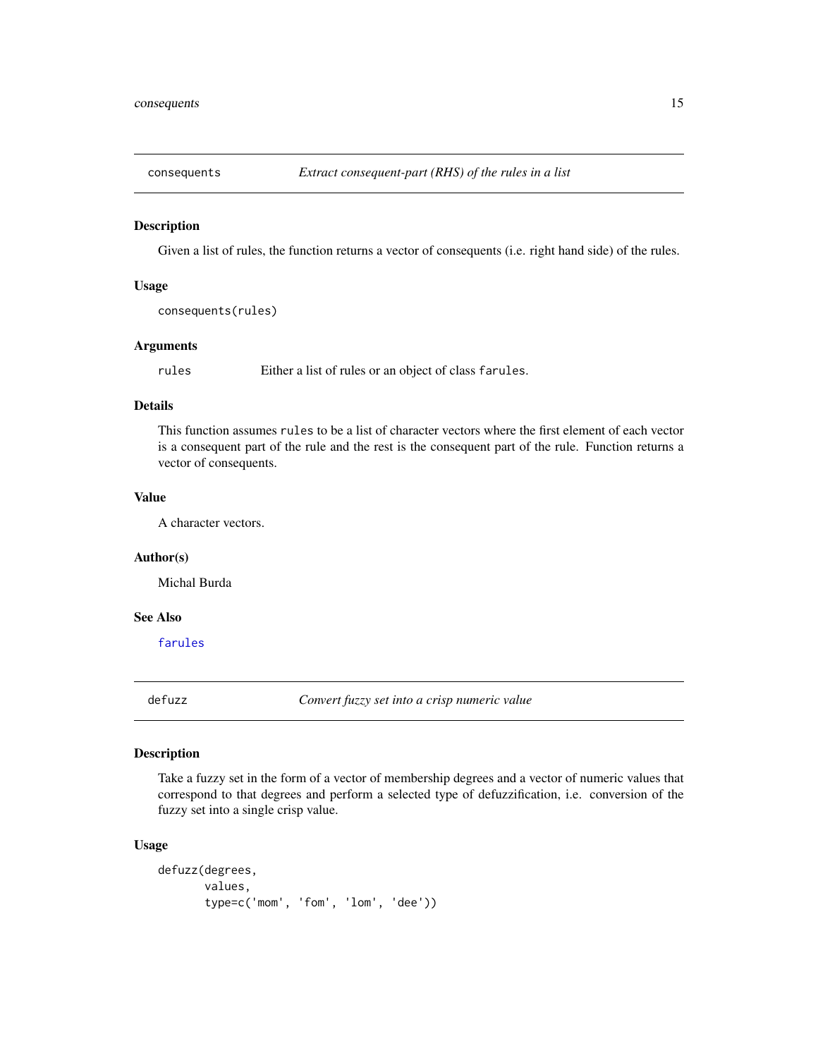## consequents — *Extract consequent-part (RHS) of the rules in a list*

### Description

Given a list of rules, the function returns a vector of consequents (i.e. right hand side) of the rules.

### Usage

```
consequents(rules)
```

### Arguments

| | |
|---|---|
| rules | Either a list of rules or an object of class `farules`. |

### Details

This function assumes `rules` to be a list of character vectors where the first element of each vector is a consequent part of the rule and the rest is the consequent part of the rule. Function returns a vector of consequents.

### Value

A character vectors.

### Author(s)

Michal Burda

### See Also

`farules`

## defuzz — *Convert fuzzy set into a crisp numeric value*

### Description

Take a fuzzy set in the form of a vector of membership degrees and a vector of numeric values that correspond to that degrees and perform a selected type of defuzzification, i.e. conversion of the fuzzy set into a single crisp value.

### Usage

```
defuzz(degrees,
       values,
       type=c('mom', 'fom', 'lom', 'dee'))
```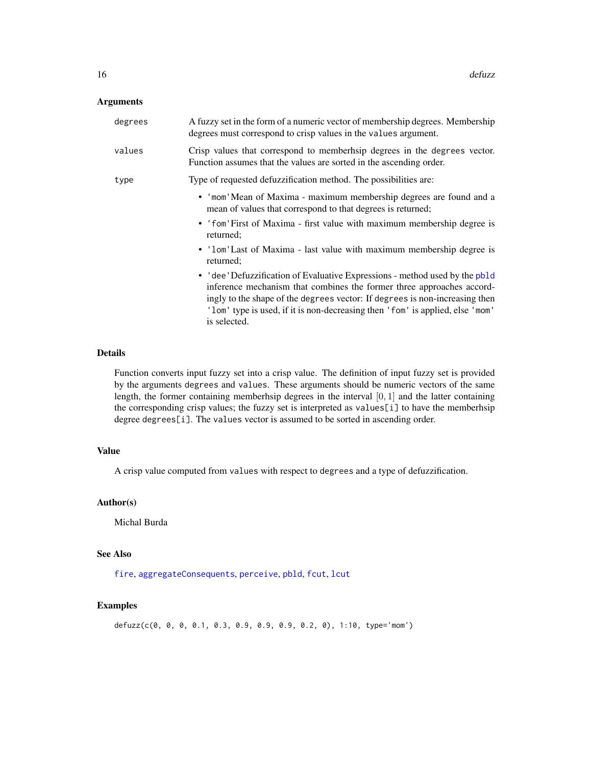## Arguments

**degrees** A fuzzy set in the form of a numeric vector of membership degrees. Membership degrees must correspond to crisp values in the `values` argument.

**values** Crisp values that correspond to memberhsip degrees in the `degrees` vector. Function assumes that the values are sorted in the ascending order.

**type** Type of requested defuzzification method. The possibilities are:

- `'mom'`Mean of Maxima - maximum membership degrees are found and a mean of values that correspond to that degrees is returned;
- `'fom'`First of Maxima - first value with maximum membership degree is returned;
- `'lom'`Last of Maxima - last value with maximum membership degree is returned;
- `'dee'`Defuzzification of Evaluative Expressions - method used by the `pbld` inference mechanism that combines the former three approaches accordingly to the shape of the `degrees` vector: If `degrees` is non-increasing then `'lom'` type is used, if it is non-decreasing then `'fom'` is applied, else `'mom'` is selected.

## Details

Function converts input fuzzy set into a crisp value. The definition of input fuzzy set is provided by the arguments `degrees` and `values`. These arguments should be numeric vectors of the same length, the former containing memberhsip degrees in the interval $[0, 1]$ and the latter containing the corresponding crisp values; the fuzzy set is interpreted as `values[i]` to have the memberhsip degree `degrees[i]`. The `values` vector is assumed to be sorted in ascending order.

## Value

A crisp value computed from `values` with respect to `degrees` and a type of defuzzification.

## Author(s)

Michal Burda

## See Also

`fire`, `aggregateConsequents`, `perceive`, `pbld`, `fcut`, `lcut`

## Examples

```
defuzz(c(0, 0, 0, 0.1, 0.3, 0.9, 0.9, 0.9, 0.2, 0), 1:10, type='mom')
```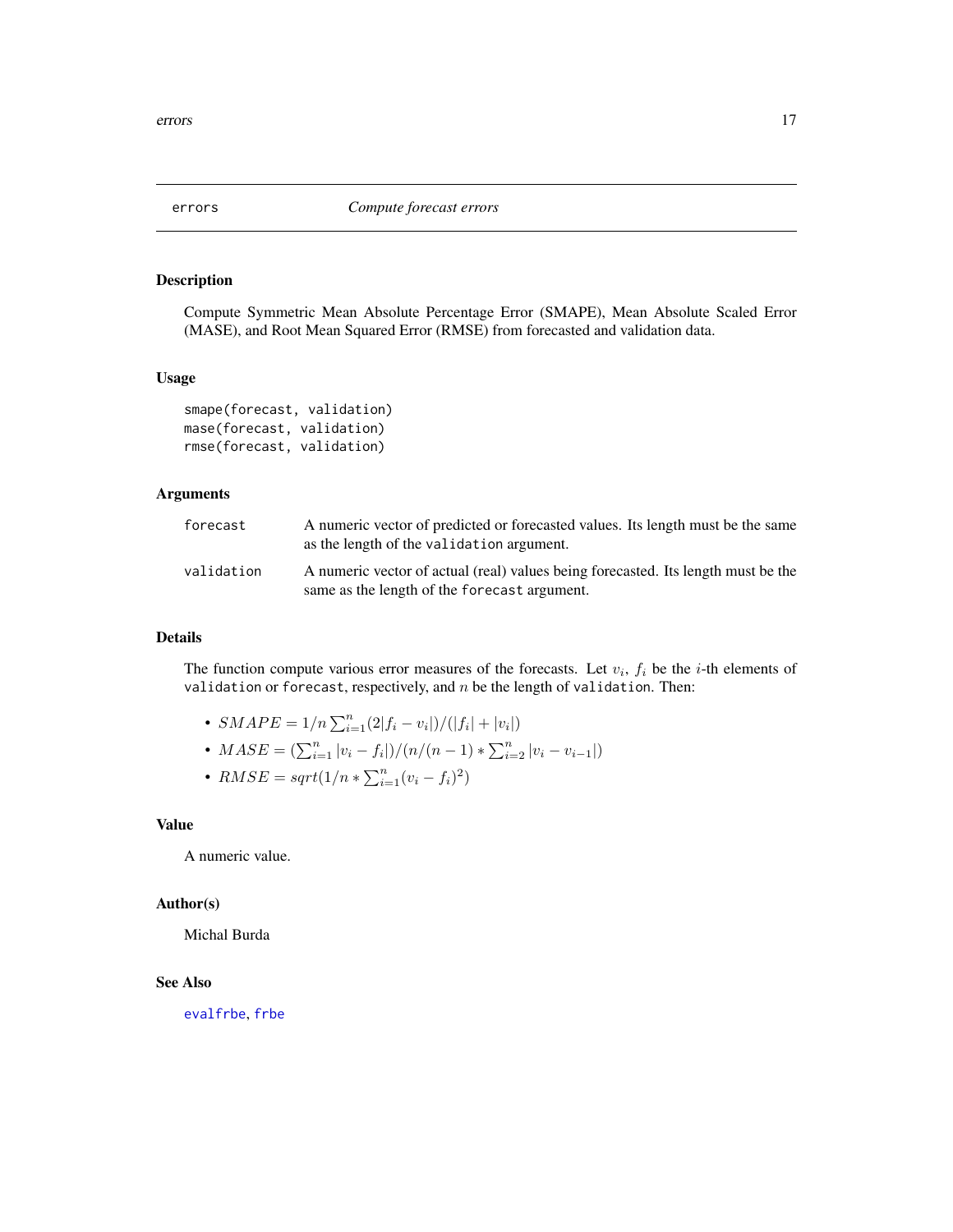# errors — *Compute forecast errors*

## Description

Compute Symmetric Mean Absolute Percentage Error (SMAPE), Mean Absolute Scaled Error (MASE), and Root Mean Squared Error (RMSE) from forecasted and validation data.

## Usage

```
smape(forecast, validation)
mase(forecast, validation)
rmse(forecast, validation)
```

## Arguments

| | |
|---|---|
| `forecast` | A numeric vector of predicted or forecasted values. Its length must be the same as the length of the `validation` argument. |
| `validation` | A numeric vector of actual (real) values being forecasted. Its length must be the same as the length of the `forecast` argument. |

## Details

The function compute various error measures of the forecasts. Let $v_i$, $f_i$ be the $i$-th elements of `validation` or `forecast`, respectively, and $n$ be the length of `validation`. Then:

- $SMAPE = 1/n \sum_{i=1}^{n} (2|f_i - v_i|)/(|f_i| + |v_i|)$
- $MASE = (\sum_{i=1}^{n} |v_i - f_i|)/(n/(n-1) * \sum_{i=2}^{n} |v_i - v_{i-1}|)$
- $RMSE = sqrt(1/n * \sum_{i=1}^{n} (v_i - f_i)^2)$

## Value

A numeric value.

## Author(s)

Michal Burda

## See Also

`evalfrbe`, `frbe`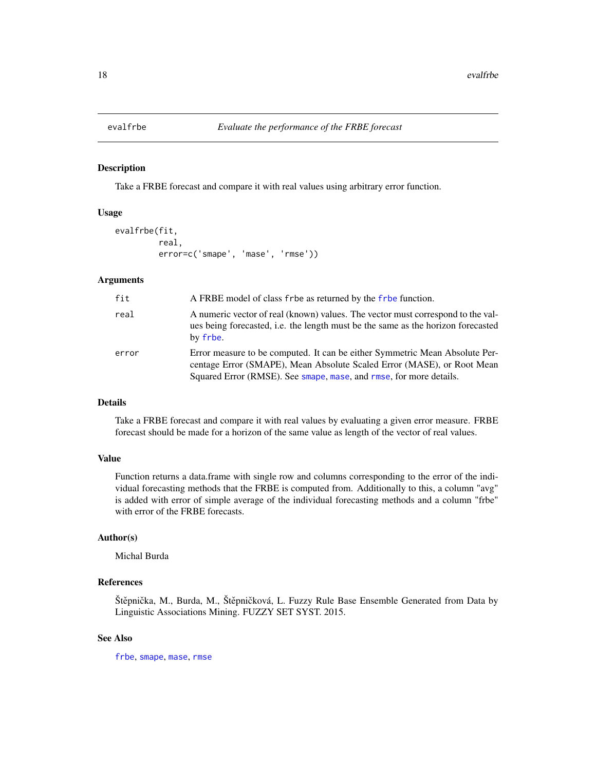## evalfrbe — *Evaluate the performance of the FRBE forecast*

### Description

Take a FRBE forecast and compare it with real values using arbitrary error function.

### Usage

```
evalfrbe(fit,
         real,
         error=c('smape', 'mase', 'rmse'))
```

### Arguments

| | |
|---|---|
| fit | A FRBE model of class frbe as returned by the frbe function. |
| real | A numeric vector of real (known) values. The vector must correspond to the values being forecasted, i.e. the length must be the same as the horizon forecasted by frbe. |
| error | Error measure to be computed. It can be either Symmetric Mean Absolute Percentage Error (SMAPE), Mean Absolute Scaled Error (MASE), or Root Mean Squared Error (RMSE). See smape, mase, and rmse, for more details. |

### Details

Take a FRBE forecast and compare it with real values by evaluating a given error measure. FRBE forecast should be made for a horizon of the same value as length of the vector of real values.

### Value

Function returns a data.frame with single row and columns corresponding to the error of the individual forecasting methods that the FRBE is computed from. Additionally to this, a column "avg" is added with error of simple average of the individual forecasting methods and a column "frbe" with error of the FRBE forecasts.

### Author(s)

Michal Burda

### References

Štěpnička, M., Burda, M., Štěpničková, L. Fuzzy Rule Base Ensemble Generated from Data by Linguistic Associations Mining. FUZZY SET SYST. 2015.

### See Also

frbe, smape, mase, rmse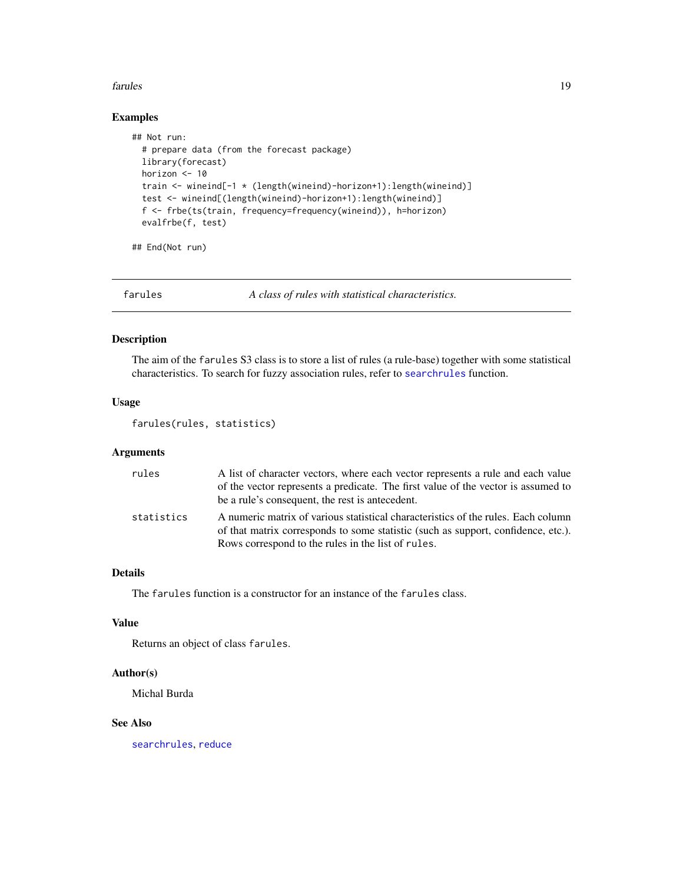## Examples

```
## Not run:
  # prepare data (from the forecast package)
  library(forecast)
  horizon <- 10
  train <- wineind[-1 * (length(wineind)-horizon+1):length(wineind)]
  test <- wineind[(length(wineind)-horizon+1):length(wineind)]
  f <- frbe(ts(train, frequency=frequency(wineind)), h=horizon)
  evalfrbe(f, test)

## End(Not run)
```

---

# farules — *A class of rules with statistical characteristics.*

---

## Description

The aim of the `farules` S3 class is to store a list of rules (a rule-base) together with some statistical characteristics. To search for fuzzy association rules, refer to `searchrules` function.

## Usage

```
farules(rules, statistics)
```

## Arguments

| | |
|---|---|
| `rules` | A list of character vectors, where each vector represents a rule and each value of the vector represents a predicate. The first value of the vector is assumed to be a rule's consequent, the rest is antecedent. |
| `statistics` | A numeric matrix of various statistical characteristics of the rules. Each column of that matrix corresponds to some statistic (such as support, confidence, etc.). Rows correspond to the rules in the list of `rules`. |

## Details

The `farules` function is a constructor for an instance of the `farules` class.

## Value

Returns an object of class `farules`.

## Author(s)

Michal Burda

## See Also

`searchrules`, `reduce`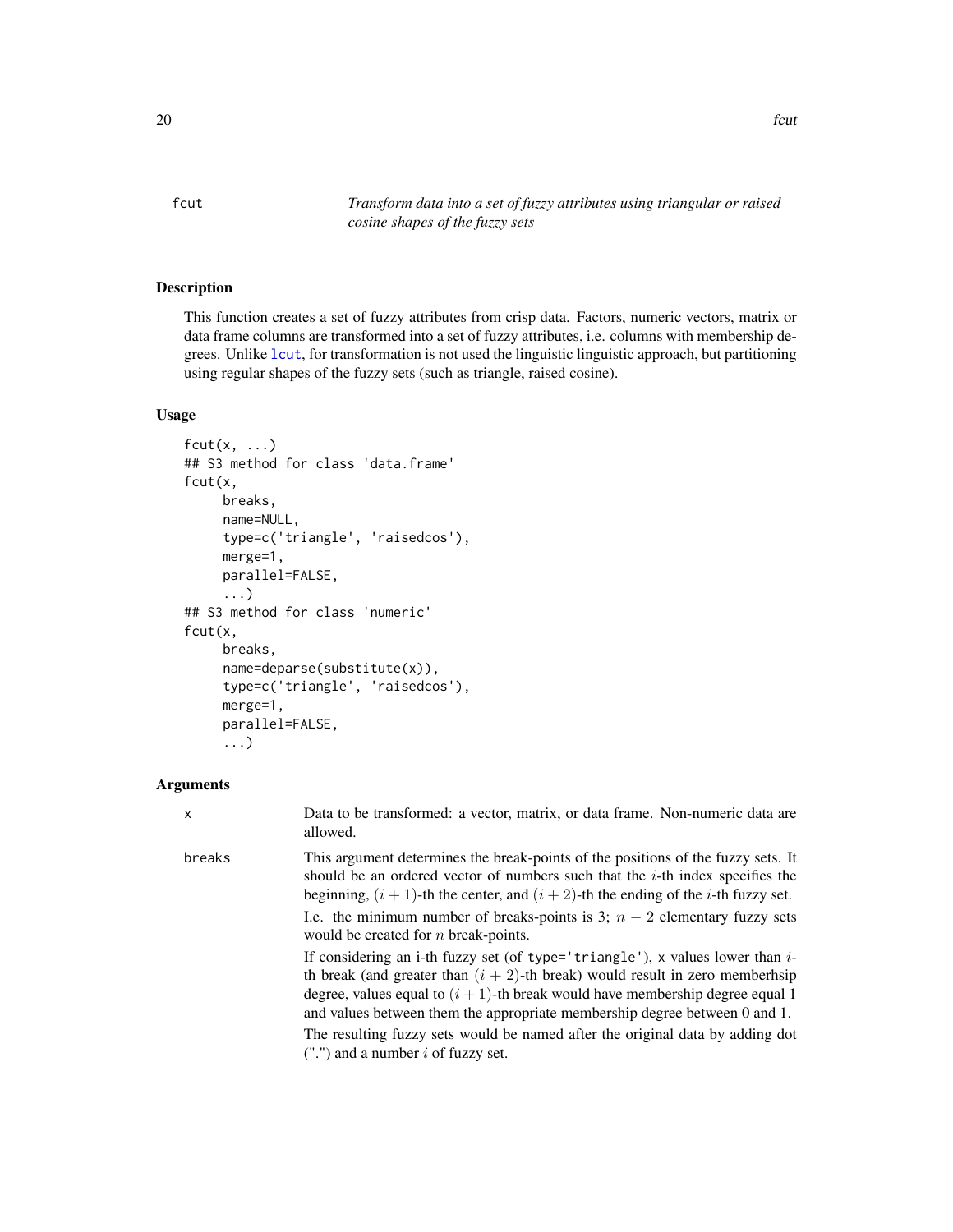fcut — *Transform data into a set of fuzzy attributes using triangular or raised cosine shapes of the fuzzy sets*

## Description

This function creates a set of fuzzy attributes from crisp data. Factors, numeric vectors, matrix or data frame columns are transformed into a set of fuzzy attributes, i.e. columns with membership degrees. Unlike lcut, for transformation is not used the linguistic linguistic approach, but partitioning using regular shapes of the fuzzy sets (such as triangle, raised cosine).

## Usage

```
fcut(x, ...)
## S3 method for class 'data.frame'
fcut(x,
     breaks,
     name=NULL,
     type=c('triangle', 'raisedcos'),
     merge=1,
     parallel=FALSE,
     ...)
## S3 method for class 'numeric'
fcut(x,
     breaks,
     name=deparse(substitute(x)),
     type=c('triangle', 'raisedcos'),
     merge=1,
     parallel=FALSE,
     ...)
```

## Arguments

`x` — Data to be transformed: a vector, matrix, or data frame. Non-numeric data are allowed.

`breaks` — This argument determines the break-points of the positions of the fuzzy sets. It should be an ordered vector of numbers such that the $i$-th index specifies the beginning, $(i+1)$-th the center, and $(i+2)$-th the ending of the $i$-th fuzzy set.

I.e. the minimum number of breaks-points is 3; $n-2$ elementary fuzzy sets would be created for $n$ break-points.

If considering an i-th fuzzy set (of `type='triangle'`), `x` values lower than $i$-th break (and greater than $(i+2)$-th break) would result in zero memberhsip degree, values equal to $(i+1)$-th break would have membership degree equal 1 and values between them the appropriate membership degree between 0 and 1.

The resulting fuzzy sets would be named after the original data by adding dot (".") and a number $i$ of fuzzy set.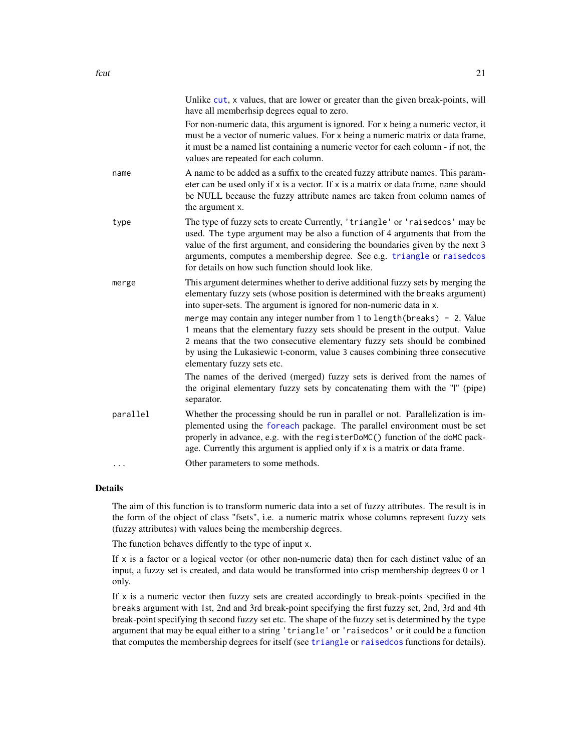Unlike `cut`, `x` values, that are lower or greater than the given break-points, will have all memberhsip degrees equal to zero.

For non-numeric data, this argument is ignored. For `x` being a numeric vector, it must be a vector of numeric values. For `x` being a numeric matrix or data frame, it must be a named list containing a numeric vector for each column - if not, the values are repeated for each column.

`name`
: A name to be added as a suffix to the created fuzzy attribute names. This parameter can be used only if `x` is a vector. If `x` is a matrix or data frame, `name` should be NULL because the fuzzy attribute names are taken from column names of the argument `x`.

`type`
: The type of fuzzy sets to create Currently, `'triangle'` or `'raisedcos'` may be used. The `type` argument may be also a function of 4 arguments that from the value of the first argument, and considering the boundaries given by the next 3 arguments, computes a membership degree. See e.g. `triangle` or `raisedcos` for details on how such function should look like.

`merge`
: This argument determines whether to derive additional fuzzy sets by merging the elementary fuzzy sets (whose position is determined with the `breaks` argument) into super-sets. The argument is ignored for non-numeric data in `x`.

  `merge` may contain any integer number from `1` to `length(breaks) - 2`. Value `1` means that the elementary fuzzy sets should be present in the output. Value `2` means that the two consecutive elementary fuzzy sets should be combined by using the Lukasiewic t-conorm, value `3` causes combining three consecutive elementary fuzzy sets etc.

  The names of the derived (merged) fuzzy sets is derived from the names of the original elementary fuzzy sets by concatenating them with the "|" (pipe) separator.

`parallel`
: Whether the processing should be run in parallel or not. Parallelization is implemented using the `foreach` package. The parallel environment must be set properly in advance, e.g. with the `registerDoMC()` function of the `doMC` package. Currently this argument is applied only if `x` is a matrix or data frame.

`...`
: Other parameters to some methods.

## Details

The aim of this function is to transform numeric data into a set of fuzzy attributes. The result is in the form of the object of class "fsets", i.e. a numeric matrix whose columns represent fuzzy sets (fuzzy attributes) with values being the membership degrees.

The function behaves diffently to the type of input `x`.

If `x` is a factor or a logical vector (or other non-numeric data) then for each distinct value of an input, a fuzzy set is created, and data would be transformed into crisp membership degrees 0 or 1 only.

If `x` is a numeric vector then fuzzy sets are created accordingly to break-points specified in the `breaks` argument with 1st, 2nd and 3rd break-point specifying the first fuzzy set, 2nd, 3rd and 4th break-point specifying th second fuzzy set etc. The shape of the fuzzy set is determined by the `type` argument that may be equal either to a string `'triangle'` or `'raisedcos'` or it could be a function that computes the membership degrees for itself (see `triangle` or `raisedcos` functions for details).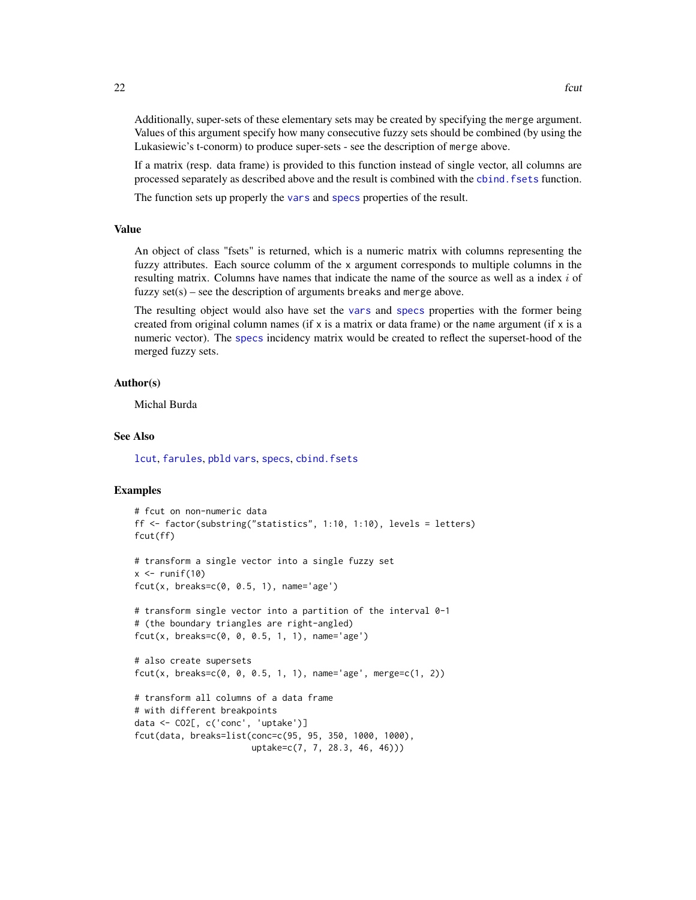Additionally, super-sets of these elementary sets may be created by specifying the merge argument. Values of this argument specify how many consecutive fuzzy sets should be combined (by using the Lukasiewic's t-conorm) to produce super-sets - see the description of merge above.

If a matrix (resp. data frame) is provided to this function instead of single vector, all columns are processed separately as described above and the result is combined with the cbind.fsets function.

The function sets up properly the vars and specs properties of the result.

## Value

An object of class "fsets" is returned, which is a numeric matrix with columns representing the fuzzy attributes. Each source columm of the x argument corresponds to multiple columns in the resulting matrix. Columns have names that indicate the name of the source as well as a index $i$ of fuzzy set(s) – see the description of arguments breaks and merge above.

The resulting object would also have set the vars and specs properties with the former being created from original column names (if x is a matrix or data frame) or the name argument (if x is a numeric vector). The specs incidency matrix would be created to reflect the superset-hood of the merged fuzzy sets.

## Author(s)

Michal Burda

## See Also

lcut, farules, pbld vars, specs, cbind.fsets

## Examples

```
# fcut on non-numeric data
ff <- factor(substring("statistics", 1:10, 1:10), levels = letters)
fcut(ff)

# transform a single vector into a single fuzzy set
x <- runif(10)
fcut(x, breaks=c(0, 0.5, 1), name='age')

# transform single vector into a partition of the interval 0-1
# (the boundary triangles are right-angled)
fcut(x, breaks=c(0, 0, 0.5, 1, 1), name='age')

# also create supersets
fcut(x, breaks=c(0, 0, 0.5, 1, 1), name='age', merge=c(1, 2))

# transform all columns of a data frame
# with different breakpoints
data <- CO2[, c('conc', 'uptake')]
fcut(data, breaks=list(conc=c(95, 95, 350, 1000, 1000),
                       uptake=c(7, 7, 28.3, 46, 46)))
```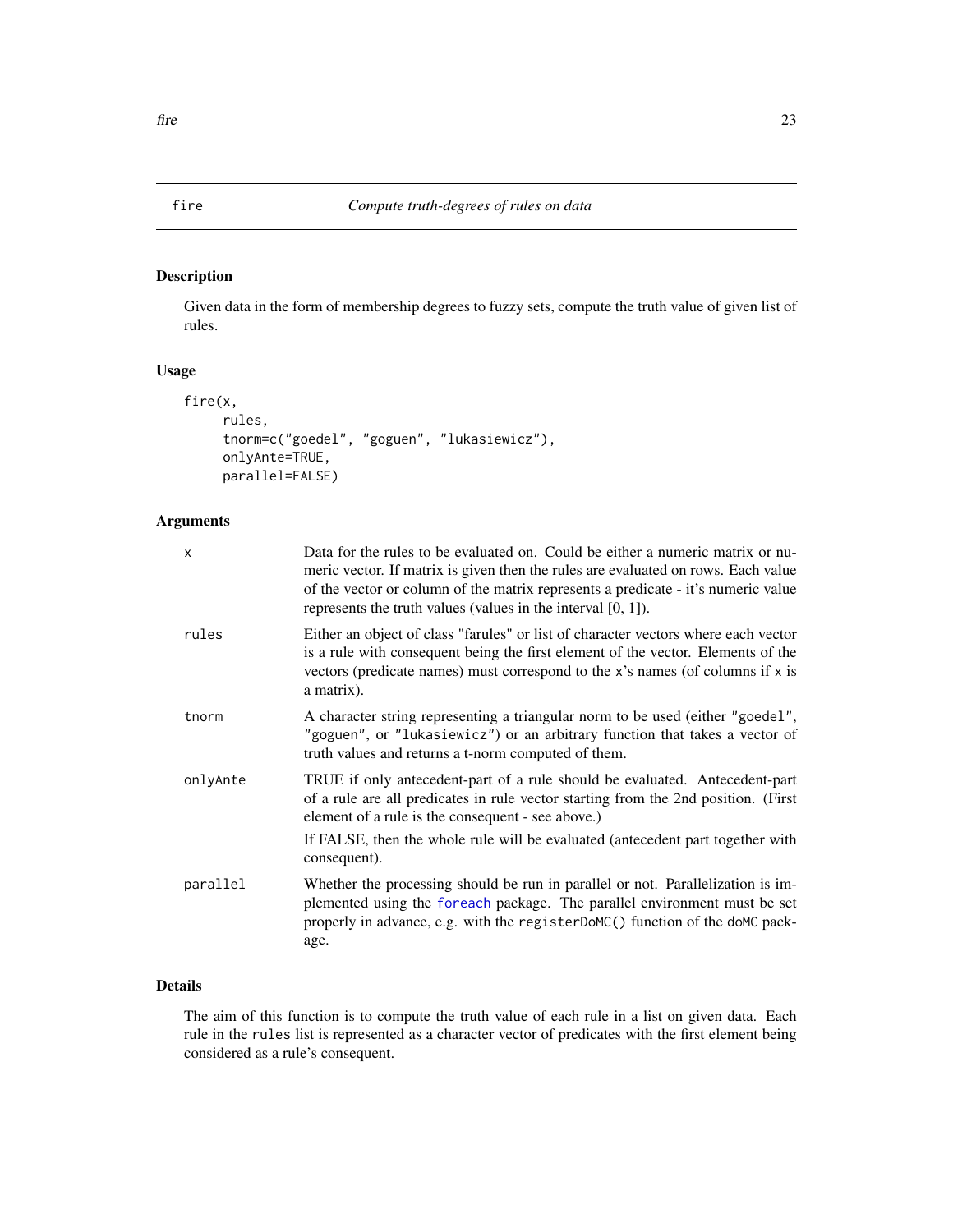# fire — *Compute truth-degrees of rules on data*

## Description

Given data in the form of membership degrees to fuzzy sets, compute the truth value of given list of rules.

## Usage

```
fire(x,
     rules,
     tnorm=c("goedel", "goguen", "lukasiewicz"),
     onlyAnte=TRUE,
     parallel=FALSE)
```

## Arguments

| | |
|---|---|
| `x` | Data for the rules to be evaluated on. Could be either a numeric matrix or numeric vector. If matrix is given then the rules are evaluated on rows. Each value of the vector or column of the matrix represents a predicate - it's numeric value represents the truth values (values in the interval [0, 1]). |
| `rules` | Either an object of class "farules" or list of character vectors where each vector is a rule with consequent being the first element of the vector. Elements of the vectors (predicate names) must correspond to the `x`'s names (of columns if `x` is a matrix). |
| `tnorm` | A character string representing a triangular norm to be used (either `"goedel"`, `"goguen"`, or `"lukasiewicz"`) or an arbitrary function that takes a vector of truth values and returns a t-norm computed of them. |
| `onlyAnte` | TRUE if only antecedent-part of a rule should be evaluated. Antecedent-part of a rule are all predicates in rule vector starting from the 2nd position. (First element of a rule is the consequent - see above.) <br><br> If FALSE, then the whole rule will be evaluated (antecedent part together with consequent). |
| `parallel` | Whether the processing should be run in parallel or not. Parallelization is implemented using the `foreach` package. The parallel environment must be set properly in advance, e.g. with the `registerDoMC()` function of the `doMC` package. |

## Details

The aim of this function is to compute the truth value of each rule in a list on given data. Each rule in the `rules` list is represented as a character vector of predicates with the first element being considered as a rule's consequent.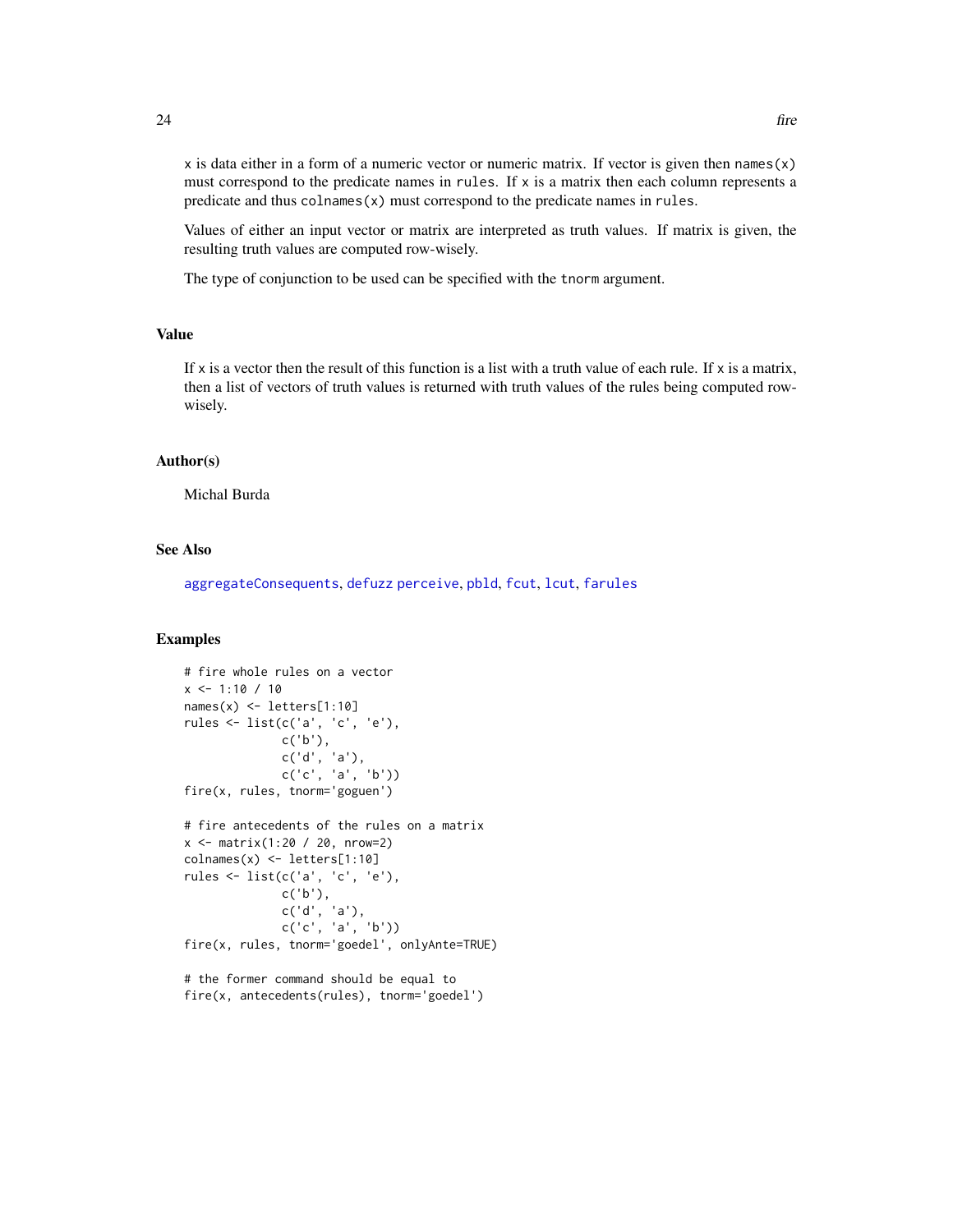`x` is data either in a form of a numeric vector or numeric matrix. If vector is given then `names(x)` must correspond to the predicate names in `rules`. If `x` is a matrix then each column represents a predicate and thus `colnames(x)` must correspond to the predicate names in `rules`.

Values of either an input vector or matrix are interpreted as truth values. If matrix is given, the resulting truth values are computed row-wisely.

The type of conjunction to be used can be specified with the `tnorm` argument.

## Value

If `x` is a vector then the result of this function is a list with a truth value of each rule. If `x` is a matrix, then a list of vectors of truth values is returned with truth values of the rules being computed row-wisely.

## Author(s)

Michal Burda

## See Also

`aggregateConsequents`, `defuzz` `perceive`, `pbld`, `fcut`, `lcut`, `farules`

## Examples

```
# fire whole rules on a vector
x <- 1:10 / 10
names(x) <- letters[1:10]
rules <- list(c('a', 'c', 'e'),
              c('b'),
              c('d', 'a'),
              c('c', 'a', 'b'))
fire(x, rules, tnorm='goguen')

# fire antecedents of the rules on a matrix
x <- matrix(1:20 / 20, nrow=2)
colnames(x) <- letters[1:10]
rules <- list(c('a', 'c', 'e'),
              c('b'),
              c('d', 'a'),
              c('c', 'a', 'b'))
fire(x, rules, tnorm='goedel', onlyAnte=TRUE)

# the former command should be equal to
fire(x, antecedents(rules), tnorm='goedel')
```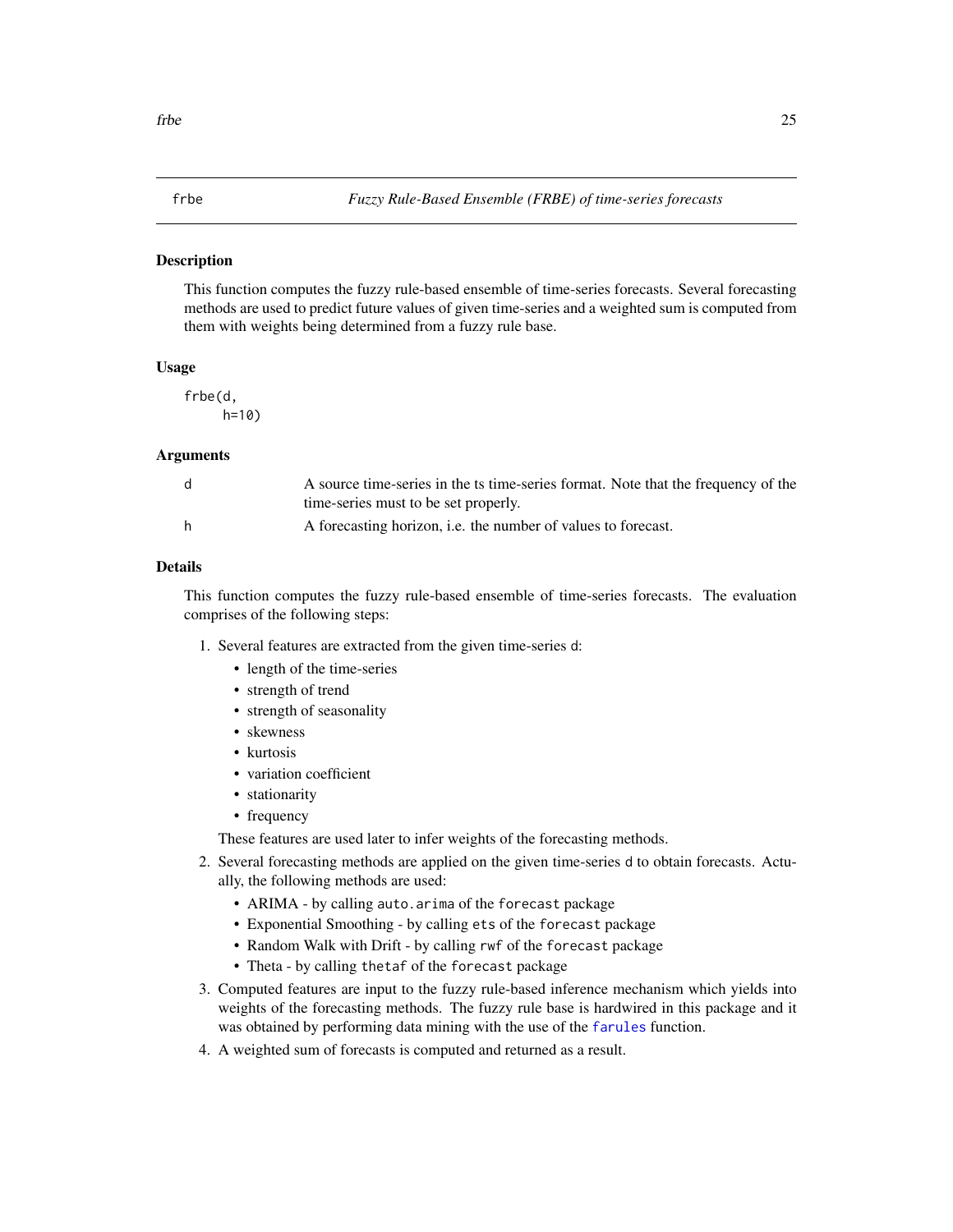frbe *Fuzzy Rule-Based Ensemble (FRBE) of time-series forecasts*

## Description

This function computes the fuzzy rule-based ensemble of time-series forecasts. Several forecasting methods are used to predict future values of given time-series and a weighted sum is computed from them with weights being determined from a fuzzy rule base.

## Usage

```
frbe(d,
     h=10)
```

## Arguments

| | |
|---|---|
| d | A source time-series in the ts time-series format. Note that the frequency of the time-series must to be set properly. |
| h | A forecasting horizon, i.e. the number of values to forecast. |

## Details

This function computes the fuzzy rule-based ensemble of time-series forecasts. The evaluation comprises of the following steps:

1. Several features are extracted from the given time-series `d`:
   - length of the time-series
   - strength of trend
   - strength of seasonality
   - skewness
   - kurtosis
   - variation coefficient
   - stationarity
   - frequency

   These features are used later to infer weights of the forecasting methods.
2. Several forecasting methods are applied on the given time-series `d` to obtain forecasts. Actually, the following methods are used:
   - ARIMA - by calling `auto.arima` of the `forecast` package
   - Exponential Smoothing - by calling `ets` of the `forecast` package
   - Random Walk with Drift - by calling `rwf` of the `forecast` package
   - Theta - by calling `thetaf` of the `forecast` package
3. Computed features are input to the fuzzy rule-based inference mechanism which yields into weights of the forecasting methods. The fuzzy rule base is hardwired in this package and it was obtained by performing data mining with the use of the `farules` function.
4. A weighted sum of forecasts is computed and returned as a result.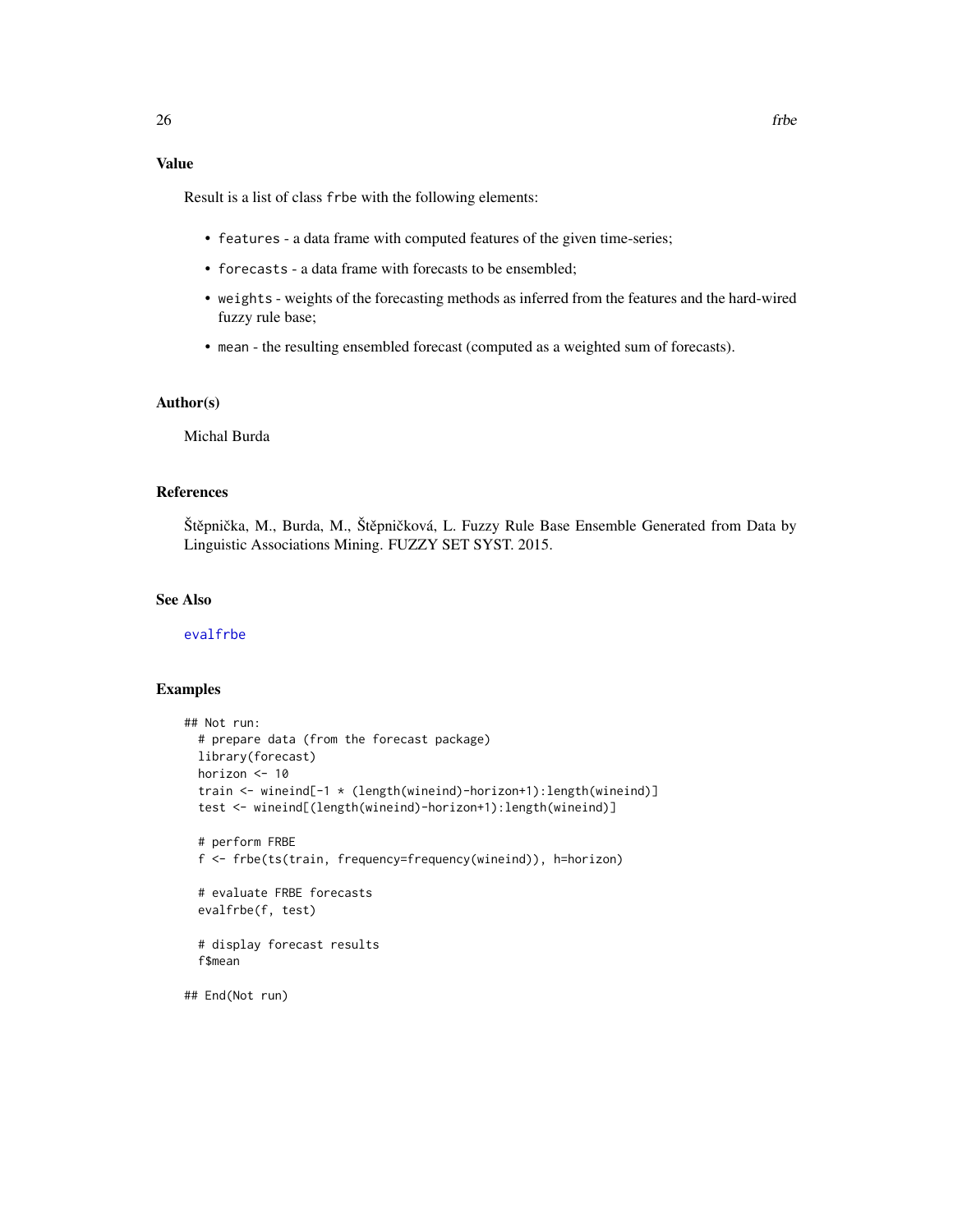## Value

Result is a list of class `frbe` with the following elements:

- `features` - a data frame with computed features of the given time-series;
- `forecasts` - a data frame with forecasts to be ensembled;
- `weights` - weights of the forecasting methods as inferred from the features and the hard-wired fuzzy rule base;
- `mean` - the resulting ensembled forecast (computed as a weighted sum of forecasts).

## Author(s)

Michal Burda

## References

Štěpnička, M., Burda, M., Štěpničková, L. Fuzzy Rule Base Ensemble Generated from Data by Linguistic Associations Mining. FUZZY SET SYST. 2015.

## See Also

evalfrbe

## Examples

```
## Not run:
  # prepare data (from the forecast package)
  library(forecast)
  horizon <- 10
  train <- wineind[-1 * (length(wineind)-horizon+1):length(wineind)]
  test <- wineind[(length(wineind)-horizon+1):length(wineind)]

  # perform FRBE
  f <- frbe(ts(train, frequency=frequency(wineind)), h=horizon)

  # evaluate FRBE forecasts
  evalfrbe(f, test)

  # display forecast results
  f$mean

## End(Not run)
```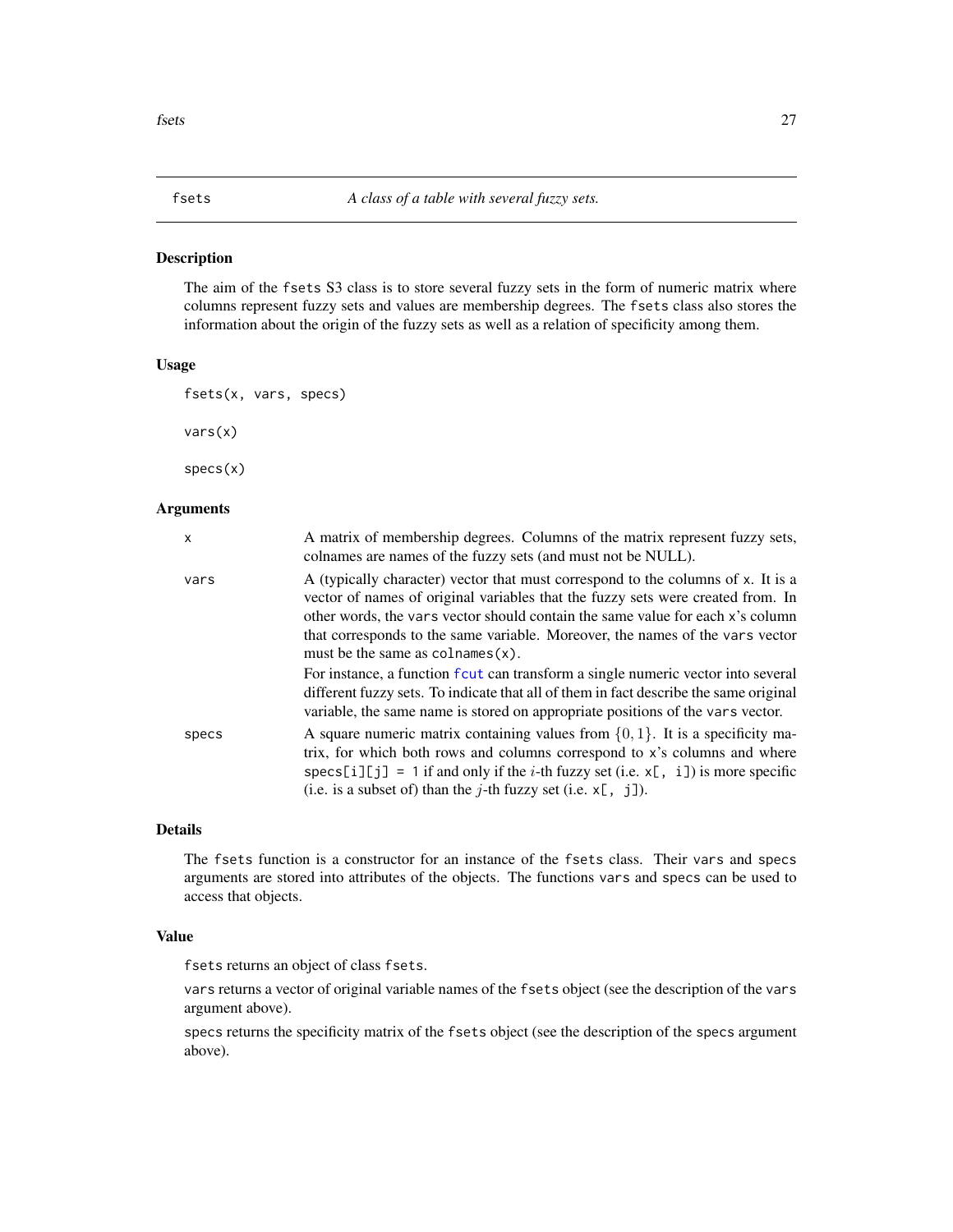# fsets *A class of a table with several fuzzy sets.*

## Description

The aim of the `fsets` S3 class is to store several fuzzy sets in the form of numeric matrix where columns represent fuzzy sets and values are membership degrees. The `fsets` class also stores the information about the origin of the fuzzy sets as well as a relation of specificity among them.

## Usage

```
fsets(x, vars, specs)

vars(x)

specs(x)
```

## Arguments

| | |
|---|---|
| `x` | A matrix of membership degrees. Columns of the matrix represent fuzzy sets, colnames are names of the fuzzy sets (and must not be NULL). |
| `vars` | A (typically character) vector that must correspond to the columns of `x`. It is a vector of names of original variables that the fuzzy sets were created from. In other words, the `vars` vector should contain the same value for each `x`'s column that corresponds to the same variable. Moreover, the names of the `vars` vector must be the same as `colnames(x)`. For instance, a function `fcut` can transform a single numeric vector into several different fuzzy sets. To indicate that all of them in fact describe the same original variable, the same name is stored on appropriate positions of the `vars` vector. |
| `specs` | A square numeric matrix containing values from $\{0, 1\}$. It is a specificity matrix, for which both rows and columns correspond to `x`'s columns and where `specs[i][j] = 1` if and only if the $i$-th fuzzy set (i.e. `x[, i]`) is more specific (i.e. is a subset of) than the $j$-th fuzzy set (i.e. `x[, j]`). |

## Details

The `fsets` function is a constructor for an instance of the `fsets` class. Their `vars` and `specs` arguments are stored into attributes of the objects. The functions `vars` and `specs` can be used to access that objects.

## Value

`fsets` returns an object of class `fsets`.

`vars` returns a vector of original variable names of the `fsets` object (see the description of the `vars` argument above).

`specs` returns the specificity matrix of the `fsets` object (see the description of the `specs` argument above).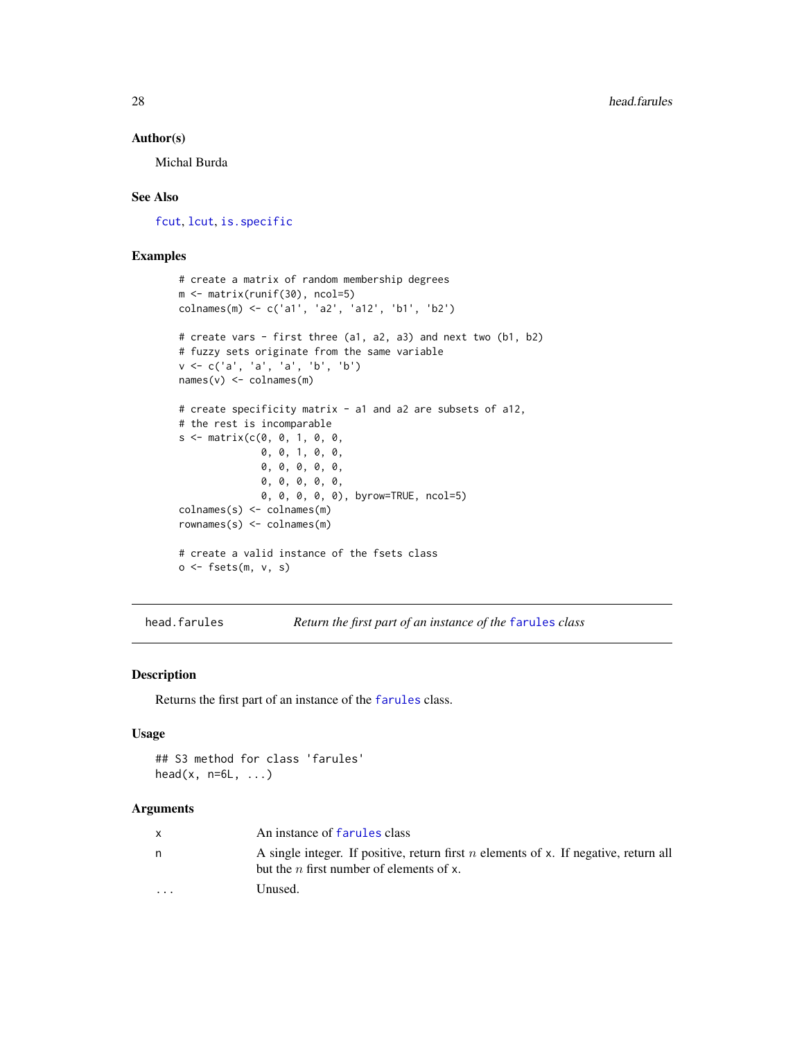### Author(s)

Michal Burda

### See Also

fcut, lcut, is.specific

### Examples

```
# create a matrix of random membership degrees
m <- matrix(runif(30), ncol=5)
colnames(m) <- c('a1', 'a2', 'a12', 'b1', 'b2')

# create vars - first three (a1, a2, a3) and next two (b1, b2)
# fuzzy sets originate from the same variable
v <- c('a', 'a', 'a', 'b', 'b')
names(v) <- colnames(m)

# create specificity matrix - a1 and a2 are subsets of a12,
# the rest is incomparable
s <- matrix(c(0, 0, 1, 0, 0,
              0, 0, 1, 0, 0,
              0, 0, 0, 0, 0,
              0, 0, 0, 0, 0,
              0, 0, 0, 0, 0), byrow=TRUE, ncol=5)
colnames(s) <- colnames(m)
rownames(s) <- colnames(m)

# create a valid instance of the fsets class
o <- fsets(m, v, s)
```

---

## head.farules — *Return the first part of an instance of the farules class*

### Description

Returns the first part of an instance of the farules class.

### Usage

```
## S3 method for class 'farules'
head(x, n=6L, ...)
```

### Arguments

| | |
|---|---|
| x | An instance of farules class |
| n | A single integer. If positive, return first $n$ elements of x. If negative, return all but the $n$ first number of elements of x. |
| ... | Unused. |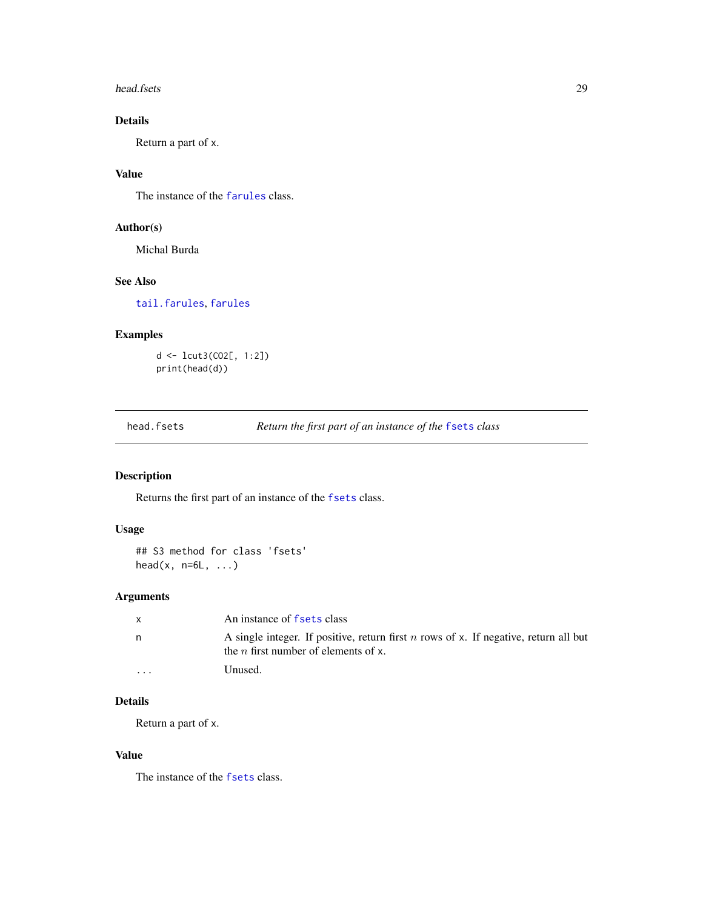### Details

Return a part of x.

### Value

The instance of the farules class.

### Author(s)

Michal Burda

### See Also

tail.farules, farules

### Examples

```
d <- lcut3(CO2[, 1:2])
print(head(d))
```

---

## head.fsets — *Return the first part of an instance of the fsets class*

### Description

Returns the first part of an instance of the fsets class.

### Usage

```
## S3 method for class 'fsets'
head(x, n=6L, ...)
```

### Arguments

| | |
|---|---|
| x | An instance of fsets class |
| n | A single integer. If positive, return first $n$ rows of x. If negative, return all but the $n$ first number of elements of x. |
| ... | Unused. |

### Details

Return a part of x.

### Value

The instance of the fsets class.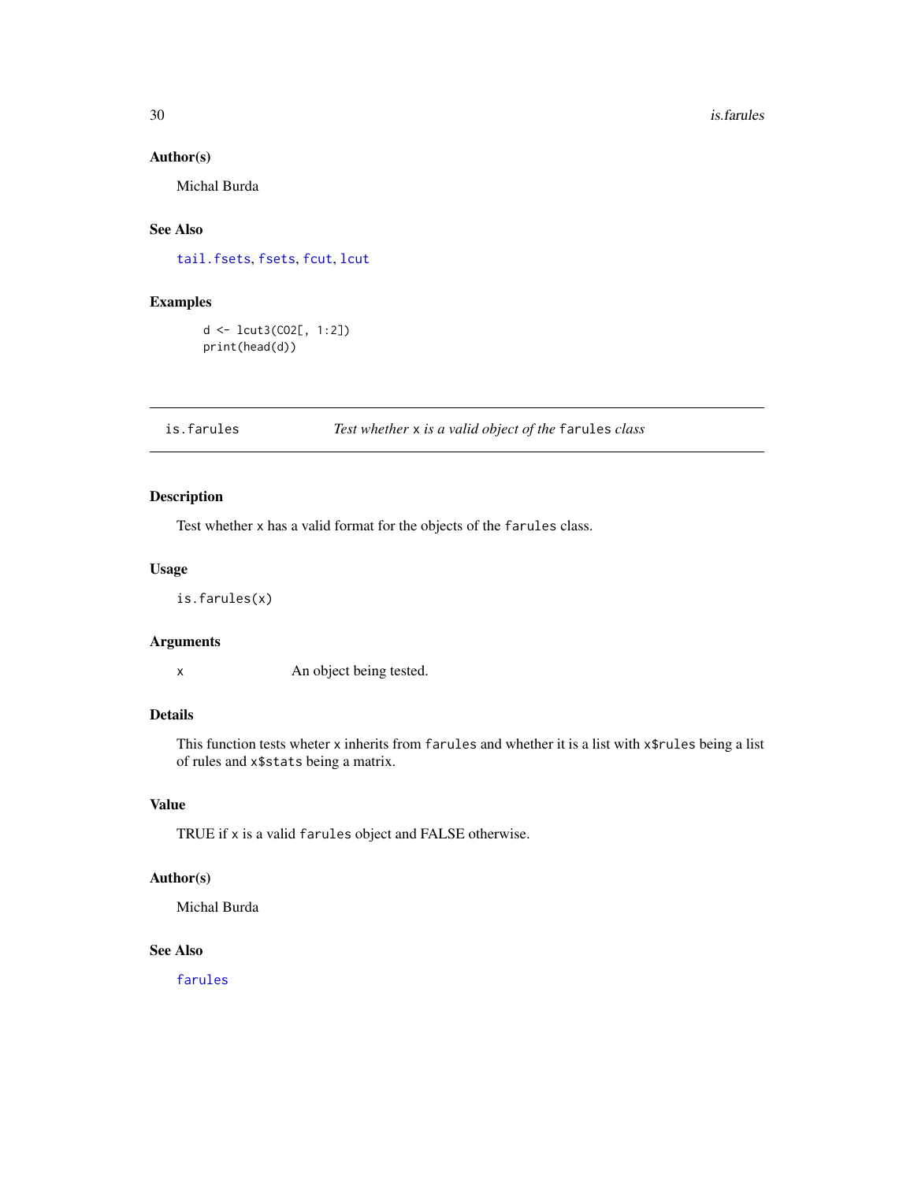### Author(s)

Michal Burda

### See Also

`tail.fsets`, `fsets`, `fcut`, `lcut`

### Examples

```
d <- lcut3(CO2[, 1:2])
print(head(d))
```

---

## is.farules — *Test whether* `x` *is a valid object of the* `farules` *class*

### Description

Test whether `x` has a valid format for the objects of the `farules` class.

### Usage

```
is.farules(x)
```

### Arguments

| | |
|---|---|
| `x` | An object being tested. |

### Details

This function tests wheter `x` inherits from `farules` and whether it is a list with `x$rules` being a list of rules and `x$stats` being a matrix.

### Value

TRUE if `x` is a valid `farules` object and FALSE otherwise.

### Author(s)

Michal Burda

### See Also

`farules`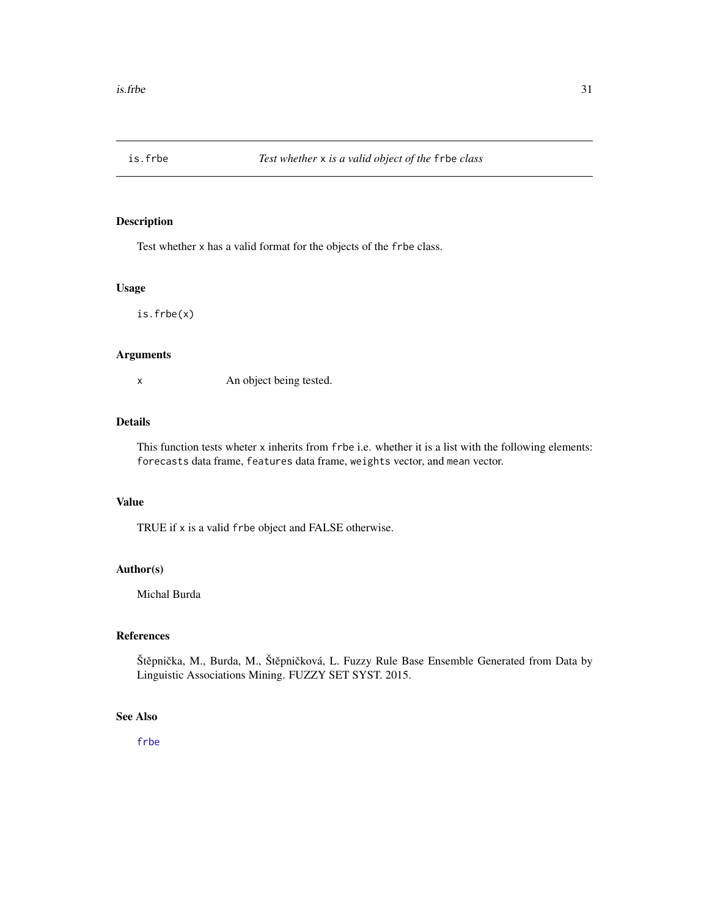# is.frbe — *Test whether `x` is a valid object of the `frbe` class*

## Description

Test whether `x` has a valid format for the objects of the `frbe` class.

## Usage

```
is.frbe(x)
```

## Arguments

| | |
|---|---|
| `x` | An object being tested. |

## Details

This function tests wheter `x` inherits from `frbe` i.e. whether it is a list with the following elements: `forecasts` data frame, `features` data frame, `weights` vector, and `mean` vector.

## Value

TRUE if `x` is a valid `frbe` object and FALSE otherwise.

## Author(s)

Michal Burda

## References

Štěpnička, M., Burda, M., Štěpničková, L. Fuzzy Rule Base Ensemble Generated from Data by Linguistic Associations Mining. FUZZY SET SYST. 2015.

## See Also

`frbe`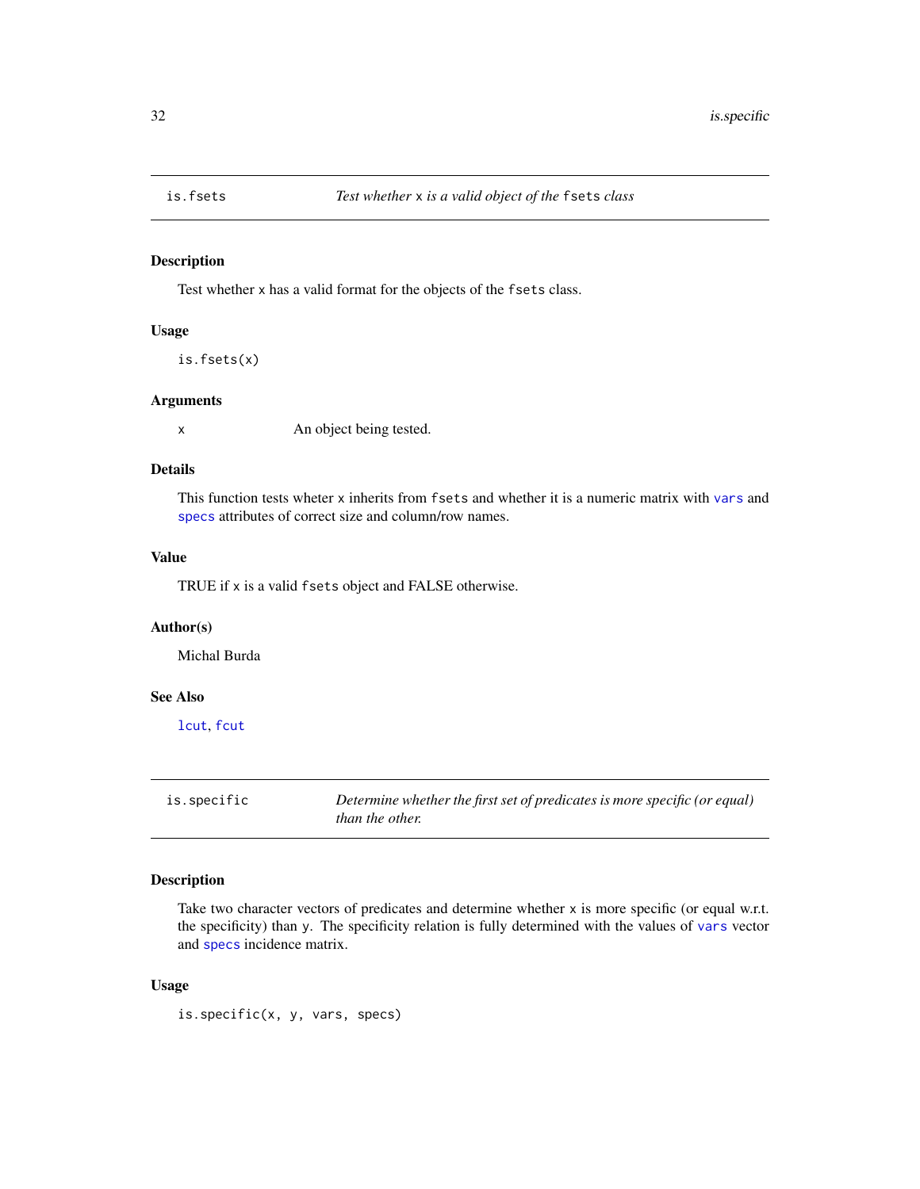## is.fsets — *Test whether x is a valid object of the fsets class*

### Description

Test whether x has a valid format for the objects of the fsets class.

### Usage

```
is.fsets(x)
```

### Arguments

x    An object being tested.

### Details

This function tests wheter x inherits from fsets and whether it is a numeric matrix with vars and specs attributes of correct size and column/row names.

### Value

TRUE if x is a valid fsets object and FALSE otherwise.

### Author(s)

Michal Burda

### See Also

lcut, fcut

## is.specific — *Determine whether the first set of predicates is more specific (or equal) than the other.*

### Description

Take two character vectors of predicates and determine whether x is more specific (or equal w.r.t. the specificity) than y. The specificity relation is fully determined with the values of vars vector and specs incidence matrix.

### Usage

```
is.specific(x, y, vars, specs)
```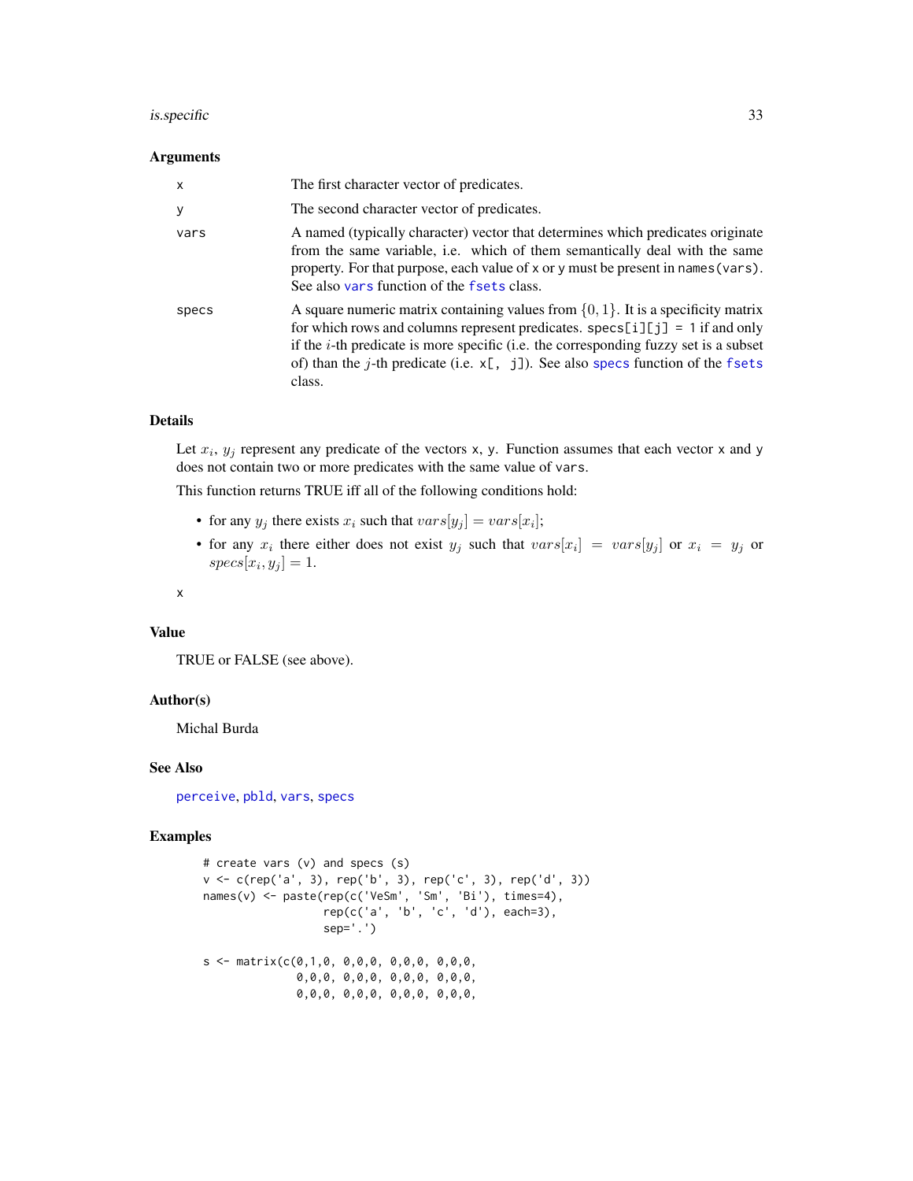### Arguments

| | |
|---|---|
| x | The first character vector of predicates. |
| y | The second character vector of predicates. |
| vars | A named (typically character) vector that determines which predicates originate from the same variable, i.e. which of them semantically deal with the same property. For that purpose, each value of x or y must be present in names(vars). See also vars function of the fsets class. |
| specs | A square numeric matrix containing values from $\{0, 1\}$. It is a specificity matrix for which rows and columns represent predicates. specs[i][j] = 1 if and only if the $i$-th predicate is more specific (i.e. the corresponding fuzzy set is a subset of) than the $j$-th predicate (i.e. x[, j]). See also specs function of the fsets class. |

### Details

Let $x_i$, $y_j$ represent any predicate of the vectors x, y. Function assumes that each vector x and y does not contain two or more predicates with the same value of vars.

This function returns TRUE iff all of the following conditions hold:

- for any $y_j$ there exists $x_i$ such that $vars[y_j] = vars[x_i]$;
- for any $x_i$ there either does not exist $y_j$ such that $vars[x_i] = vars[y_j]$ or $x_i = y_j$ or $specs[x_i, y_j] = 1$.

x

### Value

TRUE or FALSE (see above).

### Author(s)

Michal Burda

### See Also

perceive, pbld, vars, specs

### Examples

```
# create vars (v) and specs (s)
v <- c(rep('a', 3), rep('b', 3), rep('c', 3), rep('d', 3))
names(v) <- paste(rep(c('VeSm', 'Sm', 'Bi'), times=4),
                  rep(c('a', 'b', 'c', 'd'), each=3),
                  sep='.')

s <- matrix(c(0,1,0, 0,0,0, 0,0,0, 0,0,0,
              0,0,0, 0,0,0, 0,0,0, 0,0,0,
              0,0,0, 0,0,0, 0,0,0, 0,0,0,
```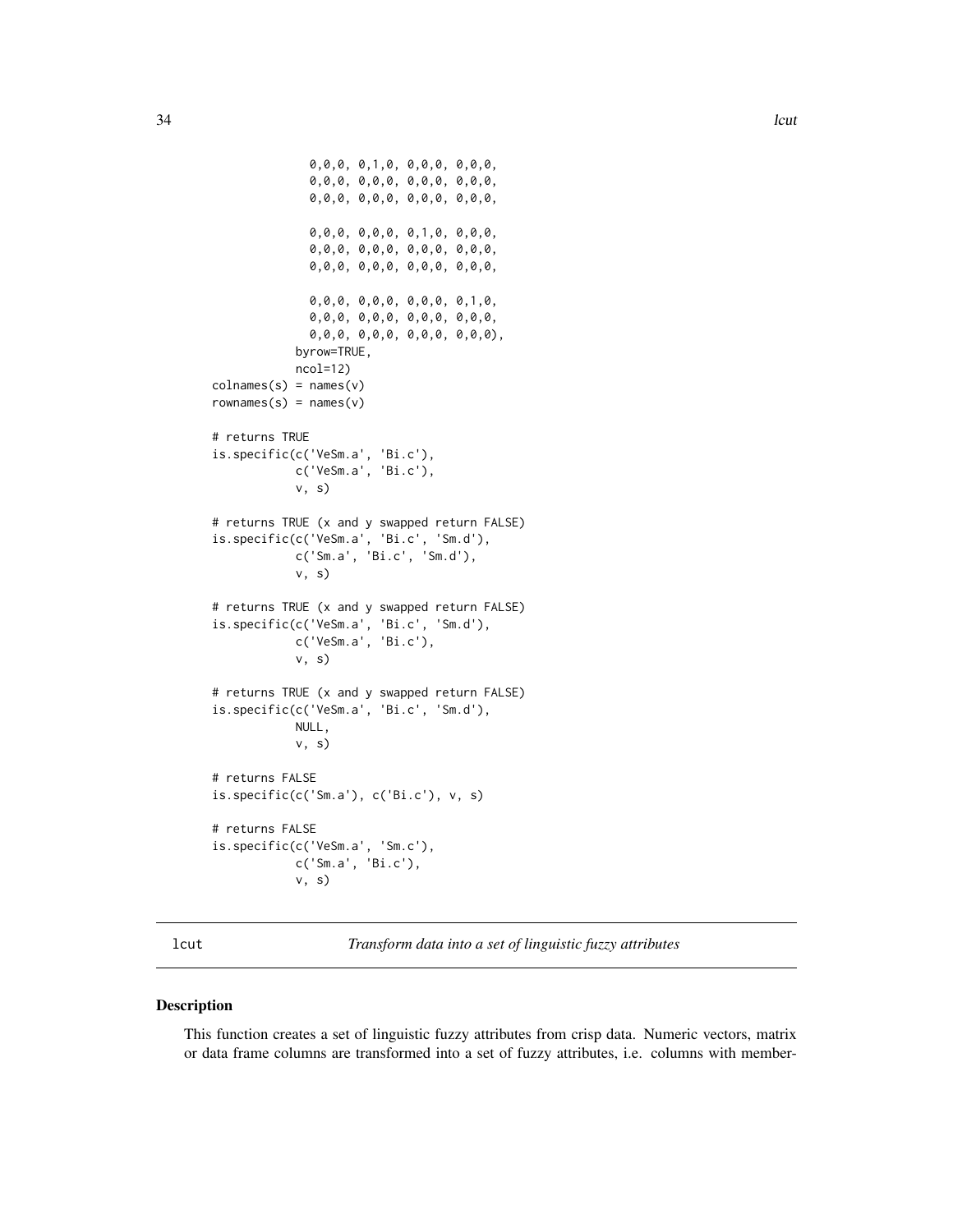```
              0,0,0, 0,1,0, 0,0,0, 0,0,0,
              0,0,0, 0,0,0, 0,0,0, 0,0,0,
              0,0,0, 0,0,0, 0,0,0, 0,0,0,

              0,0,0, 0,0,0, 0,1,0, 0,0,0,
              0,0,0, 0,0,0, 0,0,0, 0,0,0,
              0,0,0, 0,0,0, 0,0,0, 0,0,0,

              0,0,0, 0,0,0, 0,0,0, 0,1,0,
              0,0,0, 0,0,0, 0,0,0, 0,0,0,
              0,0,0, 0,0,0, 0,0,0, 0,0,0),
            byrow=TRUE,
            ncol=12)
colnames(s) = names(v)
rownames(s) = names(v)

# returns TRUE
is.specific(c('VeSm.a', 'Bi.c'),
            c('VeSm.a', 'Bi.c'),
            v, s)

# returns TRUE (x and y swapped return FALSE)
is.specific(c('VeSm.a', 'Bi.c', 'Sm.d'),
            c('Sm.a', 'Bi.c', 'Sm.d'),
            v, s)

# returns TRUE (x and y swapped return FALSE)
is.specific(c('VeSm.a', 'Bi.c', 'Sm.d'),
            c('VeSm.a', 'Bi.c'),
            v, s)

# returns TRUE (x and y swapped return FALSE)
is.specific(c('VeSm.a', 'Bi.c', 'Sm.d'),
            NULL,
            v, s)

# returns FALSE
is.specific(c('Sm.a'), c('Bi.c'), v, s)

# returns FALSE
is.specific(c('VeSm.a', 'Sm.c'),
            c('Sm.a', 'Bi.c'),
            v, s)
```

## lcut *Transform data into a set of linguistic fuzzy attributes*

### Description

This function creates a set of linguistic fuzzy attributes from crisp data. Numeric vectors, matrix or data frame columns are transformed into a set of fuzzy attributes, i.e. columns with member-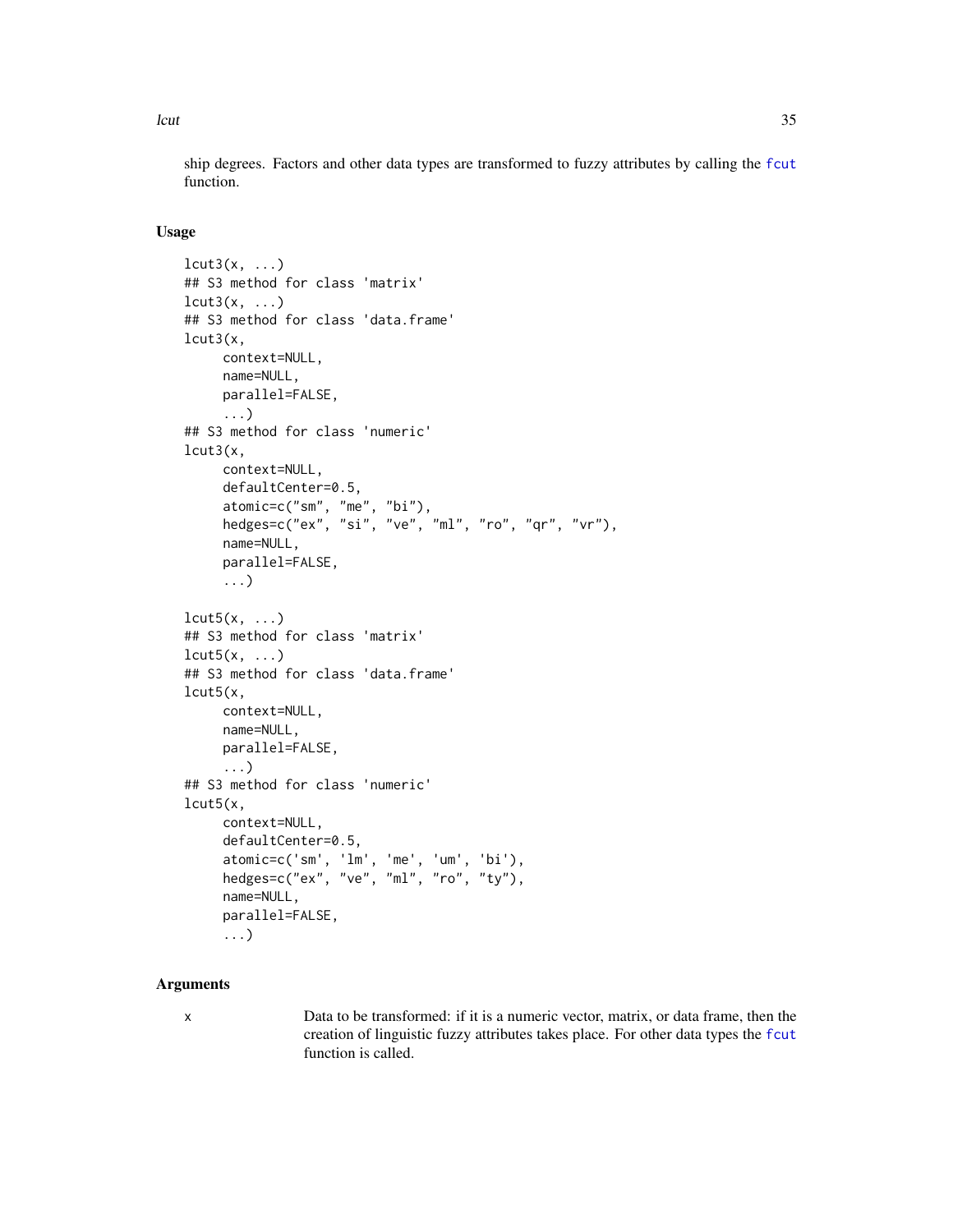ship degrees. Factors and other data types are transformed to fuzzy attributes by calling the fcut function.

## Usage

```
lcut3(x, ...)
## S3 method for class 'matrix'
lcut3(x, ...)
## S3 method for class 'data.frame'
lcut3(x,
      context=NULL,
      name=NULL,
      parallel=FALSE,
      ...)
## S3 method for class 'numeric'
lcut3(x,
      context=NULL,
      defaultCenter=0.5,
      atomic=c("sm", "me", "bi"),
      hedges=c("ex", "si", "ve", "ml", "ro", "qr", "vr"),
      name=NULL,
      parallel=FALSE,
      ...)

lcut5(x, ...)
## S3 method for class 'matrix'
lcut5(x, ...)
## S3 method for class 'data.frame'
lcut5(x,
      context=NULL,
      name=NULL,
      parallel=FALSE,
      ...)
## S3 method for class 'numeric'
lcut5(x,
      context=NULL,
      defaultCenter=0.5,
      atomic=c('sm', 'lm', 'me', 'um', 'bi'),
      hedges=c("ex", "ve", "ml", "ro", "ty"),
      name=NULL,
      parallel=FALSE,
      ...)
```

## Arguments

| | |
|---|---|
| x | Data to be transformed: if it is a numeric vector, matrix, or data frame, then the creation of linguistic fuzzy attributes takes place. For other data types the fcut function is called. |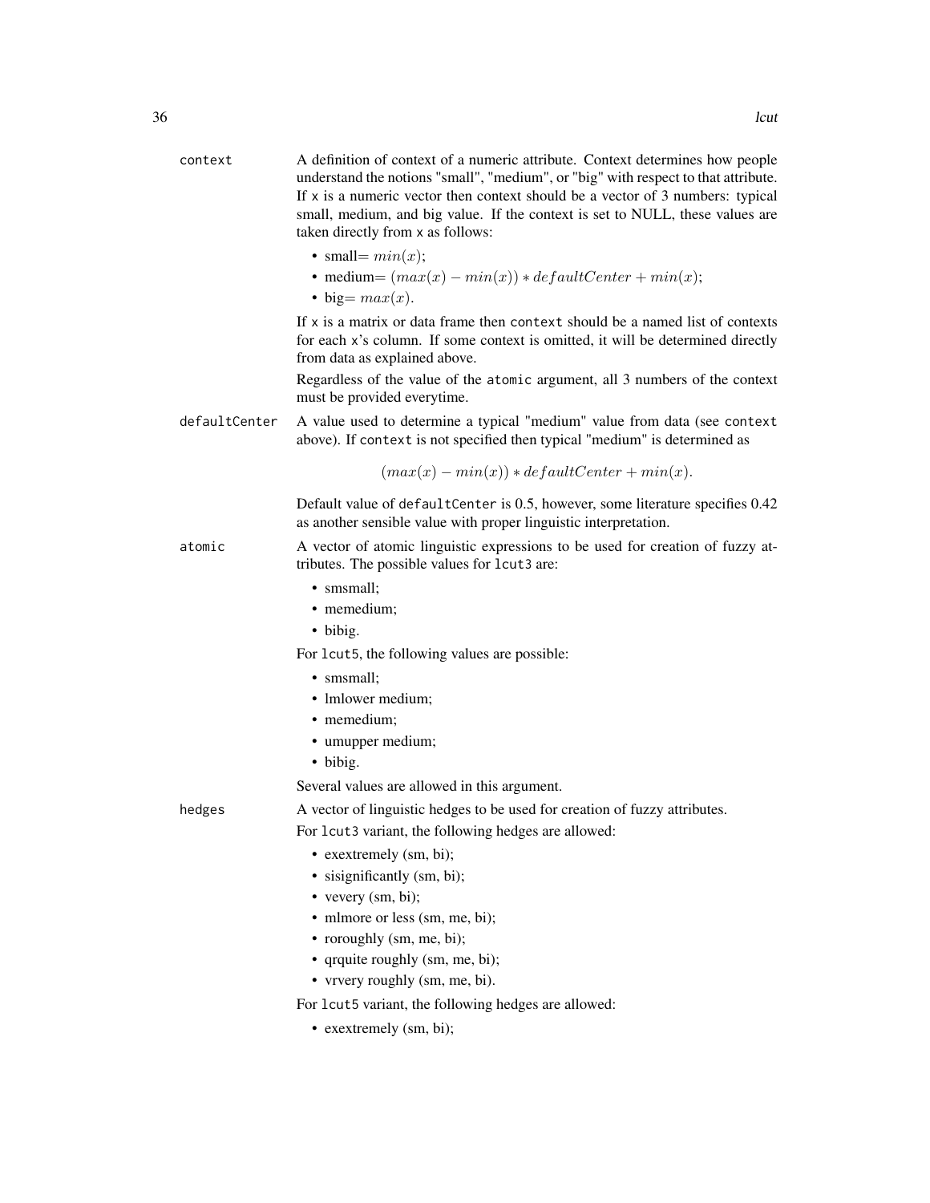context
: A definition of context of a numeric attribute. Context determines how people understand the notions "small", "medium", or "big" with respect to that attribute. If `x` is a numeric vector then context should be a vector of 3 numbers: typical small, medium, and big value. If the context is set to NULL, these values are taken directly from `x` as follows:

- small= $min(x)$;
- medium= $(max(x) - min(x)) * defaultCenter + min(x)$;
- big= $max(x)$.

If `x` is a matrix or data frame then `context` should be a named list of contexts for each `x`'s column. If some context is omitted, it will be determined directly from data as explained above.

Regardless of the value of the `atomic` argument, all 3 numbers of the context must be provided everytime.

defaultCenter
: A value used to determine a typical "medium" value from data (see `context` above). If `context` is not specified then typical "medium" is determined as

$$(max(x) - min(x)) * defaultCenter + min(x).$$

Default value of `defaultCenter` is 0.5, however, some literature specifies 0.42 as another sensible value with proper linguistic interpretation.

atomic
: A vector of atomic linguistic expressions to be used for creation of fuzzy attributes. The possible values for `lcut3` are:

- smsmall;
- memedium;
- bibig.

For `lcut5`, the following values are possible:

- smsmall;
- lmlower medium;
- memedium;
- umupper medium;
- bibig.

Several values are allowed in this argument.

hedges
: A vector of linguistic hedges to be used for creation of fuzzy attributes.

For `lcut3` variant, the following hedges are allowed:

- exextremely (sm, bi);
- sisignificantly (sm, bi);
- vevery (sm, bi);
- mlmore or less (sm, me, bi);
- roroughly (sm, me, bi);
- qrquite roughly (sm, me, bi);
- vrvery roughly (sm, me, bi).

For `lcut5` variant, the following hedges are allowed:

- exextremely (sm, bi);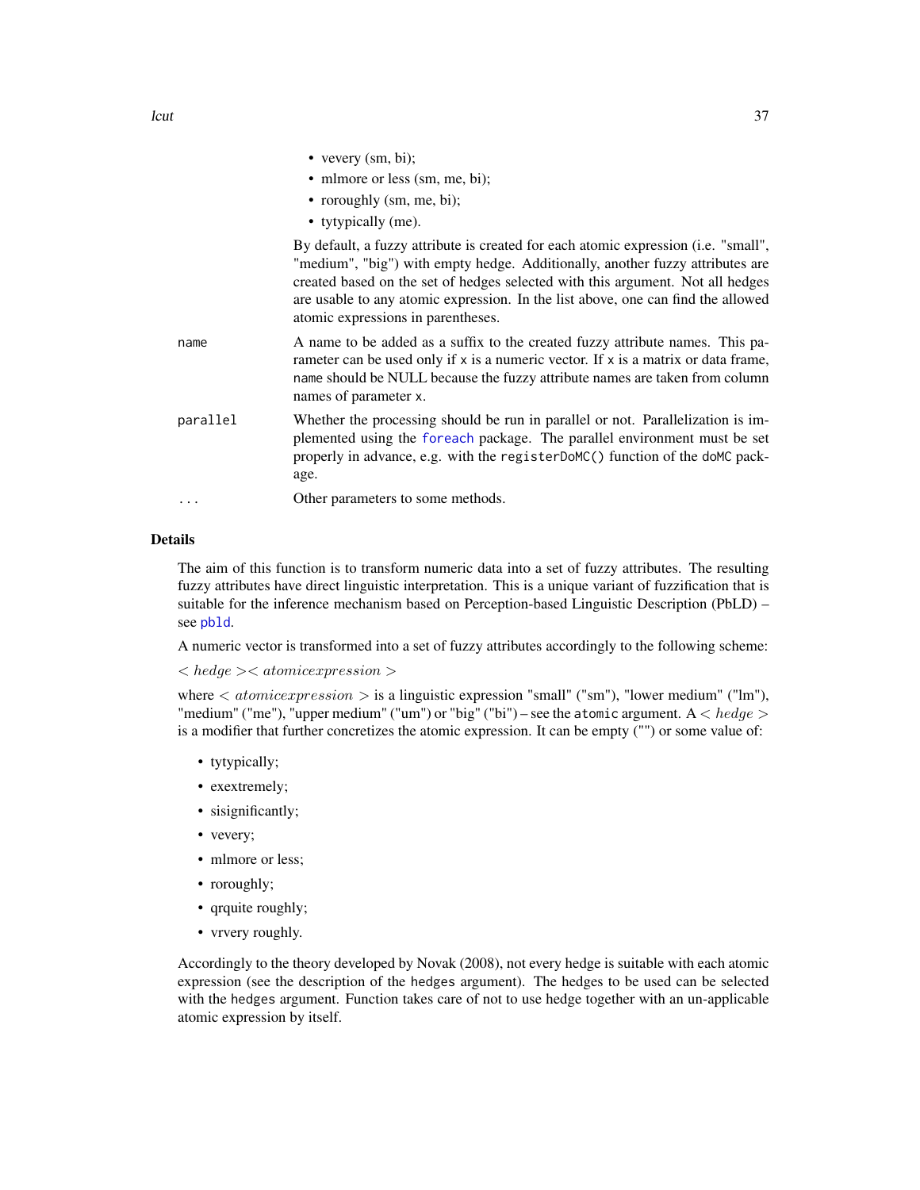- vevery (sm, bi);
- mlmore or less (sm, me, bi);
- roroughly (sm, me, bi);
- tytypically (me).

By default, a fuzzy attribute is created for each atomic expression (i.e. "small", "medium", "big") with empty hedge. Additionally, another fuzzy attributes are created based on the set of hedges selected with this argument. Not all hedges are usable to any atomic expression. In the list above, one can find the allowed atomic expressions in parentheses.

`name` A name to be added as a suffix to the created fuzzy attribute names. This parameter can be used only if `x` is a numeric vector. If `x` is a matrix or data frame, `name` should be NULL because the fuzzy attribute names are taken from column names of parameter `x`.

`parallel` Whether the processing should be run in parallel or not. Parallelization is implemented using the foreach package. The parallel environment must be set properly in advance, e.g. with the `registerDoMC()` function of the `doMC` package.

`...` Other parameters to some methods.

## Details

The aim of this function is to transform numeric data into a set of fuzzy attributes. The resulting fuzzy attributes have direct linguistic interpretation. This is a unique variant of fuzzification that is suitable for the inference mechanism based on Perception-based Linguistic Description (PbLD) – see `pbld`.

A numeric vector is transformed into a set of fuzzy attributes accordingly to the following scheme:

$< hedge >< atomic expression >$

where $< atomic expression >$ is a linguistic expression "small" ("sm"), "lower medium" ("lm"), "medium" ("me"), "upper medium" ("um") or "big" ("bi") – see the `atomic` argument. A $< hedge >$ is a modifier that further concretizes the atomic expression. It can be empty ("") or some value of:

- tytypically;
- exextremely;
- sisignificantly;
- vevery;
- mlmore or less;
- roroughly;
- qrquite roughly;
- vrvery roughly.

Accordingly to the theory developed by Novak (2008), not every hedge is suitable with each atomic expression (see the description of the `hedges` argument). The hedges to be used can be selected with the `hedges` argument. Function takes care of not to use hedge together with an un-applicable atomic expression by itself.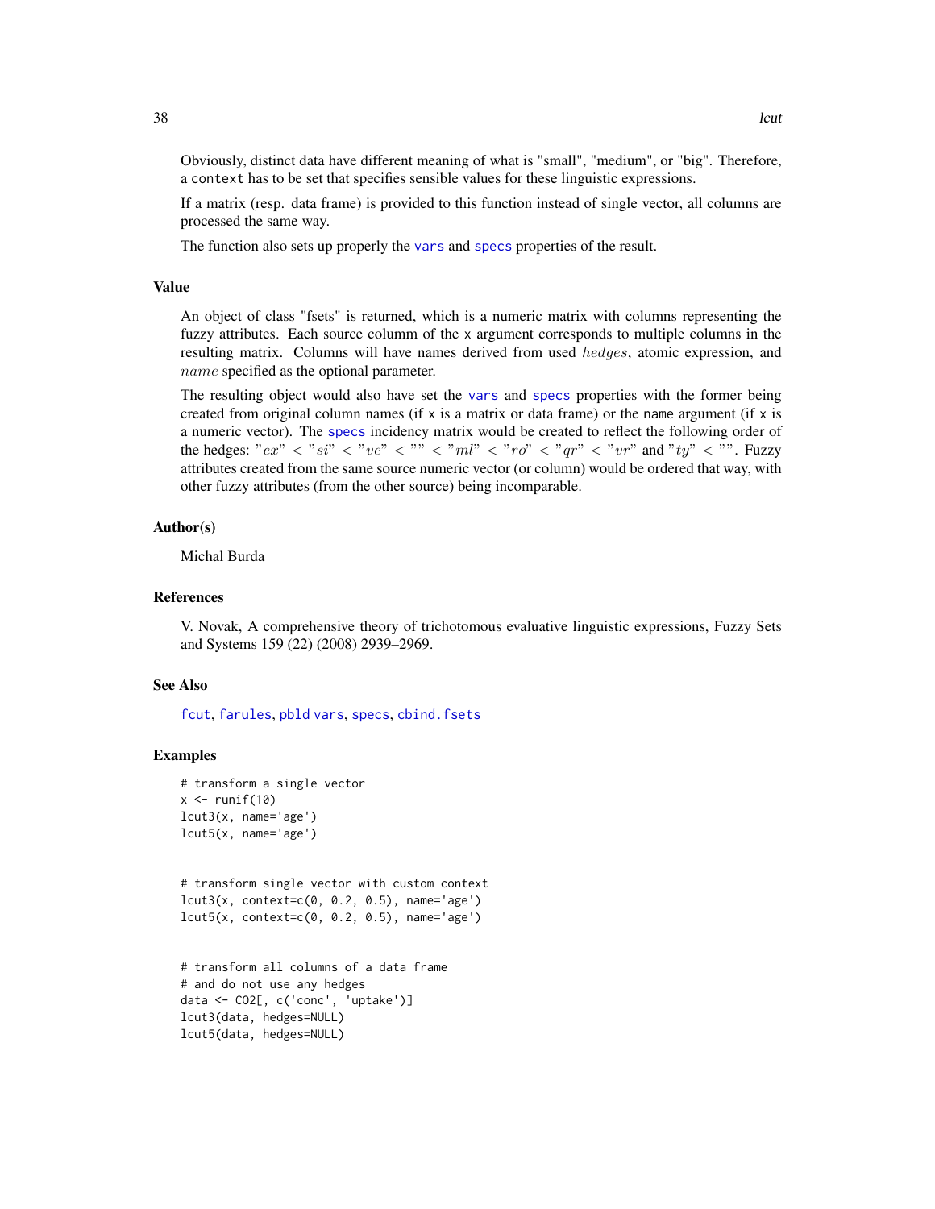Obviously, distinct data have different meaning of what is "small", "medium", or "big". Therefore, a `context` has to be set that specifies sensible values for these linguistic expressions.

If a matrix (resp. data frame) is provided to this function instead of single vector, all columns are processed the same way.

The function also sets up properly the `vars` and `specs` properties of the result.

## Value

An object of class "fsets" is returned, which is a numeric matrix with columns representing the fuzzy attributes. Each source columm of the `x` argument corresponds to multiple columns in the resulting matrix. Columns will have names derived from used $hedges$, atomic expression, and $name$ specified as the optional parameter.

The resulting object would also have set the `vars` and `specs` properties with the former being created from original column names (if `x` is a matrix or data frame) or the `name` argument (if `x` is a numeric vector). The `specs` incidency matrix would be created to reflect the following order of the hedges: $"ex" < "si" < "ve" < "" < "ml" < "ro" < "qr" < "vr"$ and $"ty" < ""$. Fuzzy attributes created from the same source numeric vector (or column) would be ordered that way, with other fuzzy attributes (from the other source) being incomparable.

## Author(s)

Michal Burda

## References

V. Novak, A comprehensive theory of trichotomous evaluative linguistic expressions, Fuzzy Sets and Systems 159 (22) (2008) 2939–2969.

## See Also

`fcut`, `farules`, `pbld` `vars`, `specs`, `cbind.fsets`

## Examples

```
# transform a single vector
x <- runif(10)
lcut3(x, name='age')
lcut5(x, name='age')


# transform single vector with custom context
lcut3(x, context=c(0, 0.2, 0.5), name='age')
lcut5(x, context=c(0, 0.2, 0.5), name='age')


# transform all columns of a data frame
# and do not use any hedges
data <- CO2[, c('conc', 'uptake')]
lcut3(data, hedges=NULL)
lcut5(data, hedges=NULL)
```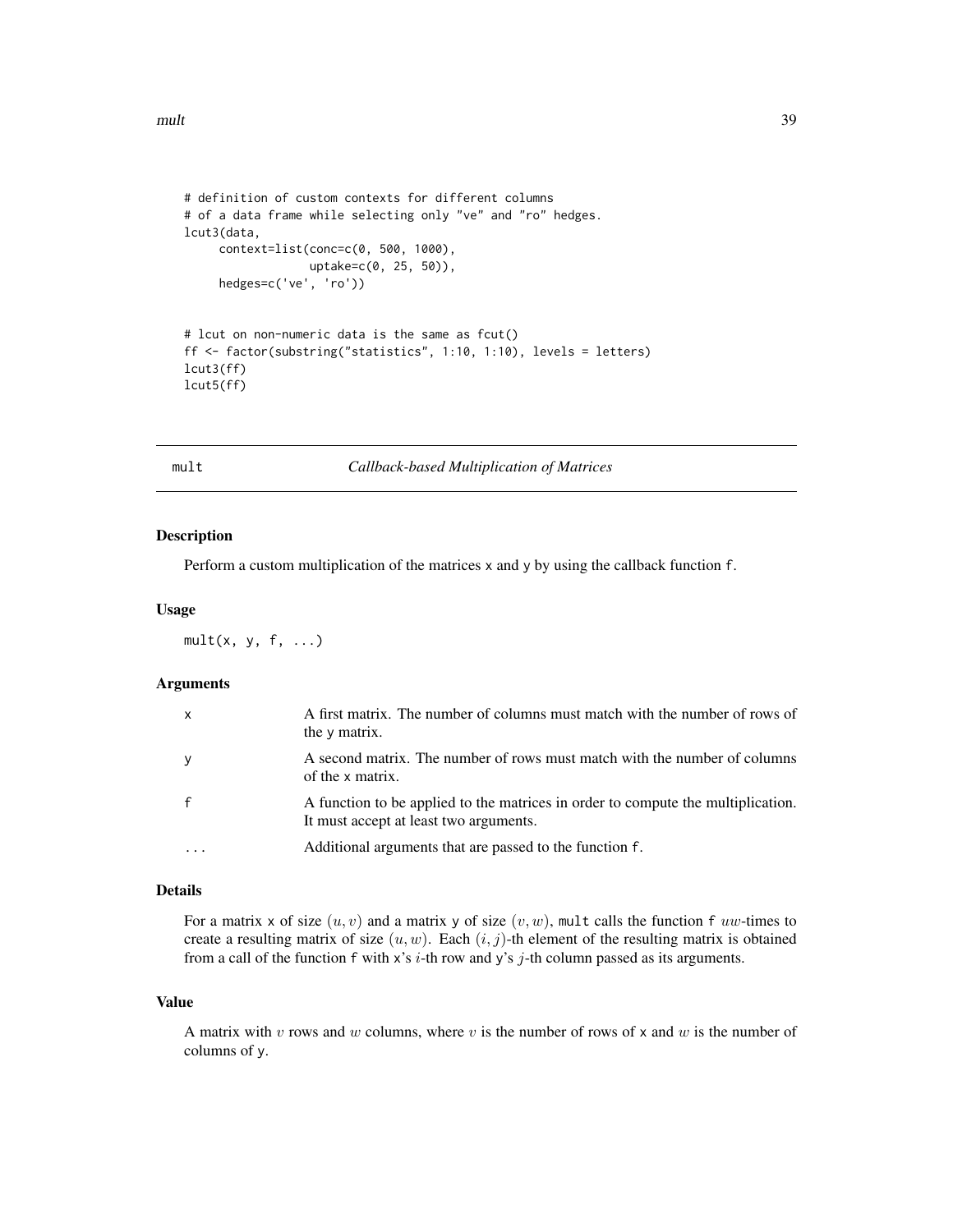```
# definition of custom contexts for different columns
# of a data frame while selecting only "ve" and "ro" hedges.
lcut3(data,
     context=list(conc=c(0, 500, 1000),
                  uptake=c(0, 25, 50)),
     hedges=c('ve', 'ro'))


# lcut on non-numeric data is the same as fcut()
ff <- factor(substring("statistics", 1:10, 1:10), levels = letters)
lcut3(ff)
lcut5(ff)
```

## mult — *Callback-based Multiplication of Matrices*

### Description

Perform a custom multiplication of the matrices `x` and `y` by using the callback function `f`.

### Usage

```
mult(x, y, f, ...)
```

### Arguments

| | |
|---|---|
| `x` | A first matrix. The number of columns must match with the number of rows of the `y` matrix. |
| `y` | A second matrix. The number of rows must match with the number of columns of the `x` matrix. |
| `f` | A function to be applied to the matrices in order to compute the multiplication. It must accept at least two arguments. |
| `...` | Additional arguments that are passed to the function `f`. |

### Details

For a matrix `x` of size $(u, v)$ and a matrix `y` of size $(v, w)$, `mult` calls the function `f` $uw$-times to create a resulting matrix of size $(u, w)$. Each $(i, j)$-th element of the resulting matrix is obtained from a call of the function `f` with `x`'s $i$-th row and `y`'s $j$-th column passed as its arguments.

### Value

A matrix with $v$ rows and $w$ columns, where $v$ is the number of rows of `x` and $w$ is the number of columns of `y`.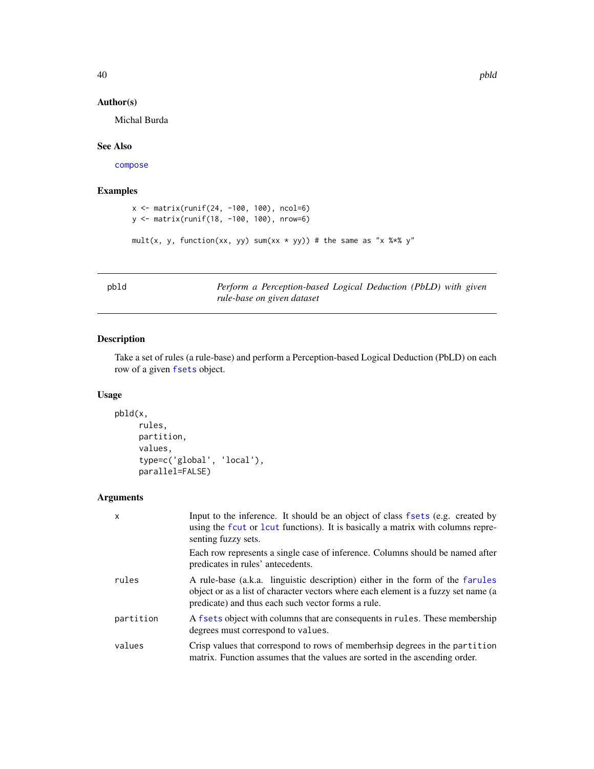## Author(s)

Michal Burda

## See Also

compose

## Examples

```
x <- matrix(runif(24, -100, 100), ncol=6)
y <- matrix(runif(18, -100, 100), nrow=6)

mult(x, y, function(xx, yy) sum(xx * yy)) # the same as "x %*% y"
```

---

# pbld — *Perform a Perception-based Logical Deduction (PbLD) with given rule-base on given dataset*

## Description

Take a set of rules (a rule-base) and perform a Perception-based Logical Deduction (PbLD) on each row of a given fsets object.

## Usage

```
pbld(x,
     rules,
     partition,
     values,
     type=c('global', 'local'),
     parallel=FALSE)
```

## Arguments

| | |
|---|---|
| x | Input to the inference. It should be an object of class fsets (e.g. created by using the fcut or lcut functions). It is basically a matrix with columns representing fuzzy sets.<br>Each row represents a single case of inference. Columns should be named after predicates in rules' antecedents. |
| rules | A rule-base (a.k.a. linguistic description) either in the form of the farules object or as a list of character vectors where each element is a fuzzy set name (a predicate) and thus each such vector forms a rule. |
| partition | A fsets object with columns that are consequents in rules. These membership degrees must correspond to values. |
| values | Crisp values that correspond to rows of memberhsip degrees in the partition matrix. Function assumes that the values are sorted in the ascending order. |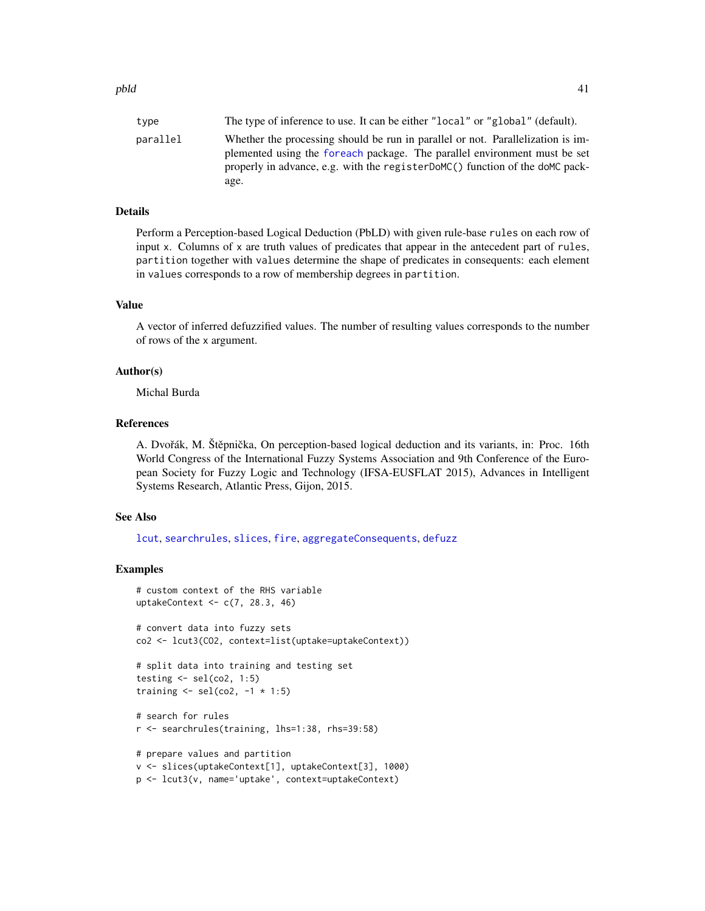| | |
|---|---|
| type | The type of inference to use. It can be either "local" or "global" (default). |
| parallel | Whether the processing should be run in parallel or not. Parallelization is implemented using the foreach package. The parallel environment must be set properly in advance, e.g. with the registerDoMC() function of the doMC package. |

## Details

Perform a Perception-based Logical Deduction (PbLD) with given rule-base rules on each row of input x. Columns of x are truth values of predicates that appear in the antecedent part of rules, partition together with values determine the shape of predicates in consequents: each element in values corresponds to a row of membership degrees in partition.

## Value

A vector of inferred defuzzified values. The number of resulting values corresponds to the number of rows of the x argument.

## Author(s)

Michal Burda

## References

A. Dvořák, M. Štěpnička, On perception-based logical deduction and its variants, in: Proc. 16th World Congress of the International Fuzzy Systems Association and 9th Conference of the European Society for Fuzzy Logic and Technology (IFSA-EUSFLAT 2015), Advances in Intelligent Systems Research, Atlantic Press, Gijon, 2015.

## See Also

lcut, searchrules, slices, fire, aggregateConsequents, defuzz

## Examples

```
# custom context of the RHS variable
uptakeContext <- c(7, 28.3, 46)

# convert data into fuzzy sets
co2 <- lcut3(CO2, context=list(uptake=uptakeContext))

# split data into training and testing set
testing <- sel(co2, 1:5)
training <- sel(co2, -1 * 1:5)

# search for rules
r <- searchrules(training, lhs=1:38, rhs=39:58)

# prepare values and partition
v <- slices(uptakeContext[1], uptakeContext[3], 1000)
p <- lcut3(v, name='uptake', context=uptakeContext)
```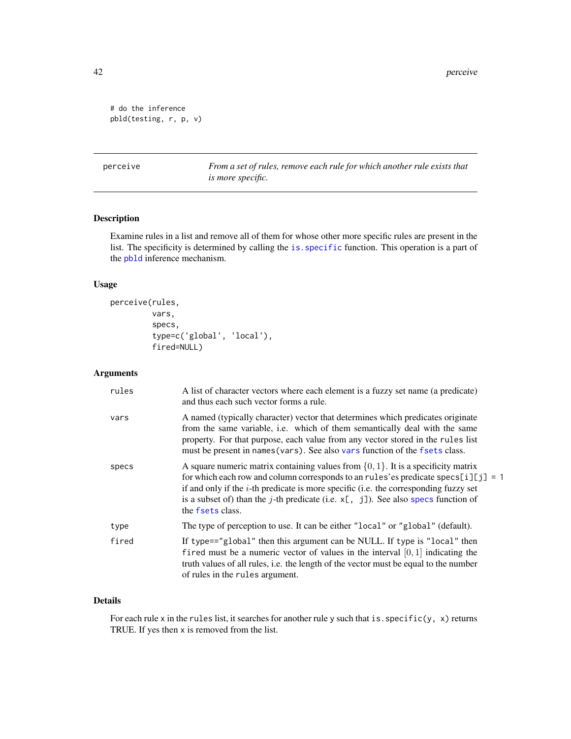```
# do the inference
pbld(testing, r, p, v)
```

---

## perceive — *From a set of rules, remove each rule for which another rule exists that is more specific.*

---

### Description

Examine rules in a list and remove all of them for whose other more specific rules are present in the list. The specificity is determined by calling the `is.specific` function. This operation is a part of the `pbld` inference mechanism.

### Usage

```
perceive(rules,
         vars,
         specs,
         type=c('global', 'local'),
         fired=NULL)
```

### Arguments

| | |
|---|---|
| `rules` | A list of character vectors where each element is a fuzzy set name (a predicate) and thus each such vector forms a rule. |
| `vars` | A named (typically character) vector that determines which predicates originate from the same variable, i.e. which of them semantically deal with the same property. For that purpose, each value from any vector stored in the `rules` list must be present in `names(vars)`. See also `vars` function of the `fsets` class. |
| `specs` | A square numeric matrix containing values from $\{0, 1\}$. It is a specificity matrix for which each row and column corresponds to an `rules`'es predicate `specs[i][j] = 1` if and only if the $i$-th predicate is more specific (i.e. the corresponding fuzzy set is a subset of) than the $j$-th predicate (i.e. `x[, j]`). See also `specs` function of the `fsets` class. |
| `type` | The type of perception to use. It can be either `"local"` or `"global"` (default). |
| `fired` | If `type=="global"` then this argument can be NULL. If `type` is `"local"` then `fired` must be a numeric vector of values in the interval $[0, 1]$ indicating the truth values of all rules, i.e. the length of the vector must be equal to the number of rules in the `rules` argument. |

### Details

For each rule `x` in the `rules` list, it searches for another rule `y` such that `is.specific(y, x)` returns TRUE. If yes then `x` is removed from the list.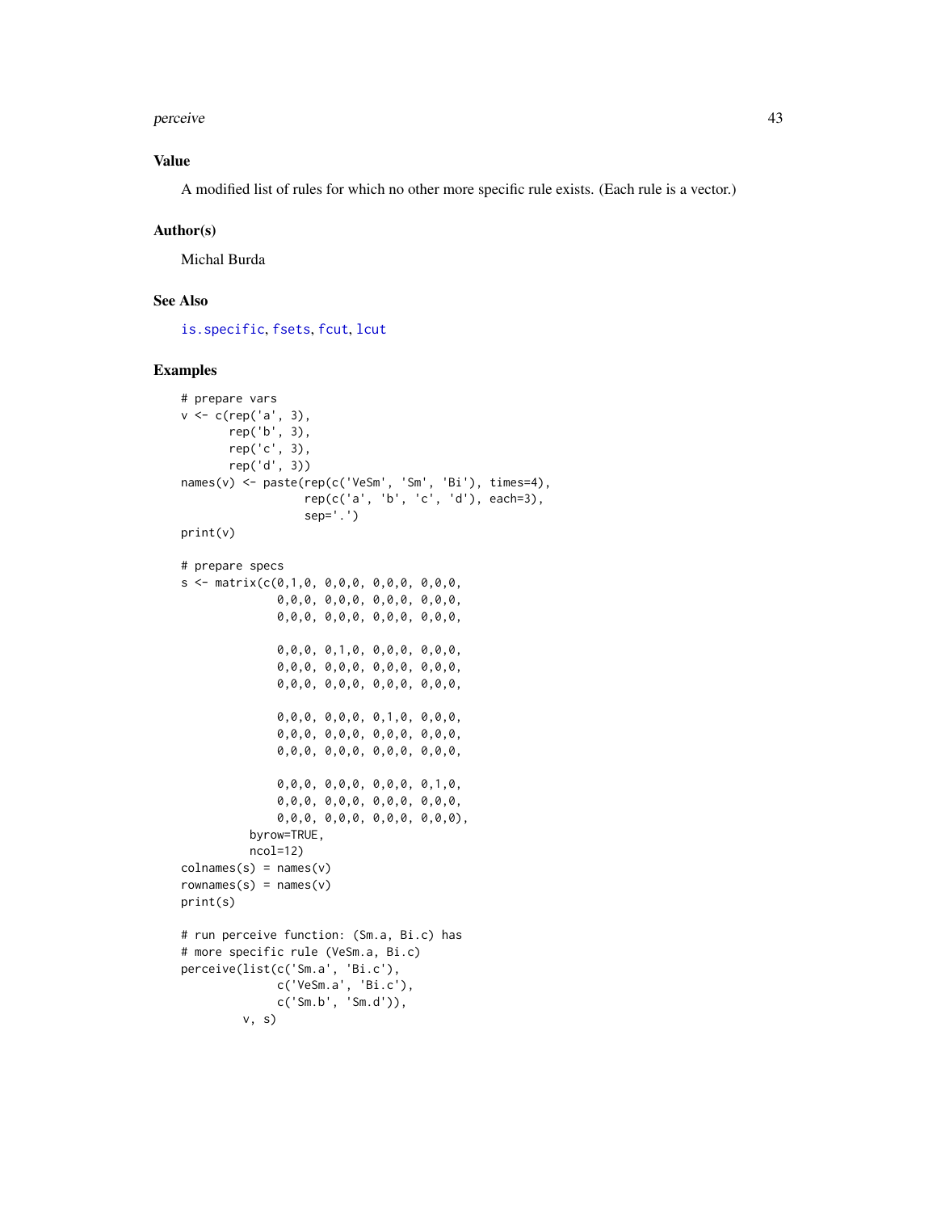## Value

A modified list of rules for which no other more specific rule exists. (Each rule is a vector.)

## Author(s)

Michal Burda

## See Also

is.specific, fsets, fcut, lcut

## Examples

```
# prepare vars
v <- c(rep('a', 3),
       rep('b', 3),
       rep('c', 3),
       rep('d', 3))
names(v) <- paste(rep(c('VeSm', 'Sm', 'Bi'), times=4),
                  rep(c('a', 'b', 'c', 'd'), each=3),
                  sep='.')
print(v)

# prepare specs
s <- matrix(c(0,1,0, 0,0,0, 0,0,0, 0,0,0,
              0,0,0, 0,0,0, 0,0,0, 0,0,0,
              0,0,0, 0,0,0, 0,0,0, 0,0,0,

              0,0,0, 0,1,0, 0,0,0, 0,0,0,
              0,0,0, 0,0,0, 0,0,0, 0,0,0,
              0,0,0, 0,0,0, 0,0,0, 0,0,0,

              0,0,0, 0,0,0, 0,1,0, 0,0,0,
              0,0,0, 0,0,0, 0,0,0, 0,0,0,
              0,0,0, 0,0,0, 0,0,0, 0,0,0,

              0,0,0, 0,0,0, 0,0,0, 0,1,0,
              0,0,0, 0,0,0, 0,0,0, 0,0,0,
              0,0,0, 0,0,0, 0,0,0, 0,0,0),
          byrow=TRUE,
          ncol=12)
colnames(s) = names(v)
rownames(s) = names(v)
print(s)

# run perceive function: (Sm.a, Bi.c) has
# more specific rule (VeSm.a, Bi.c)
perceive(list(c('Sm.a', 'Bi.c'),
              c('VeSm.a', 'Bi.c'),
              c('Sm.b', 'Sm.d')),
         v, s)
```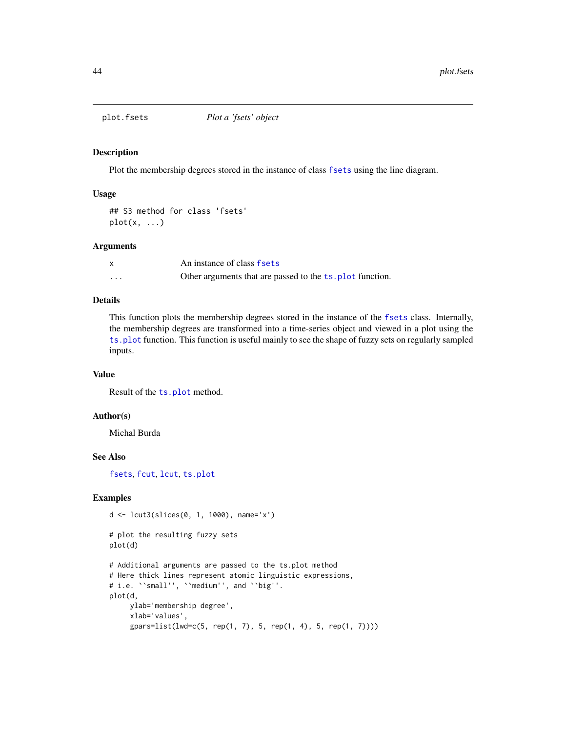## plot.fsets — *Plot a 'fsets' object*

### Description

Plot the membership degrees stored in the instance of class `fsets` using the line diagram.

### Usage

```
## S3 method for class 'fsets'
plot(x, ...)
```

### Arguments

| | |
|---|---|
| `x` | An instance of class `fsets` |
| `...` | Other arguments that are passed to the `ts.plot` function. |

### Details

This function plots the membership degrees stored in the instance of the `fsets` class. Internally, the membership degrees are transformed into a time-series object and viewed in a plot using the `ts.plot` function. This function is useful mainly to see the shape of fuzzy sets on regularly sampled inputs.

### Value

Result of the `ts.plot` method.

### Author(s)

Michal Burda

### See Also

`fsets`, `fcut`, `lcut`, `ts.plot`

### Examples

```
d <- lcut3(slices(0, 1, 1000), name='x')

# plot the resulting fuzzy sets
plot(d)

# Additional arguments are passed to the ts.plot method
# Here thick lines represent atomic linguistic expressions,
# i.e. ``small'', ``medium'', and ``big''.
plot(d,
     ylab='membership degree',
     xlab='values',
     gpars=list(lwd=c(5, rep(1, 7), 5, rep(1, 4), 5, rep(1, 7))))
```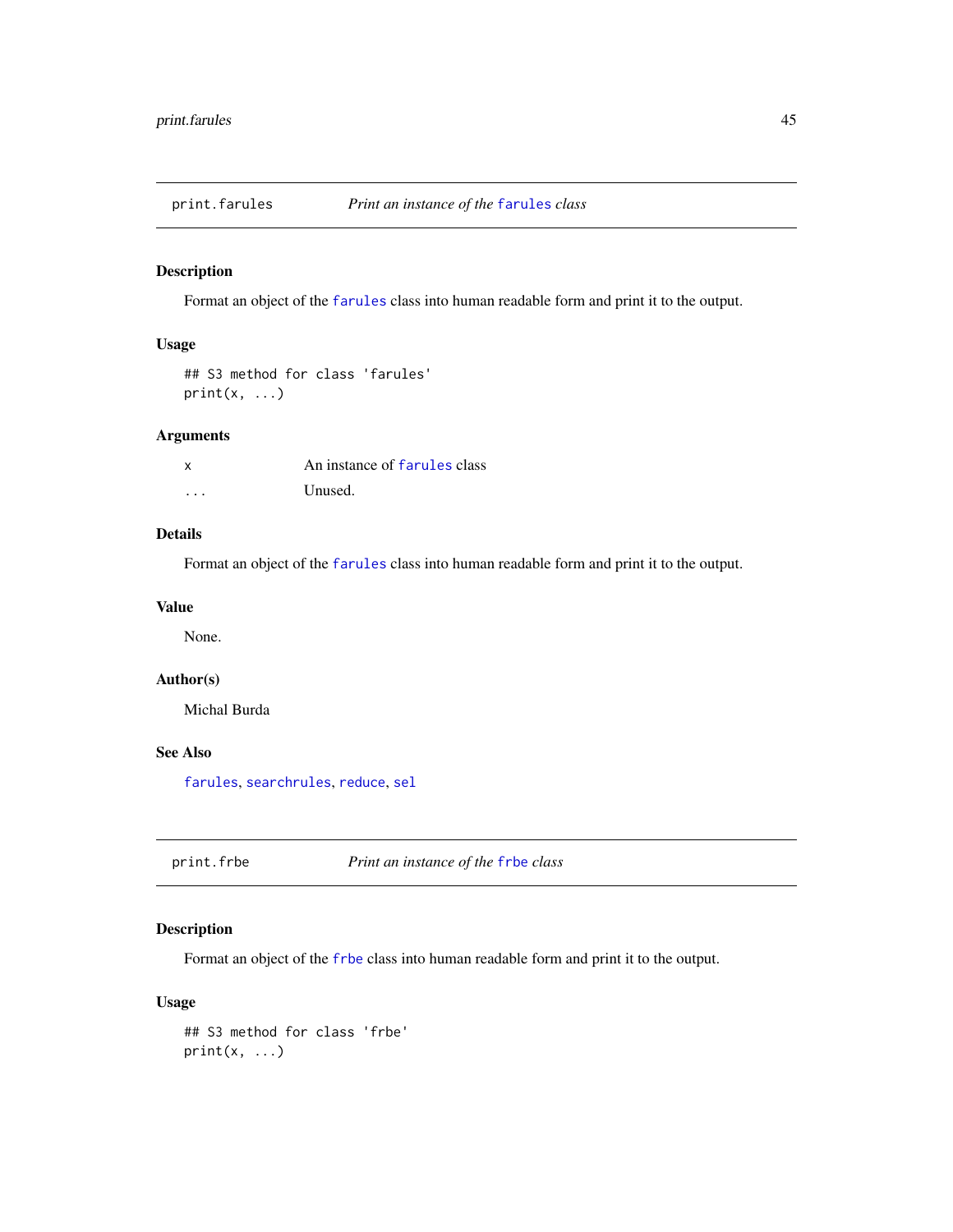## print.farules — *Print an instance of the `farules` class*

### Description

Format an object of the `farules` class into human readable form and print it to the output.

### Usage

```
## S3 method for class 'farules'
print(x, ...)
```

### Arguments

| | |
|---|---|
| `x` | An instance of `farules` class |
| `...` | Unused. |

### Details

Format an object of the `farules` class into human readable form and print it to the output.

### Value

None.

### Author(s)

Michal Burda

### See Also

`farules`, `searchrules`, `reduce`, `sel`

## print.frbe — *Print an instance of the `frbe` class*

### Description

Format an object of the `frbe` class into human readable form and print it to the output.

### Usage

```
## S3 method for class 'frbe'
print(x, ...)
```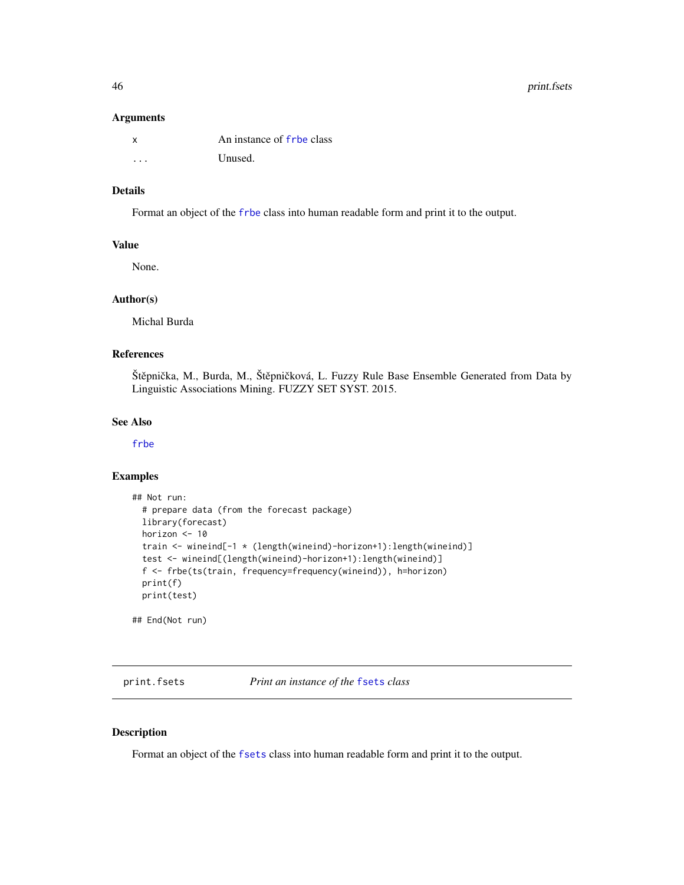### Arguments

| | |
|---|---|
| x | An instance of frbe class |
| ... | Unused. |

### Details

Format an object of the frbe class into human readable form and print it to the output.

### Value

None.

### Author(s)

Michal Burda

### References

Štěpnička, M., Burda, M., Štěpničková, L. Fuzzy Rule Base Ensemble Generated from Data by Linguistic Associations Mining. FUZZY SET SYST. 2015.

### See Also

frbe

### Examples

```
## Not run:
  # prepare data (from the forecast package)
  library(forecast)
  horizon <- 10
  train <- wineind[-1 * (length(wineind)-horizon+1):length(wineind)]
  test <- wineind[(length(wineind)-horizon+1):length(wineind)]
  f <- frbe(ts(train, frequency=frequency(wineind)), h=horizon)
  print(f)
  print(test)

## End(Not run)
```

---

## print.fsets — *Print an instance of the fsets class*

### Description

Format an object of the fsets class into human readable form and print it to the output.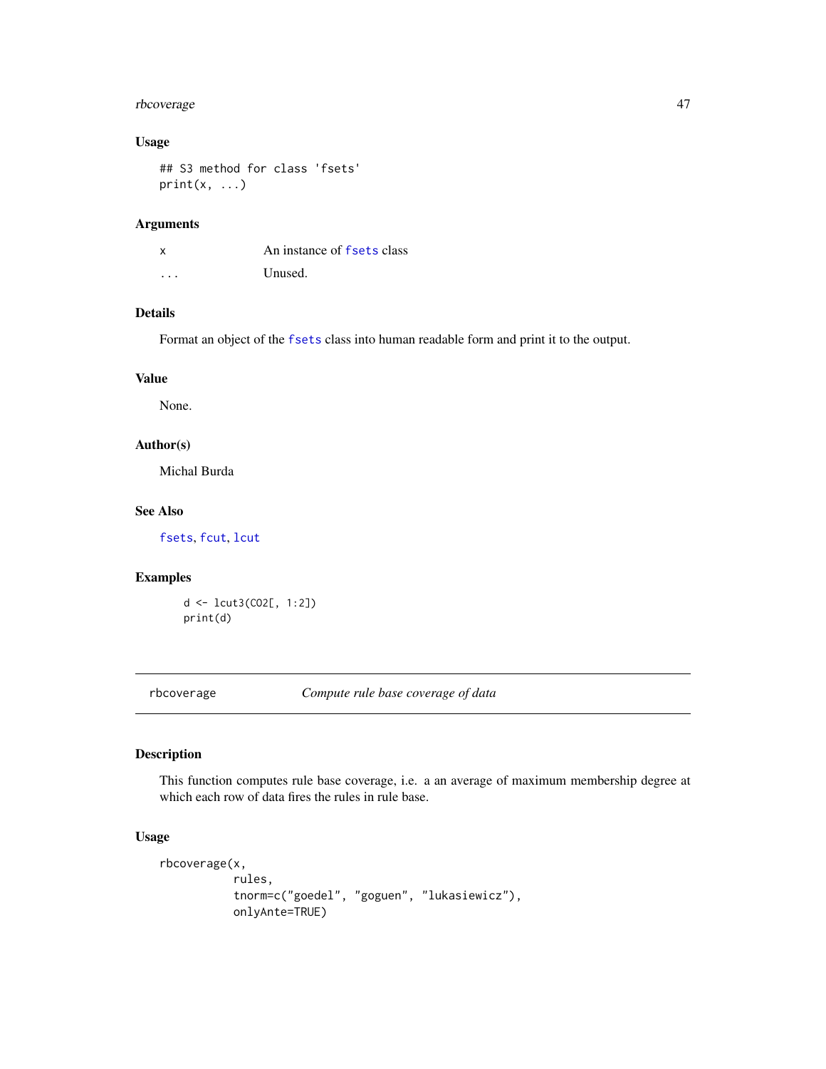### Usage

```
## S3 method for class 'fsets'
print(x, ...)
```

### Arguments

| | |
|---|---|
| x | An instance of fsets class |
| ... | Unused. |

### Details

Format an object of the fsets class into human readable form and print it to the output.

### Value

None.

### Author(s)

Michal Burda

### See Also

fsets, fcut, lcut

### Examples

```
d <- lcut3(CO2[, 1:2])
print(d)
```

---

## rbcoverage — *Compute rule base coverage of data*

### Description

This function computes rule base coverage, i.e. a an average of maximum membership degree at which each row of data fires the rules in rule base.

### Usage

```
rbcoverage(x,
           rules,
           tnorm=c("goedel", "goguen", "lukasiewicz"),
           onlyAnte=TRUE)
```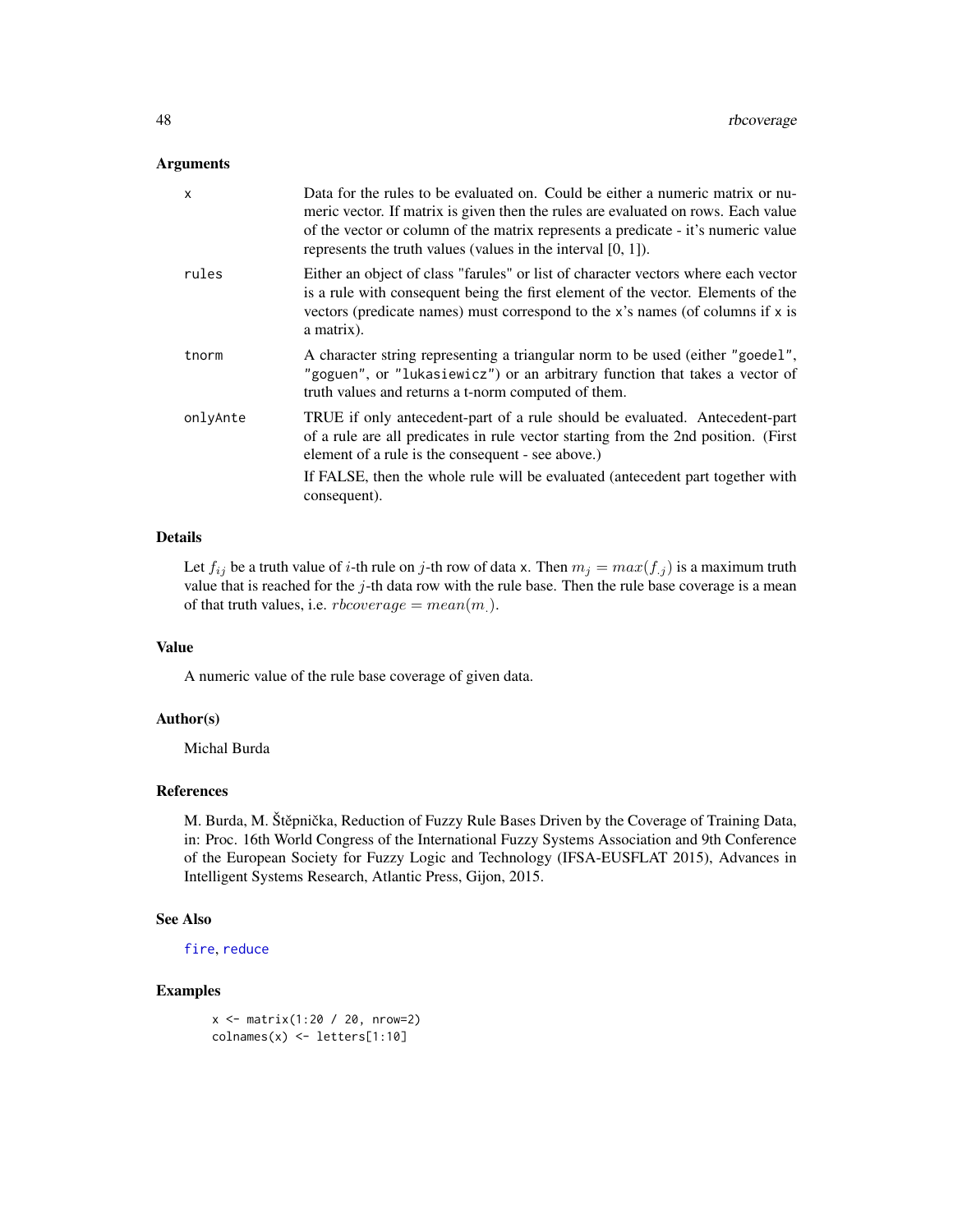### Arguments

- **x** Data for the rules to be evaluated on. Could be either a numeric matrix or numeric vector. If matrix is given then the rules are evaluated on rows. Each value of the vector or column of the matrix represents a predicate - it's numeric value represents the truth values (values in the interval [0, 1]).
- **rules** Either an object of class "farules" or list of character vectors where each vector is a rule with consequent being the first element of the vector. Elements of the vectors (predicate names) must correspond to the x's names (of columns if x is a matrix).
- **tnorm** A character string representing a triangular norm to be used (either "goedel", "goguen", or "lukasiewicz") or an arbitrary function that takes a vector of truth values and returns a t-norm computed of them.
- **onlyAnte** TRUE if only antecedent-part of a rule should be evaluated. Antecedent-part of a rule are all predicates in rule vector starting from the 2nd position. (First element of a rule is the consequent - see above.)

  If FALSE, then the whole rule will be evaluated (antecedent part together with consequent).

### Details

Let $f_{ij}$ be a truth value of $i$-th rule on $j$-th row of data x. Then $m_j = max(f_{.j})$ is a maximum truth value that is reached for the $j$-th data row with the rule base. Then the rule base coverage is a mean of that truth values, i.e. $rbcoverage = mean(m_.)$.

### Value

A numeric value of the rule base coverage of given data.

### Author(s)

Michal Burda

### References

M. Burda, M. Štěpnička, Reduction of Fuzzy Rule Bases Driven by the Coverage of Training Data, in: Proc. 16th World Congress of the International Fuzzy Systems Association and 9th Conference of the European Society for Fuzzy Logic and Technology (IFSA-EUSFLAT 2015), Advances in Intelligent Systems Research, Atlantic Press, Gijon, 2015.

### See Also

fire, reduce

### Examples

```
x <- matrix(1:20 / 20, nrow=2)
colnames(x) <- letters[1:10]
```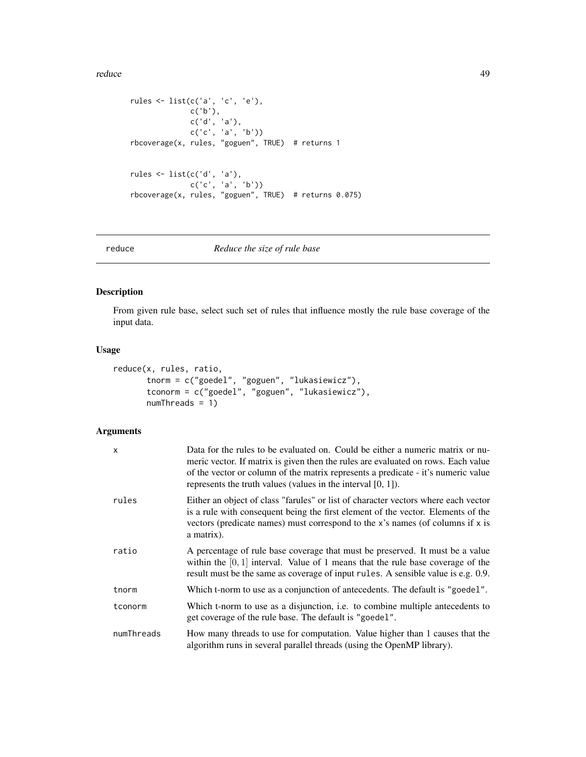```
rules <- list(c('a', 'c', 'e'),
              c('b'),
              c('d', 'a'),
              c('c', 'a', 'b'))
rbcoverage(x, rules, "goguen", TRUE)  # returns 1


rules <- list(c('d', 'a'),
              c('c', 'a', 'b'))
rbcoverage(x, rules, "goguen", TRUE)  # returns 0.075)
```

## reduce — *Reduce the size of rule base*

### Description

From given rule base, select such set of rules that influence mostly the rule base coverage of the input data.

### Usage

```
reduce(x, rules, ratio,
       tnorm = c("goedel", "goguen", "lukasiewicz"),
       tconorm = c("goedel", "goguen", "lukasiewicz"),
       numThreads = 1)
```

### Arguments

| | |
|---|---|
| `x` | Data for the rules to be evaluated on. Could be either a numeric matrix or numeric vector. If matrix is given then the rules are evaluated on rows. Each value of the vector or column of the matrix represents a predicate - it's numeric value represents the truth values (values in the interval [0, 1]). |
| `rules` | Either an object of class "farules" or list of character vectors where each vector is a rule with consequent being the first element of the vector. Elements of the vectors (predicate names) must correspond to the `x`'s names (of columns if `x` is a matrix). |
| `ratio` | A percentage of rule base coverage that must be preserved. It must be a value within the $[0, 1]$ interval. Value of 1 means that the rule base coverage of the result must be the same as coverage of input `rules`. A sensible value is e.g. 0.9. |
| `tnorm` | Which t-norm to use as a conjunction of antecedents. The default is `"goedel"`. |
| `tconorm` | Which t-norm to use as a disjunction, i.e. to combine multiple antecedents to get coverage of the rule base. The default is `"goedel"`. |
| `numThreads` | How many threads to use for computation. Value higher than 1 causes that the algorithm runs in several parallel threads (using the OpenMP library). |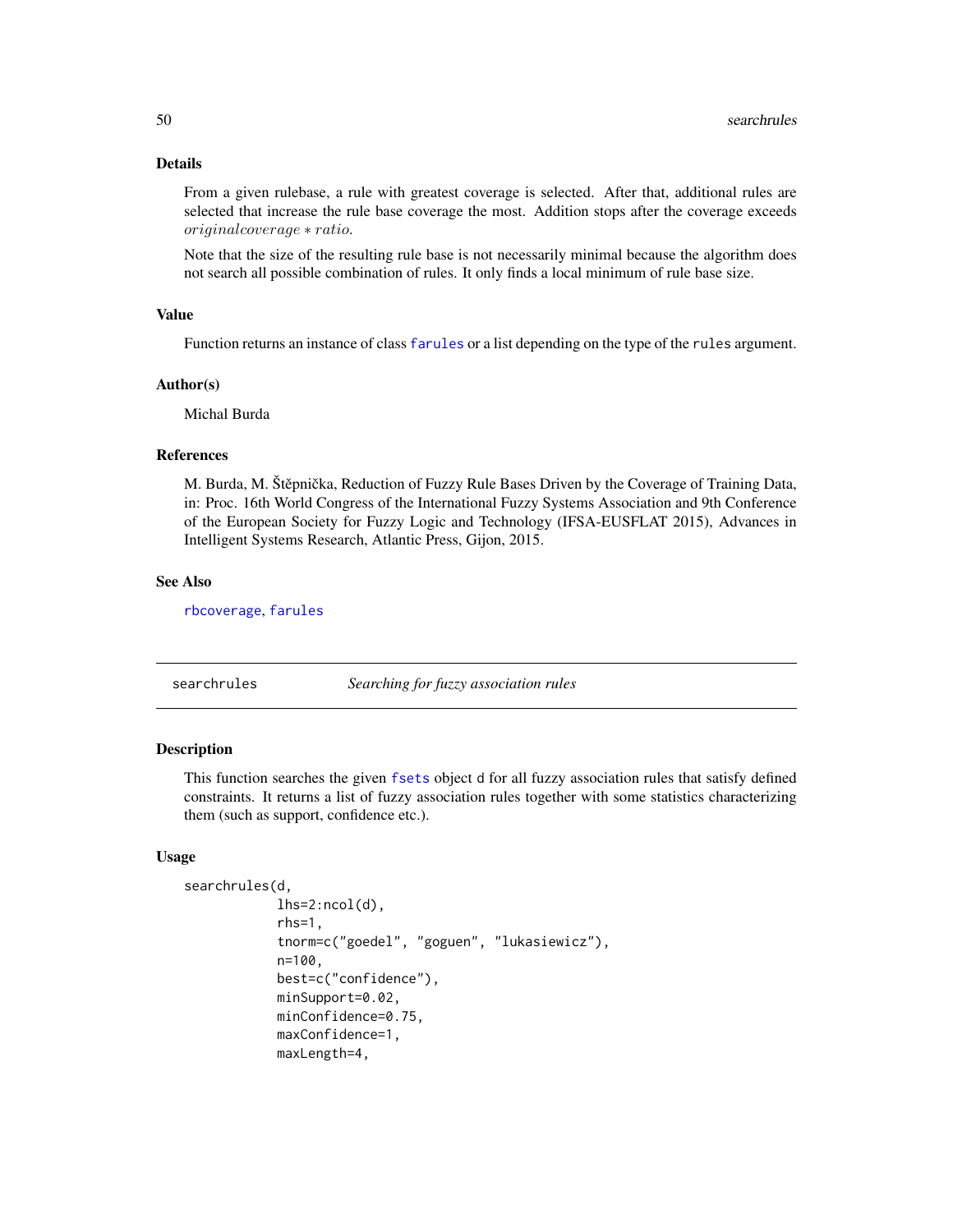### Details

From a given rulebase, a rule with greatest coverage is selected. After that, additional rules are selected that increase the rule base coverage the most. Addition stops after the coverage exceeds $originalcoverage * ratio$.

Note that the size of the resulting rule base is not necessarily minimal because the algorithm does not search all possible combination of rules. It only finds a local minimum of rule base size.

### Value

Function returns an instance of class farules or a list depending on the type of the `rules` argument.

### Author(s)

Michal Burda

### References

M. Burda, M. Štěpnička, Reduction of Fuzzy Rule Bases Driven by the Coverage of Training Data, in: Proc. 16th World Congress of the International Fuzzy Systems Association and 9th Conference of the European Society for Fuzzy Logic and Technology (IFSA-EUSFLAT 2015), Advances in Intelligent Systems Research, Atlantic Press, Gijon, 2015.

### See Also

rbcoverage, farules

---

## searchrules — *Searching for fuzzy association rules*

### Description

This function searches the given fsets object `d` for all fuzzy association rules that satisfy defined constraints. It returns a list of fuzzy association rules together with some statistics characterizing them (such as support, confidence etc.).

### Usage

```
searchrules(d,
            lhs=2:ncol(d),
            rhs=1,
            tnorm=c("goedel", "goguen", "lukasiewicz"),
            n=100,
            best=c("confidence"),
            minSupport=0.02,
            minConfidence=0.75,
            maxConfidence=1,
            maxLength=4,
```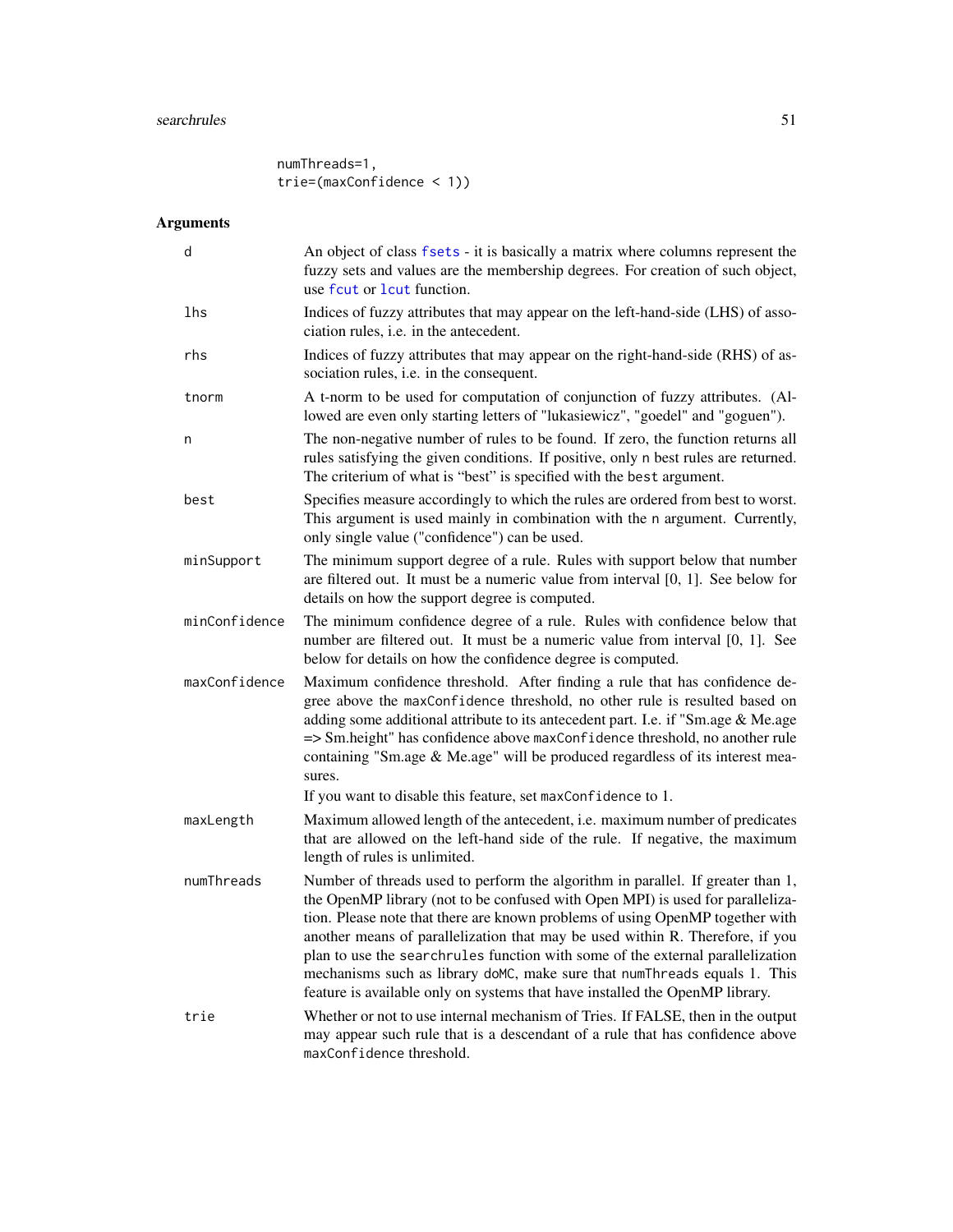```
numThreads=1,
trie=(maxConfidence < 1))
```

## Arguments

| | |
|---|---|
| `d` | An object of class `fsets` - it is basically a matrix where columns represent the fuzzy sets and values are the membership degrees. For creation of such object, use `fcut` or `lcut` function. |
| `lhs` | Indices of fuzzy attributes that may appear on the left-hand-side (LHS) of association rules, i.e. in the antecedent. |
| `rhs` | Indices of fuzzy attributes that may appear on the right-hand-side (RHS) of association rules, i.e. in the consequent. |
| `tnorm` | A t-norm to be used for computation of conjunction of fuzzy attributes. (Allowed are even only starting letters of "lukasiewicz", "goedel" and "goguen"). |
| `n` | The non-negative number of rules to be found. If zero, the function returns all rules satisfying the given conditions. If positive, only `n` best rules are returned. The criterium of what is "best" is specified with the `best` argument. |
| `best` | Specifies measure accordingly to which the rules are ordered from best to worst. This argument is used mainly in combination with the `n` argument. Currently, only single value ("confidence") can be used. |
| `minSupport` | The minimum support degree of a rule. Rules with support below that number are filtered out. It must be a numeric value from interval [0, 1]. See below for details on how the support degree is computed. |
| `minConfidence` | The minimum confidence degree of a rule. Rules with confidence below that number are filtered out. It must be a numeric value from interval [0, 1]. See below for details on how the confidence degree is computed. |
| `maxConfidence` | Maximum confidence threshold. After finding a rule that has confidence degree above the `maxConfidence` threshold, no other rule is resulted based on adding some additional attribute to its antecedent part. I.e. if "Sm.age & Me.age => Sm.height" has confidence above `maxConfidence` threshold, no another rule containing "Sm.age & Me.age" will be produced regardless of its interest measures. <br> If you want to disable this feature, set `maxConfidence` to 1. |
| `maxLength` | Maximum allowed length of the antecedent, i.e. maximum number of predicates that are allowed on the left-hand side of the rule. If negative, the maximum length of rules is unlimited. |
| `numThreads` | Number of threads used to perform the algorithm in parallel. If greater than 1, the OpenMP library (not to be confused with Open MPI) is used for parallelization. Please note that there are known problems of using OpenMP together with another means of parallelization that may be used within R. Therefore, if you plan to use the `searchrules` function with some of the external parallelization mechanisms such as library `doMC`, make sure that `numThreads` equals 1. This feature is available only on systems that have installed the OpenMP library. |
| `trie` | Whether or not to use internal mechanism of Tries. If FALSE, then in the output may appear such rule that is a descendant of a rule that has confidence above `maxConfidence` threshold. |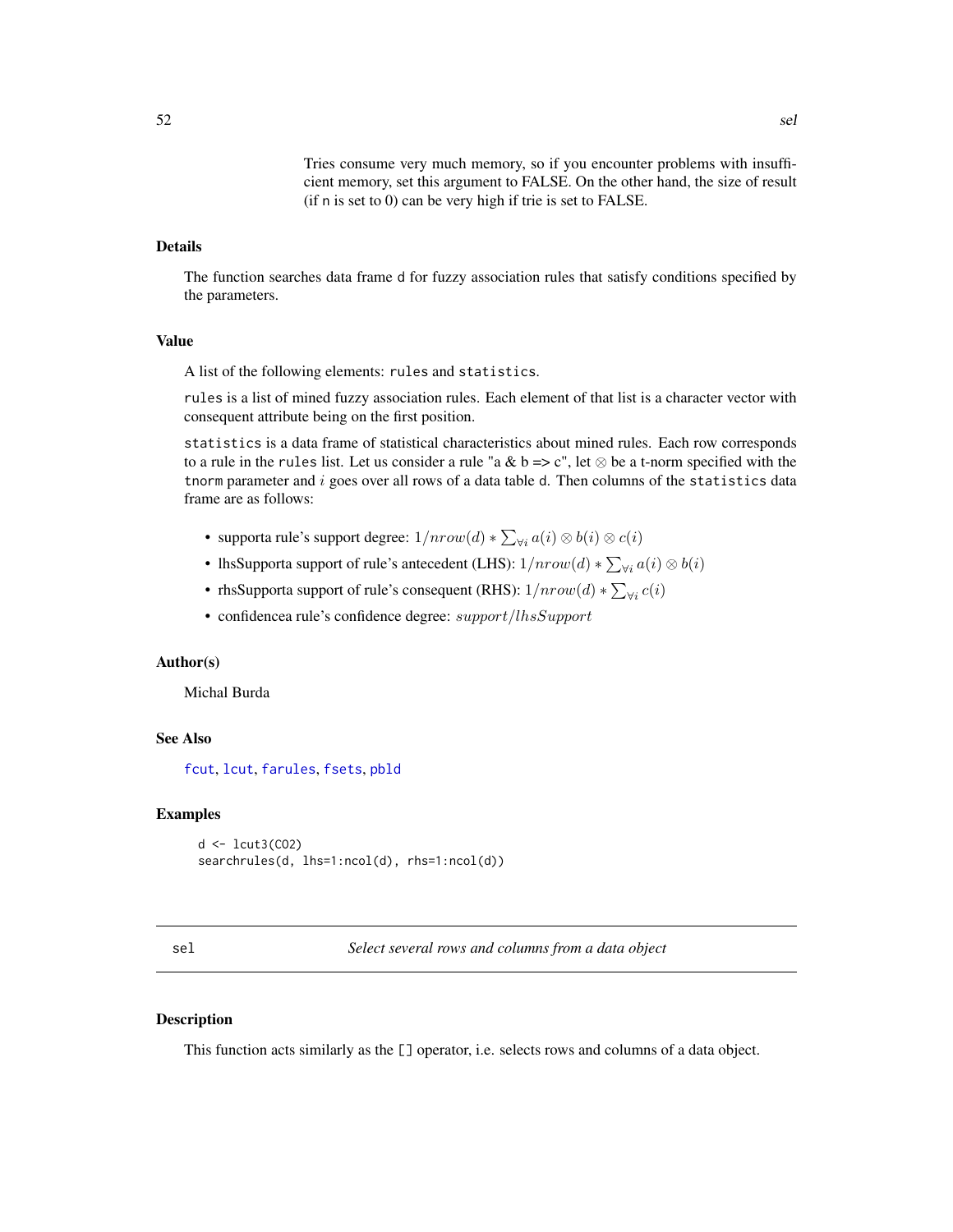Tries consume very much memory, so if you encounter problems with insufficient memory, set this argument to FALSE. On the other hand, the size of result (if n is set to 0) can be very high if trie is set to FALSE.

## Details

The function searches data frame d for fuzzy association rules that satisfy conditions specified by the parameters.

## Value

A list of the following elements: rules and statistics.

rules is a list of mined fuzzy association rules. Each element of that list is a character vector with consequent attribute being on the first position.

statistics is a data frame of statistical characteristics about mined rules. Each row corresponds to a rule in the rules list. Let us consider a rule "a & b => c", let $\otimes$ be a t-norm specified with the tnorm parameter and $i$ goes over all rows of a data table d. Then columns of the statistics data frame are as follows:

- supporta rule's support degree: $1/nrow(d) * \sum_{\forall i} a(i) \otimes b(i) \otimes c(i)$
- lhsSupporta support of rule's antecedent (LHS): $1/nrow(d) * \sum_{\forall i} a(i) \otimes b(i)$
- rhsSupporta support of rule's consequent (RHS): $1/nrow(d) * \sum_{\forall i} c(i)$
- confidencea rule's confidence degree: $support/lhsSupport$

## Author(s)

Michal Burda

## See Also

fcut, lcut, farules, fsets, pbld

## Examples

```
d <- lcut3(CO2)
searchrules(d, lhs=1:ncol(d), rhs=1:ncol(d))
```

---

# sel — *Select several rows and columns from a data object*

## Description

This function acts similarly as the [] operator, i.e. selects rows and columns of a data object.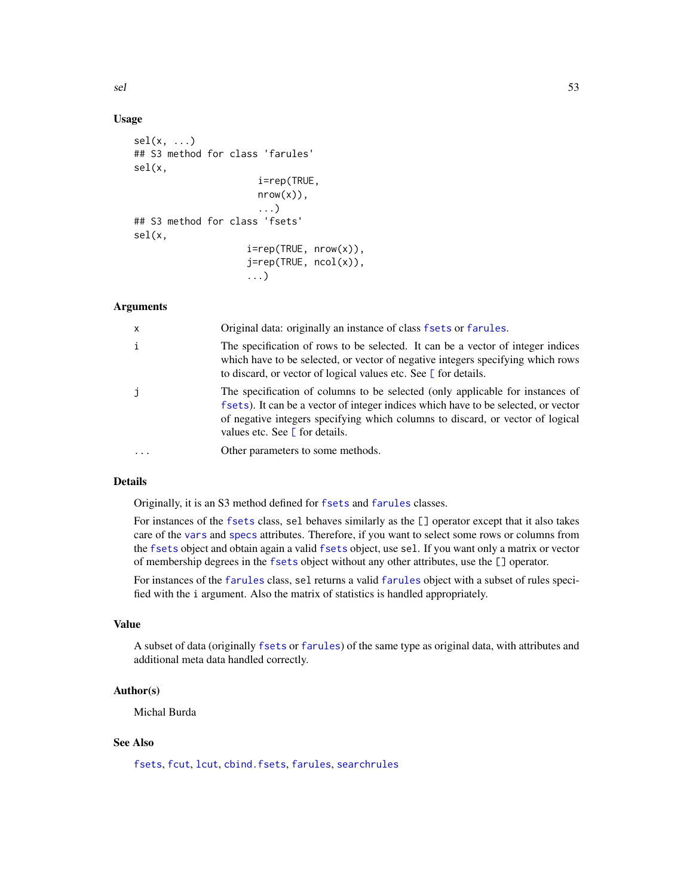## Usage

```
sel(x, ...)
## S3 method for class 'farules'
sel(x,
                      i=rep(TRUE,
                      nrow(x)),
                      ...)
## S3 method for class 'fsets'
sel(x,
                    i=rep(TRUE, nrow(x)),
                    j=rep(TRUE, ncol(x)),
                    ...)
```

## Arguments

| | |
|---|---|
| `x` | Original data: originally an instance of class `fsets` or `farules`. |
| `i` | The specification of rows to be selected. It can be a vector of integer indices which have to be selected, or vector of negative integers specifying which rows to discard, or vector of logical values etc. See `[` for details. |
| `j` | The specification of columns to be selected (only applicable for instances of `fsets`). It can be a vector of integer indices which have to be selected, or vector of negative integers specifying which columns to discard, or vector of logical values etc. See `[` for details. |
| `...` | Other parameters to some methods. |

## Details

Originally, it is an S3 method defined for `fsets` and `farules` classes.

For instances of the `fsets` class, `sel` behaves similarly as the `[]` operator except that it also takes care of the `vars` and `specs` attributes. Therefore, if you want to select some rows or columns from the `fsets` object and obtain again a valid `fsets` object, use `sel`. If you want only a matrix or vector of membership degrees in the `fsets` object without any other attributes, use the `[]` operator.

For instances of the `farules` class, `sel` returns a valid `farules` object with a subset of rules specified with the `i` argument. Also the matrix of statistics is handled appropriately.

## Value

A subset of data (originally `fsets` or `farules`) of the same type as original data, with attributes and additional meta data handled correctly.

## Author(s)

Michal Burda

## See Also

`fsets`, `fcut`, `lcut`, `cbind.fsets`, `farules`, `searchrules`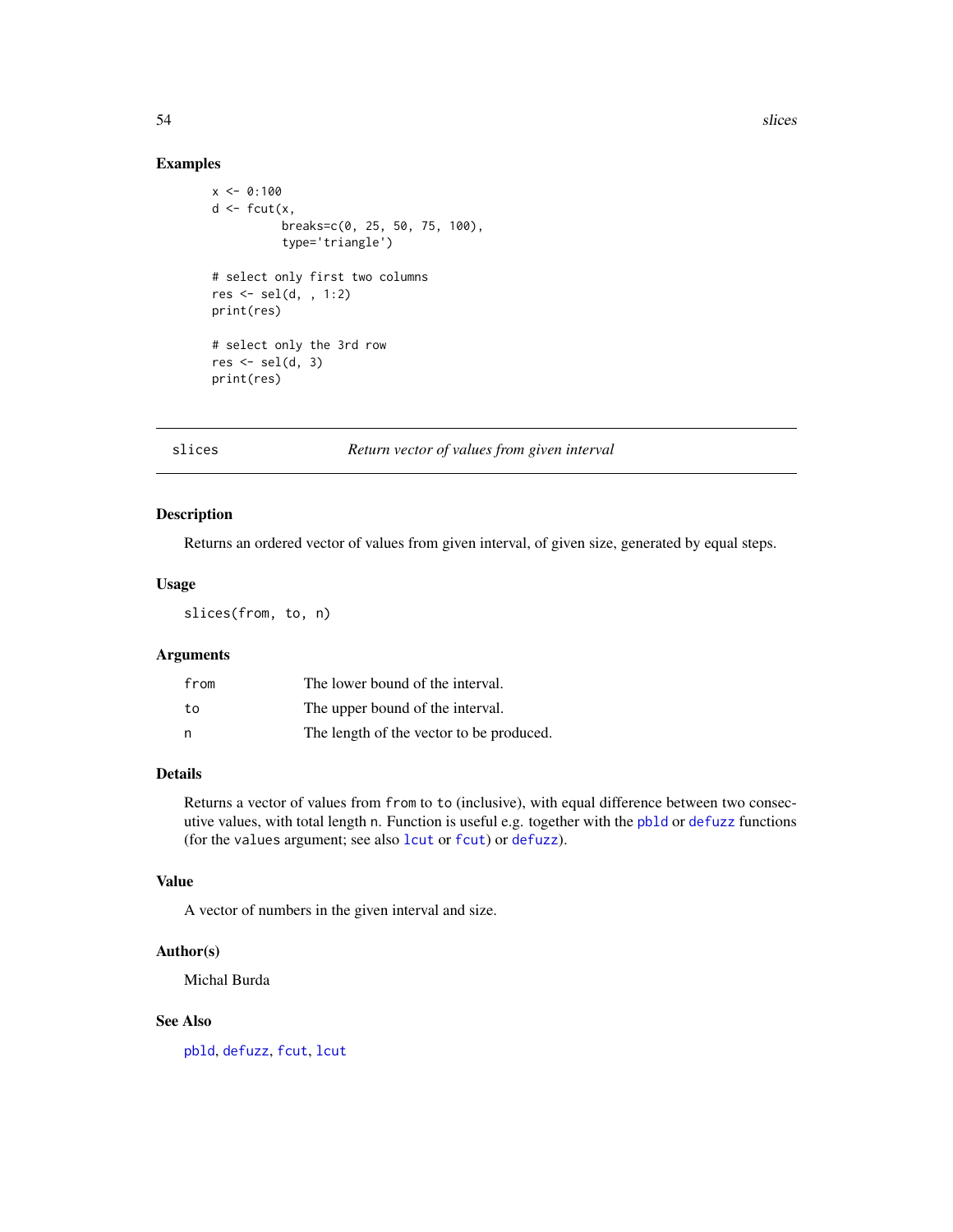### Examples

```
x <- 0:100
d <- fcut(x,
          breaks=c(0, 25, 50, 75, 100),
          type='triangle')

# select only first two columns
res <- sel(d, , 1:2)
print(res)

# select only the 3rd row
res <- sel(d, 3)
print(res)
```

---

## slices — *Return vector of values from given interval*

---

### Description

Returns an ordered vector of values from given interval, of given size, generated by equal steps.

### Usage

```
slices(from, to, n)
```

### Arguments

| | |
|---|---|
| `from` | The lower bound of the interval. |
| `to` | The upper bound of the interval. |
| `n` | The length of the vector to be produced. |

### Details

Returns a vector of values from `from` to `to` (inclusive), with equal difference between two consecutive values, with total length `n`. Function is useful e.g. together with the `pbld` or `defuzz` functions (for the `values` argument; see also `lcut` or `fcut`) or `defuzz`).

### Value

A vector of numbers in the given interval and size.

### Author(s)

Michal Burda

### See Also

`pbld`, `defuzz`, `fcut`, `lcut`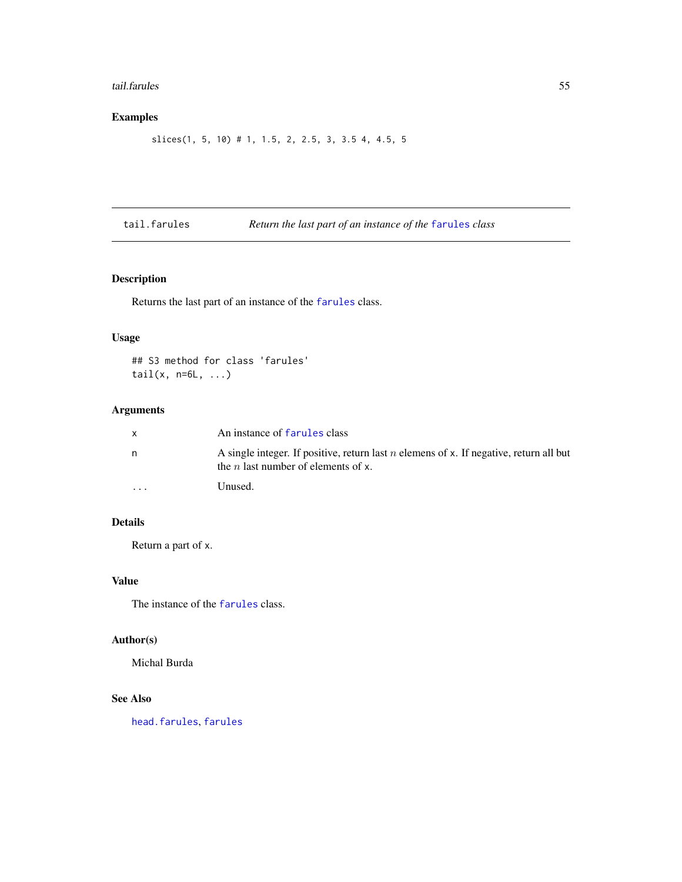## Examples

```
slices(1, 5, 10) # 1, 1.5, 2, 2.5, 3, 3.5 4, 4.5, 5
```

# tail.farules — *Return the last part of an instance of the farules class*

## Description

Returns the last part of an instance of the farules class.

## Usage

```
## S3 method for class 'farules'
tail(x, n=6L, ...)
```

## Arguments

| | |
|---|---|
| x | An instance of farules class |
| n | A single integer. If positive, return last $n$ elemens of x. If negative, return all but the $n$ last number of elements of x. |
| ... | Unused. |

## Details

Return a part of x.

## Value

The instance of the farules class.

## Author(s)

Michal Burda

## See Also

head.farules, farules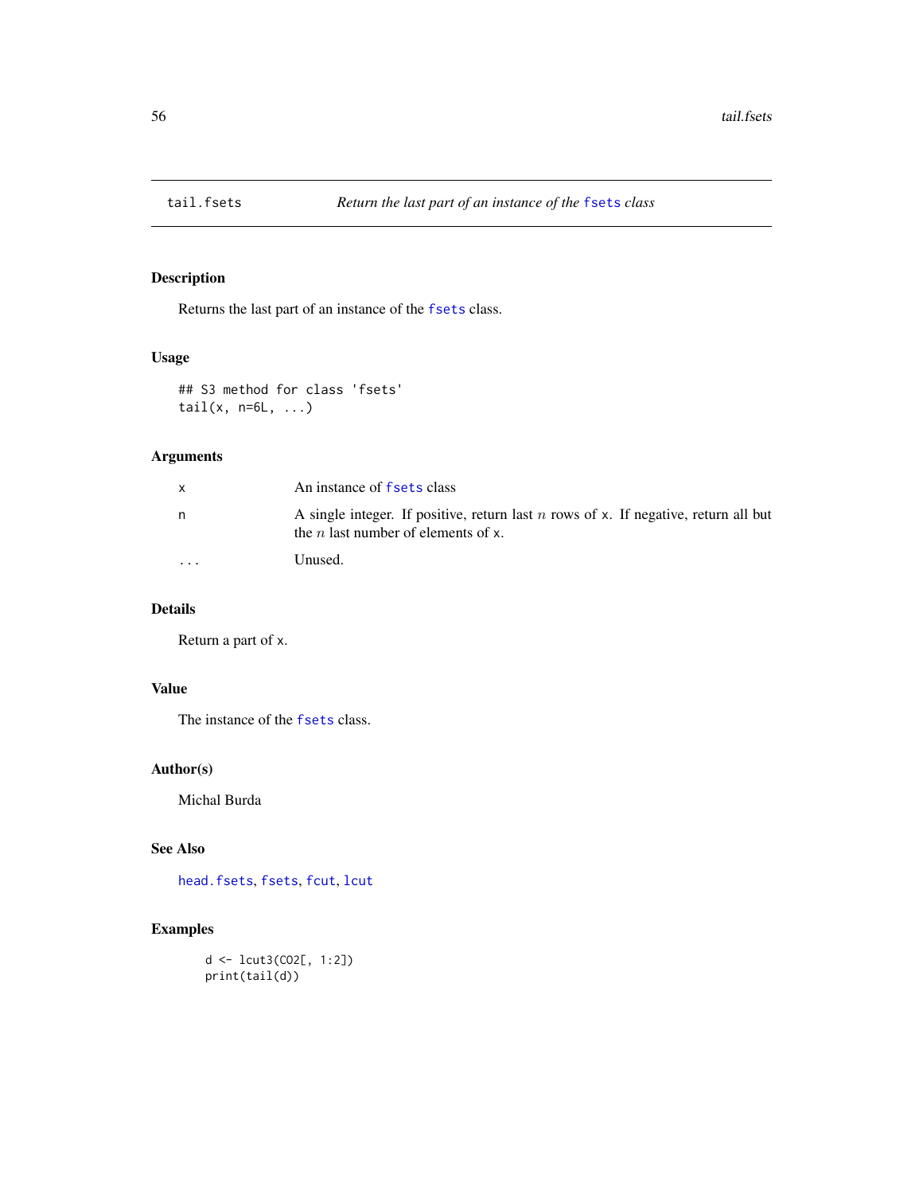## tail.fsets — *Return the last part of an instance of the fsets class*

### Description

Returns the last part of an instance of the fsets class.

### Usage

```
## S3 method for class 'fsets'
tail(x, n=6L, ...)
```

### Arguments

| | |
|---|---|
| x | An instance of fsets class |
| n | A single integer. If positive, return last $n$ rows of x. If negative, return all but the $n$ last number of elements of x. |
| ... | Unused. |

### Details

Return a part of x.

### Value

The instance of the fsets class.

### Author(s)

Michal Burda

### See Also

head.fsets, fsets, fcut, lcut

### Examples

```
d <- lcut3(CO2[, 1:2])
print(tail(d))
```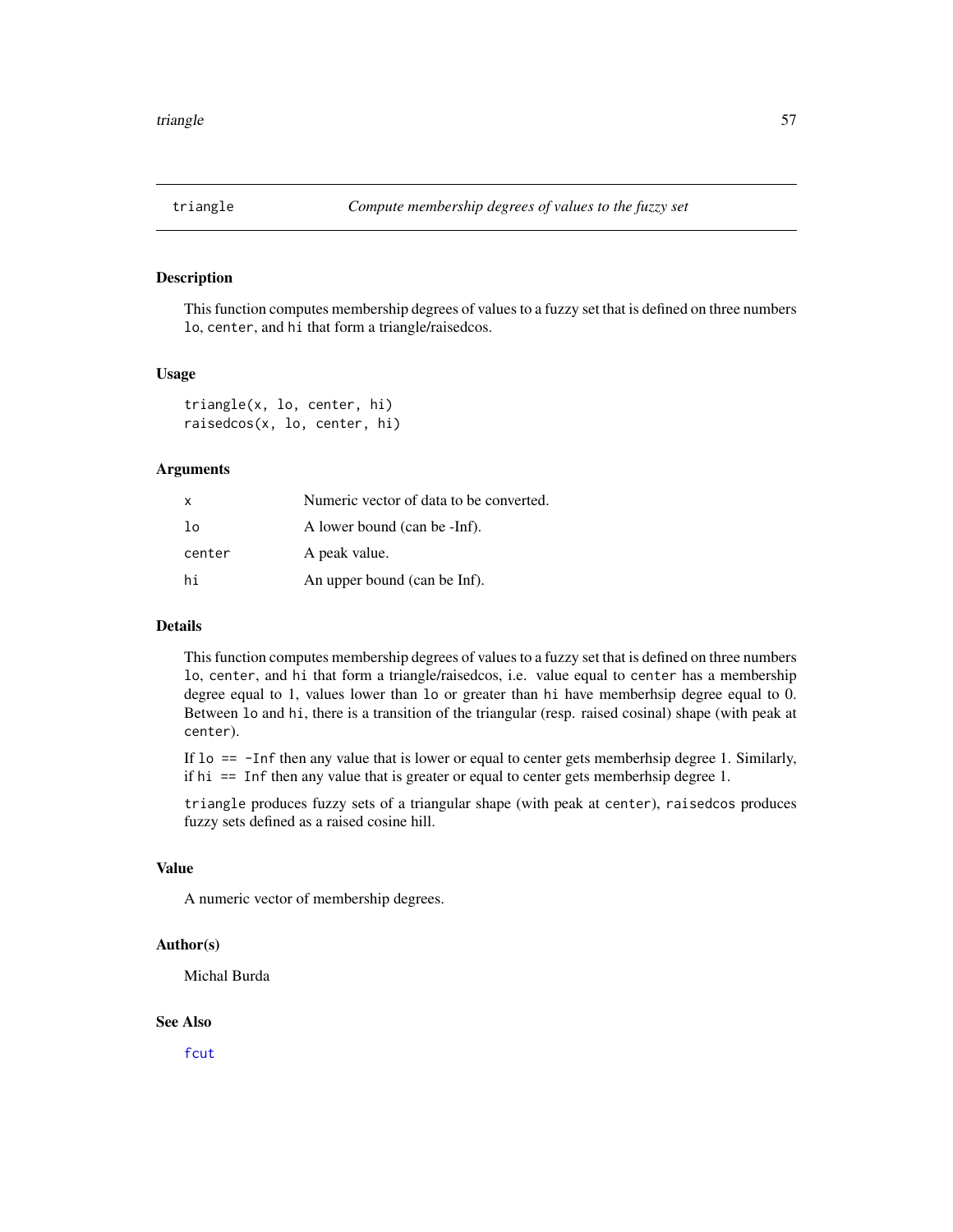# triangle — *Compute membership degrees of values to the fuzzy set*

## Description

This function computes membership degrees of values to a fuzzy set that is defined on three numbers `lo`, `center`, and `hi` that form a triangle/raisedcos.

## Usage

```
triangle(x, lo, center, hi)
raisedcos(x, lo, center, hi)
```

## Arguments

| | |
|---|---|
| `x` | Numeric vector of data to be converted. |
| `lo` | A lower bound (can be -Inf). |
| `center` | A peak value. |
| `hi` | An upper bound (can be Inf). |

## Details

This function computes membership degrees of values to a fuzzy set that is defined on three numbers `lo`, `center`, and `hi` that form a triangle/raisedcos, i.e. value equal to `center` has a membership degree equal to 1, values lower than `lo` or greater than `hi` have memberhsip degree equal to 0. Between `lo` and `hi`, there is a transition of the triangular (resp. raised cosinal) shape (with peak at `center`).

If `lo == -Inf` then any value that is lower or equal to center gets memberhsip degree 1. Similarly, if `hi == Inf` then any value that is greater or equal to center gets memberhsip degree 1.

`triangle` produces fuzzy sets of a triangular shape (with peak at `center`), `raisedcos` produces fuzzy sets defined as a raised cosine hill.

## Value

A numeric vector of membership degrees.

## Author(s)

Michal Burda

## See Also

`fcut`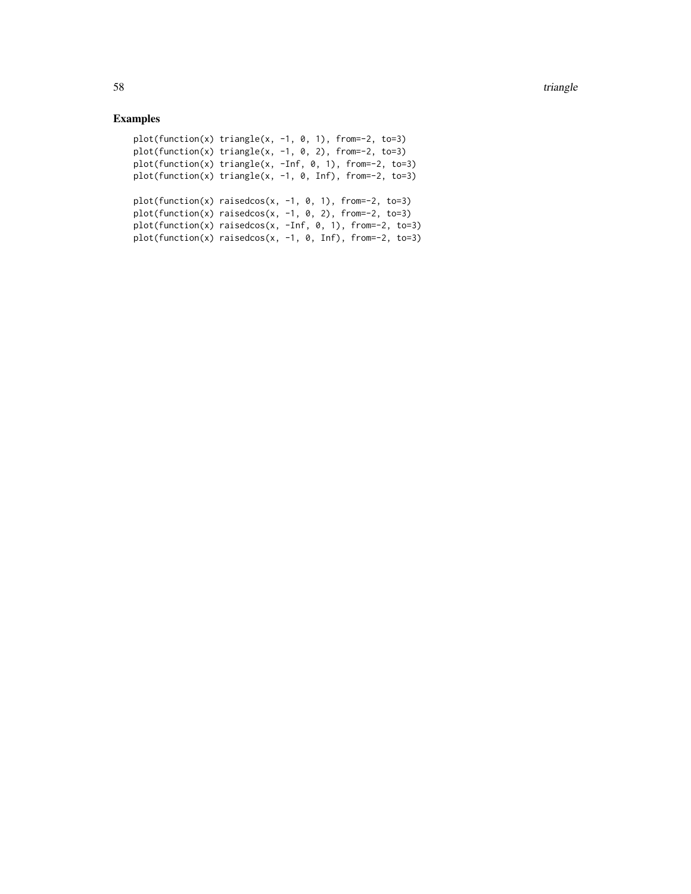## Examples

```
plot(function(x) triangle(x, -1, 0, 1), from=-2, to=3)
plot(function(x) triangle(x, -1, 0, 2), from=-2, to=3)
plot(function(x) triangle(x, -Inf, 0, 1), from=-2, to=3)
plot(function(x) triangle(x, -1, 0, Inf), from=-2, to=3)

plot(function(x) raisedcos(x, -1, 0, 1), from=-2, to=3)
plot(function(x) raisedcos(x, -1, 0, 2), from=-2, to=3)
plot(function(x) raisedcos(x, -Inf, 0, 1), from=-2, to=3)
plot(function(x) raisedcos(x, -1, 0, Inf), from=-2, to=3)
```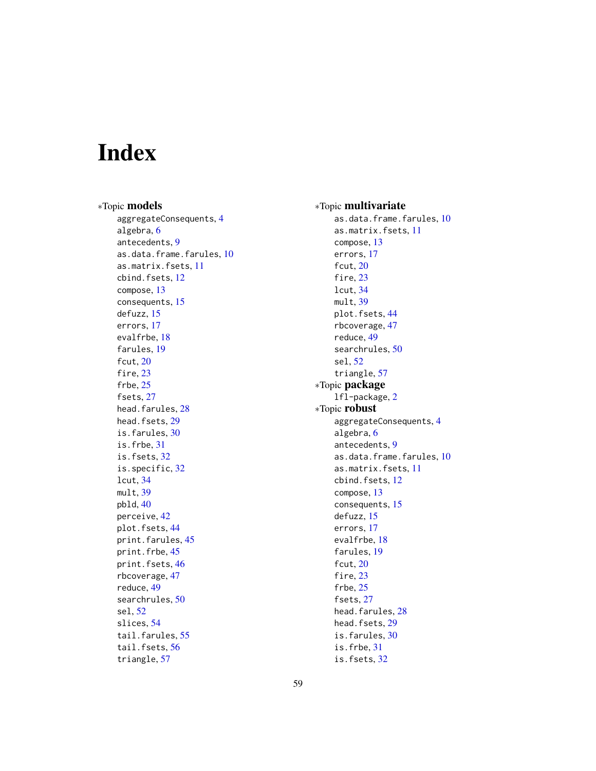# Index

∗Topic **models**

- aggregateConsequents, 4
- algebra, 6
- antecedents, 9
- as.data.frame.farules, 10
- as.matrix.fsets, 11
- cbind.fsets, 12
- compose, 13
- consequents, 15
- defuzz, 15
- errors, 17
- evalfrbe, 18
- farules, 19
- fcut, 20
- fire, 23
- frbe, 25
- fsets, 27
- head.farules, 28
- head.fsets, 29
- is.farules, 30
- is.frbe, 31
- is.fsets, 32
- is.specific, 32
- lcut, 34
- mult, 39
- pbld, 40
- perceive, 42
- plot.fsets, 44
- print.farules, 45
- print.frbe, 45
- print.fsets, 46
- rbcoverage, 47
- reduce, 49
- searchrules, 50
- sel, 52
- slices, 54
- tail.farules, 55
- tail.fsets, 56
- triangle, 57

∗Topic **multivariate**

- as.data.frame.farules, 10
- as.matrix.fsets, 11
- compose, 13
- errors, 17
- fcut, 20
- fire, 23
- lcut, 34
- mult, 39
- plot.fsets, 44
- rbcoverage, 47
- reduce, 49
- searchrules, 50
- sel, 52
- triangle, 57

∗Topic **package**

- lfl-package, 2

∗Topic **robust**

- aggregateConsequents, 4
- algebra, 6
- antecedents, 9
- as.data.frame.farules, 10
- as.matrix.fsets, 11
- cbind.fsets, 12
- compose, 13
- consequents, 15
- defuzz, 15
- errors, 17
- evalfrbe, 18
- farules, 19
- fcut, 20
- fire, 23
- frbe, 25
- fsets, 27
- head.farules, 28
- head.fsets, 29
- is.farules, 30
- is.frbe, 31
- is.fsets, 32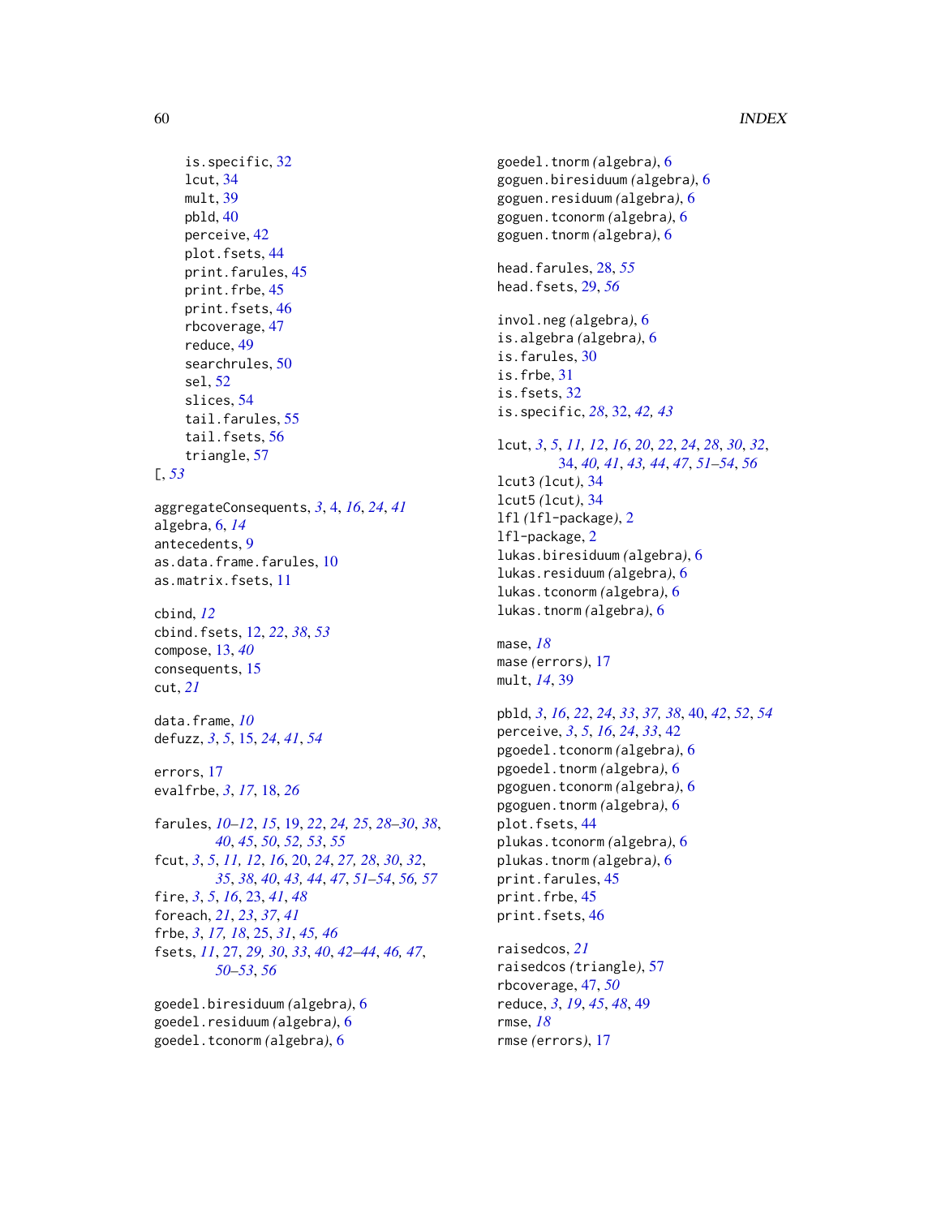is.specific, 32
lcut, 34
mult, 39
pbld, 40
perceive, 42
plot.fsets, 44
print.farules, 45
print.frbe, 45
print.fsets, 46
rbcoverage, 47
reduce, 49
searchrules, 50
sel, 52
slices, 54
tail.farules, 55
tail.fsets, 56
triangle, 57

[, *53*

aggregateConsequents, *3*, 4, *16*, *24*, *41*
algebra, 6, *14*
antecedents, 9
as.data.frame.farules, 10
as.matrix.fsets, 11

cbind, *12*
cbind.fsets, 12, *22*, *38*, *53*
compose, 13, *40*
consequents, 15
cut, *21*

data.frame, *10*
defuzz, *3*, *5*, 15, *24*, *41*, *54*

errors, 17
evalfrbe, *3*, *17*, 18, *26*

farules, *10–12*, *15*, 19, *22*, *24, 25*, *28–30*, *38*, *40*, *45*, *50*, *52, 53*, *55*
fcut, *3*, *5*, *11, 12*, *16*, 20, *24*, *27, 28*, *30*, *32*, *35*, *38*, *40*, *43, 44*, *47*, *51–54*, *56, 57*
fire, *3*, *5*, *16*, 23, *41*, *48*
foreach, *21*, *23*, *37*, *41*
frbe, *3*, *17, 18*, 25, *31*, *45, 46*
fsets, *11*, 27, *29, 30*, *33*, *40*, *42–44*, *46, 47*, *50–53*, *56*

goedel.biresiduum *(algebra)*, 6
goedel.residuum *(algebra)*, 6
goedel.tconorm *(algebra)*, 6
goedel.tnorm *(algebra)*, 6
goguen.biresiduum *(algebra)*, 6
goguen.residuum *(algebra)*, 6
goguen.tconorm *(algebra)*, 6
goguen.tnorm *(algebra)*, 6

head.farules, 28, *55*
head.fsets, 29, *56*

invol.neg *(algebra)*, 6
is.algebra *(algebra)*, 6
is.farules, 30
is.frbe, 31
is.fsets, 32
is.specific, *28*, 32, *42, 43*

lcut, *3*, *5*, *11, 12*, *16*, *20*, *22*, *24*, *28*, *30*, *32*, 34, *40, 41*, *43, 44*, *47*, *51–54*, *56*
lcut3 *(lcut)*, 34
lcut5 *(lcut)*, 34
lfl *(lfl-package)*, 2
lfl-package, 2
lukas.biresiduum *(algebra)*, 6
lukas.residuum *(algebra)*, 6
lukas.tconorm *(algebra)*, 6
lukas.tnorm *(algebra)*, 6

mase, *18*
mase *(errors)*, 17
mult, *14*, 39

pbld, *3*, *16*, *22*, *24*, *33*, *37, 38*, 40, *42*, *52*, *54*
perceive, *3*, *5*, *16*, *24*, *33*, 42
pgoedel.tconorm *(algebra)*, 6
pgoedel.tnorm *(algebra)*, 6
pgoguen.tconorm *(algebra)*, 6
pgoguen.tnorm *(algebra)*, 6
plot.fsets, 44
plukas.tconorm *(algebra)*, 6
plukas.tnorm *(algebra)*, 6
print.farules, 45
print.frbe, 45
print.fsets, 46

raisedcos, *21*
raisedcos *(triangle)*, 57
rbcoverage, 47, *50*
reduce, *3*, *19*, *45*, *48*, 49
rmse, *18*
rmse *(errors)*, 17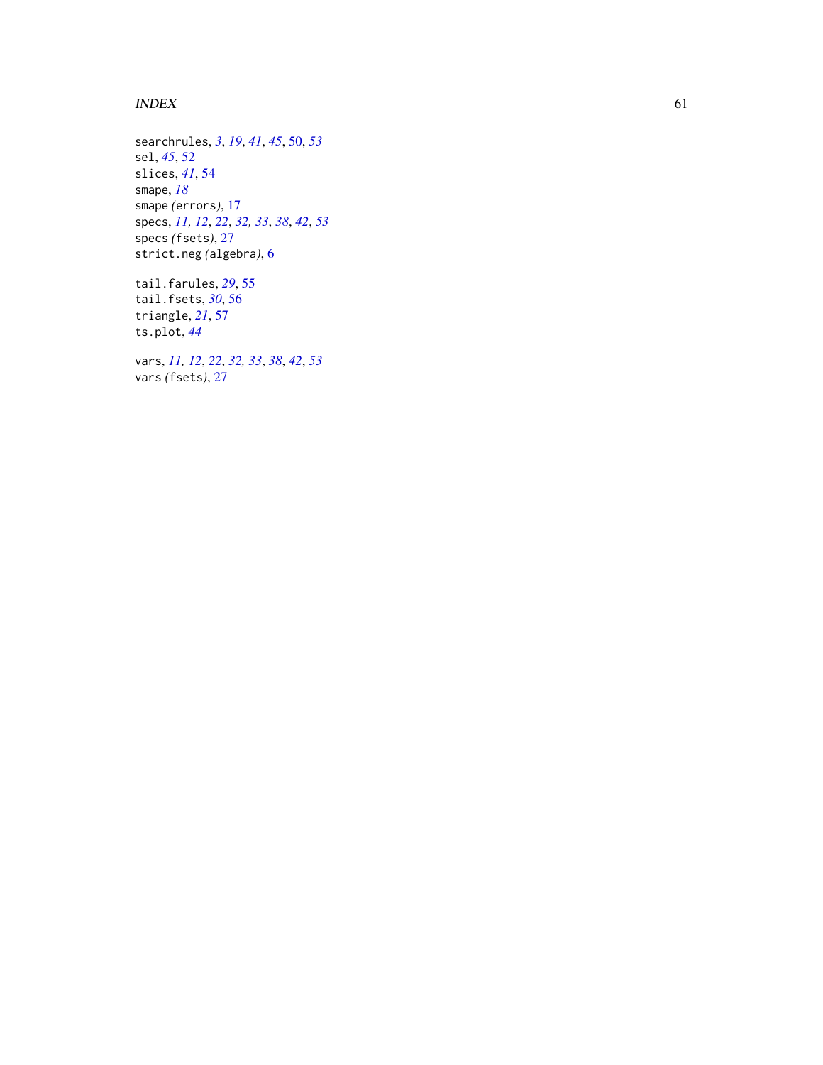searchrules, *3*, *19*, *41*, *45*, 50, *53*
sel, *45*, 52
slices, *41*, 54
smape, *18*
smape *(*errors*)*, 17
specs, *11, 12*, *22*, *32, 33*, *38*, *42*, *53*
specs *(*fsets*)*, 27
strict.neg *(*algebra*)*, 6

tail.farules, *29*, 55
tail.fsets, *30*, 56
triangle, *21*, 57
ts.plot, *44*

vars, *11, 12*, *22*, *32, 33*, *38*, *42*, *53*
vars *(*fsets*)*, 27